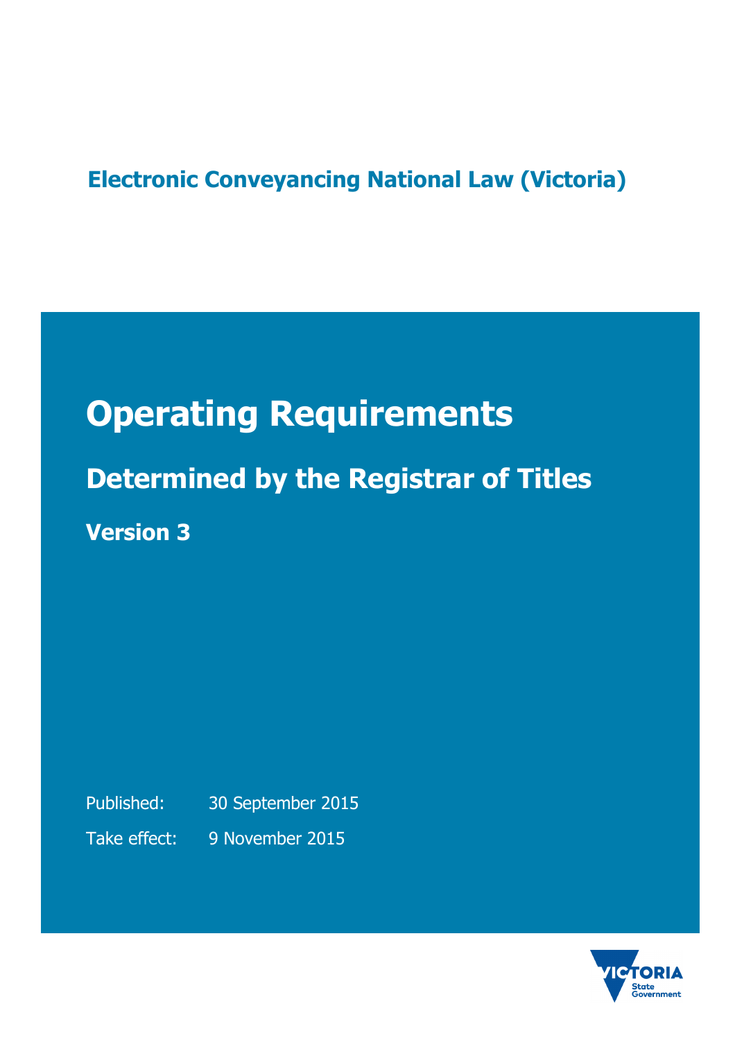**Electronic Conveyancing National Law (Victoria)**

# Operating Requirements

## Determined by the Registrar of Titles

### Version 3

Published: 30 September 2015

Take effect: 9 November 2015

VICTORIA State Government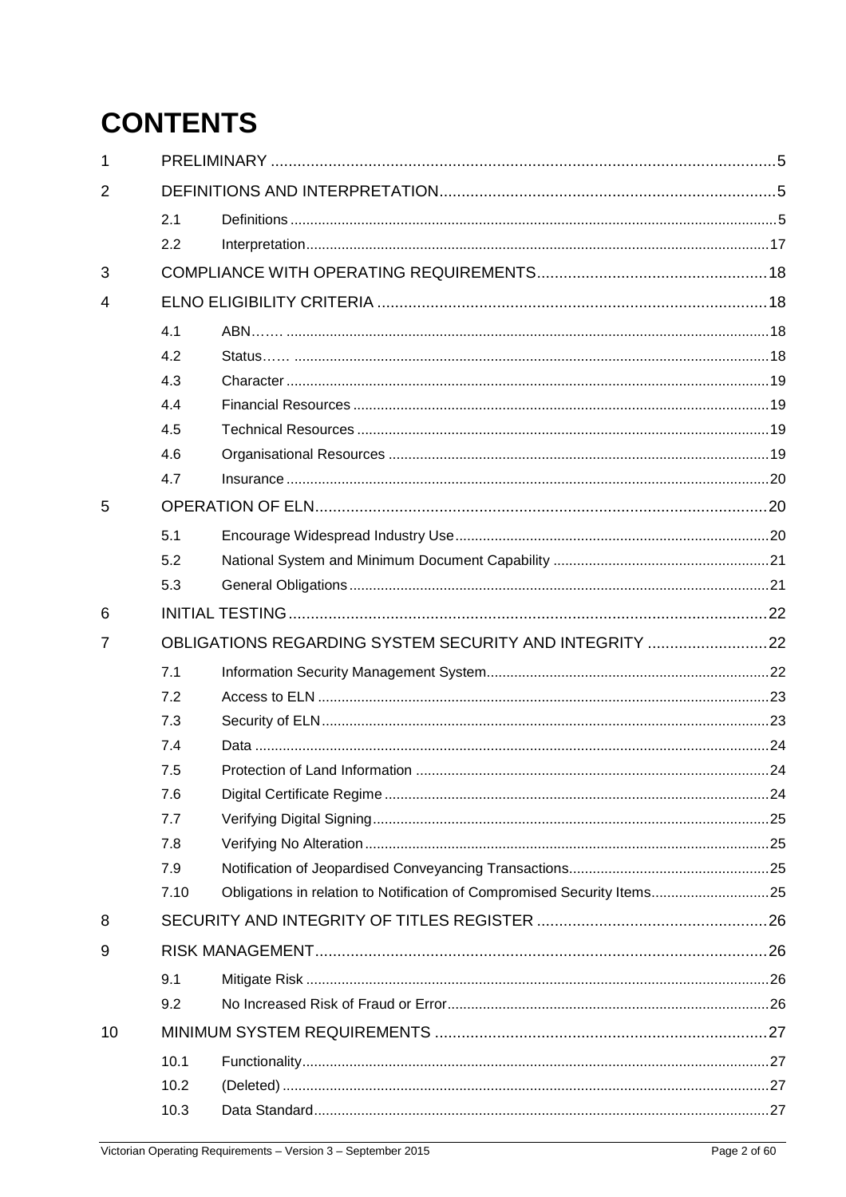# CONTENTS

| | | | |
|---|---|---|---|
| 1 | PRELIMINARY | | 5 |
| 2 | DEFINITIONS AND INTERPRETATION | | 5 |
| | 2.1 | Definitions | 5 |
| | 2.2 | Interpretation | 17 |
| 3 | COMPLIANCE WITH OPERATING REQUIREMENTS | | 18 |
| 4 | ELNO ELIGIBILITY CRITERIA | | 18 |
| | 4.1 | ABN……. | 18 |
| | 4.2 | Status…… | 18 |
| | 4.3 | Character | 19 |
| | 4.4 | Financial Resources | 19 |
| | 4.5 | Technical Resources | 19 |
| | 4.6 | Organisational Resources | 19 |
| | 4.7 | Insurance | 20 |
| 5 | OPERATION OF ELN | | 20 |
| | 5.1 | Encourage Widespread Industry Use | 20 |
| | 5.2 | National System and Minimum Document Capability | 21 |
| | 5.3 | General Obligations | 21 |
| 6 | INITIAL TESTING | | 22 |
| 7 | OBLIGATIONS REGARDING SYSTEM SECURITY AND INTEGRITY | | 22 |
| | 7.1 | Information Security Management System | 22 |
| | 7.2 | Access to ELN | 23 |
| | 7.3 | Security of ELN | 23 |
| | 7.4 | Data | 24 |
| | 7.5 | Protection of Land Information | 24 |
| | 7.6 | Digital Certificate Regime | 24 |
| | 7.7 | Verifying Digital Signing | 25 |
| | 7.8 | Verifying No Alteration | 25 |
| | 7.9 | Notification of Jeopardised Conveyancing Transactions | 25 |
| | 7.10 | Obligations in relation to Notification of Compromised Security Items | 25 |
| 8 | SECURITY AND INTEGRITY OF TITLES REGISTER | | 26 |
| 9 | RISK MANAGEMENT | | 26 |
| | 9.1 | Mitigate Risk | 26 |
| | 9.2 | No Increased Risk of Fraud or Error | 26 |
| 10 | MINIMUM SYSTEM REQUIREMENTS | | 27 |
| | 10.1 | Functionality | 27 |
| | 10.2 | (Deleted) | 27 |
| | 10.3 | Data Standard | 27 |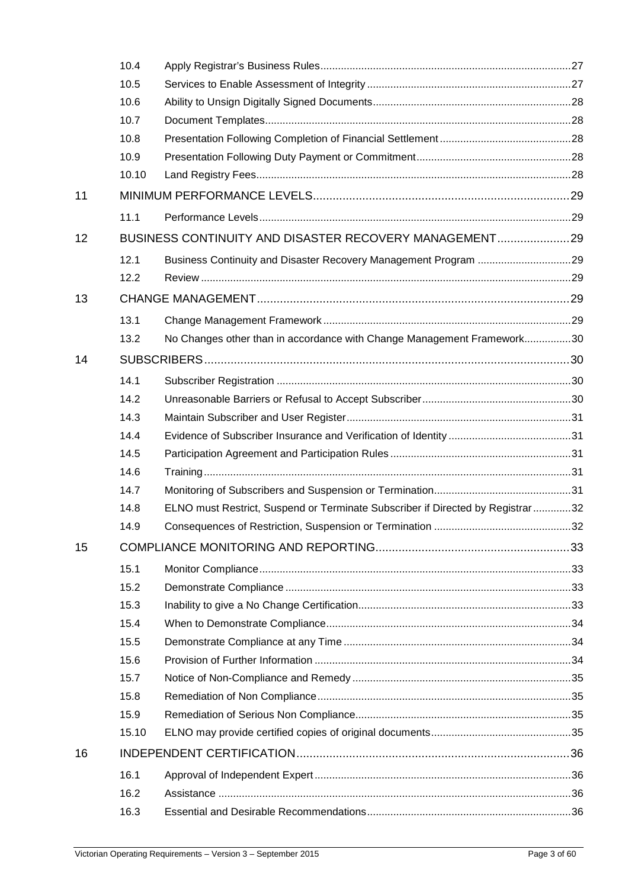| | | | |
|---|---|---|---|
| | 10.4 | Apply Registrar's Business Rules | 27 |
| | 10.5 | Services to Enable Assessment of Integrity | 27 |
| | 10.6 | Ability to Unsign Digitally Signed Documents | 28 |
| | 10.7 | Document Templates | 28 |
| | 10.8 | Presentation Following Completion of Financial Settlement | 28 |
| | 10.9 | Presentation Following Duty Payment or Commitment | 28 |
| | 10.10 | Land Registry Fees | 28 |
| 11 | MINIMUM PERFORMANCE LEVELS | | 29 |
| | 11.1 | Performance Levels | 29 |
| 12 | BUSINESS CONTINUITY AND DISASTER RECOVERY MANAGEMENT | | 29 |
| | 12.1 | Business Continuity and Disaster Recovery Management Program | 29 |
| | 12.2 | Review | 29 |
| 13 | CHANGE MANAGEMENT | | 29 |
| | 13.1 | Change Management Framework | 29 |
| | 13.2 | No Changes other than in accordance with Change Management Framework | 30 |
| 14 | SUBSCRIBERS | | 30 |
| | 14.1 | Subscriber Registration | 30 |
| | 14.2 | Unreasonable Barriers or Refusal to Accept Subscriber | 30 |
| | 14.3 | Maintain Subscriber and User Register | 31 |
| | 14.4 | Evidence of Subscriber Insurance and Verification of Identity | 31 |
| | 14.5 | Participation Agreement and Participation Rules | 31 |
| | 14.6 | Training | 31 |
| | 14.7 | Monitoring of Subscribers and Suspension or Termination | 31 |
| | 14.8 | ELNO must Restrict, Suspend or Terminate Subscriber if Directed by Registrar | 32 |
| | 14.9 | Consequences of Restriction, Suspension or Termination | 32 |
| 15 | COMPLIANCE MONITORING AND REPORTING | | 33 |
| | 15.1 | Monitor Compliance | 33 |
| | 15.2 | Demonstrate Compliance | 33 |
| | 15.3 | Inability to give a No Change Certification | 33 |
| | 15.4 | When to Demonstrate Compliance | 34 |
| | 15.5 | Demonstrate Compliance at any Time | 34 |
| | 15.6 | Provision of Further Information | 34 |
| | 15.7 | Notice of Non-Compliance and Remedy | 35 |
| | 15.8 | Remediation of Non Compliance | 35 |
| | 15.9 | Remediation of Serious Non Compliance | 35 |
| | 15.10 | ELNO may provide certified copies of original documents | 35 |
| 16 | INDEPENDENT CERTIFICATION | | 36 |
| | 16.1 | Approval of Independent Expert | 36 |
| | 16.2 | Assistance | 36 |
| | 16.3 | Essential and Desirable Recommendations | 36 |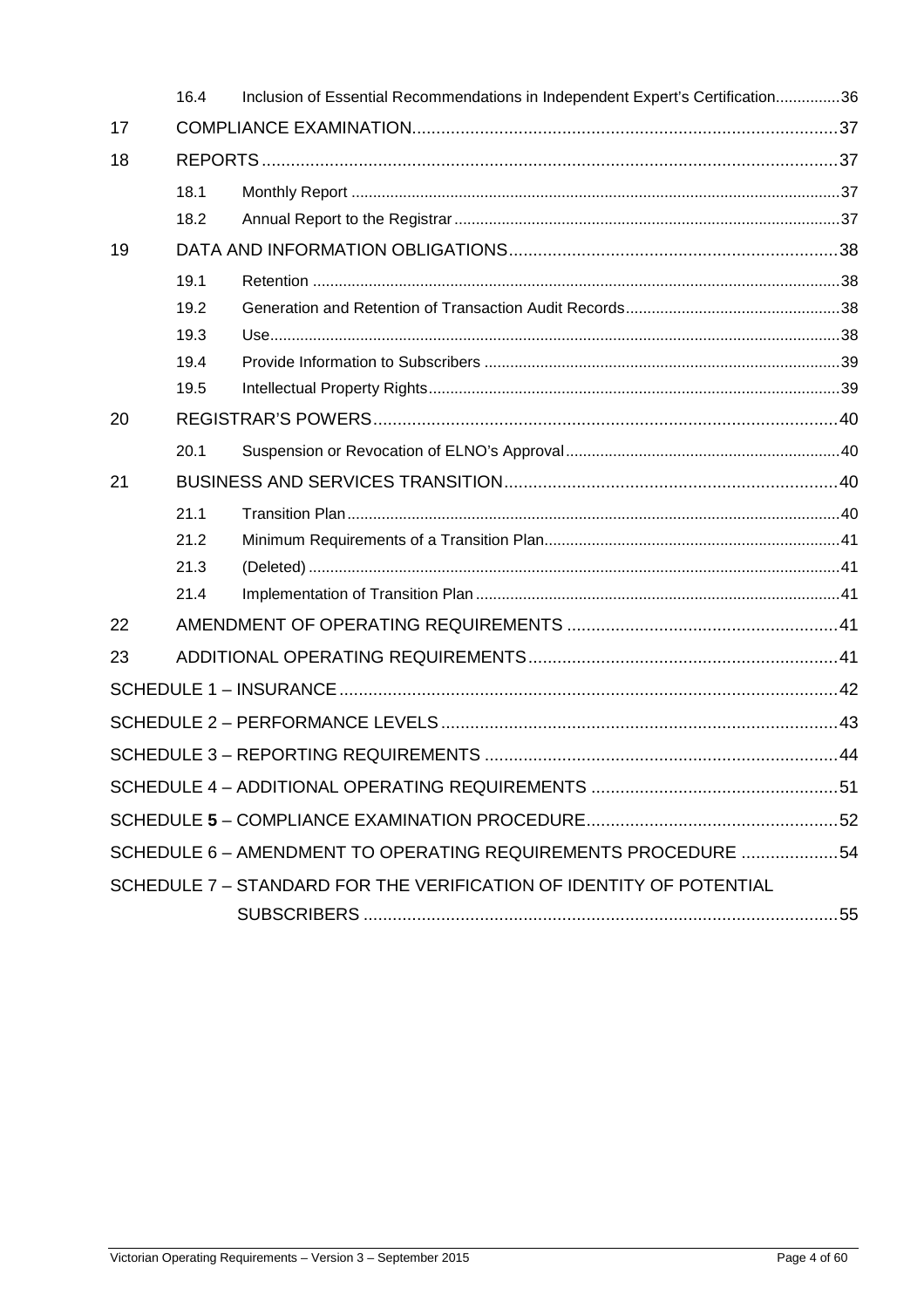| | | |
|---|---|---|
| | 16.4 | Inclusion of Essential Recommendations in Independent Expert's Certification ..............36 |
| 17 | COMPLIANCE EXAMINATION ......................................................................................37 | |
| 18 | REPORTS ......................................................................................................................37 | |
| | 18.1 | Monthly Report ..................................................................................................................37 |
| | 18.2 | Annual Report to the Registrar ..........................................................................................37 |
| 19 | DATA AND INFORMATION OBLIGATIONS ..................................................................38 | |
| | 19.1 | Retention ...........................................................................................................................38 |
| | 19.2 | Generation and Retention of Transaction Audit Records ..................................................38 |
| | 19.3 | Use.....................................................................................................................................38 |
| | 19.4 | Provide Information to Subscribers ...................................................................................39 |
| | 19.5 | Intellectual Property Rights................................................................................................39 |
| 20 | REGISTRAR'S POWERS ..............................................................................................40 | |
| | 20.1 | Suspension or Revocation of ELNO's Approval ................................................................40 |
| 21 | BUSINESS AND SERVICES TRANSITION ....................................................................40 | |
| | 21.1 | Transition Plan ...................................................................................................................40 |
| | 21.2 | Minimum Requirements of a Transition Plan .....................................................................41 |
| | 21.3 | (Deleted) ............................................................................................................................41 |
| | 21.4 | Implementation of Transition Plan .....................................................................................41 |
| 22 | AMENDMENT OF OPERATING REQUIREMENTS ........................................................41 | |
| 23 | ADDITIONAL OPERATING REQUIREMENTS ...............................................................41 | |

SCHEDULE 1 – INSURANCE ......................................................................................................42

SCHEDULE 2 – PERFORMANCE LEVELS .................................................................................43

SCHEDULE 3 – REPORTING REQUIREMENTS .........................................................................44

SCHEDULE 4 – ADDITIONAL OPERATING REQUIREMENTS ...................................................51

SCHEDULE **5** – COMPLIANCE EXAMINATION PROCEDURE ...................................................52

SCHEDULE 6 – AMENDMENT TO OPERATING REQUIREMENTS PROCEDURE ....................54

SCHEDULE 7 – STANDARD FOR THE VERIFICATION OF IDENTITY OF POTENTIAL SUBSCRIBERS ..................................................................................................55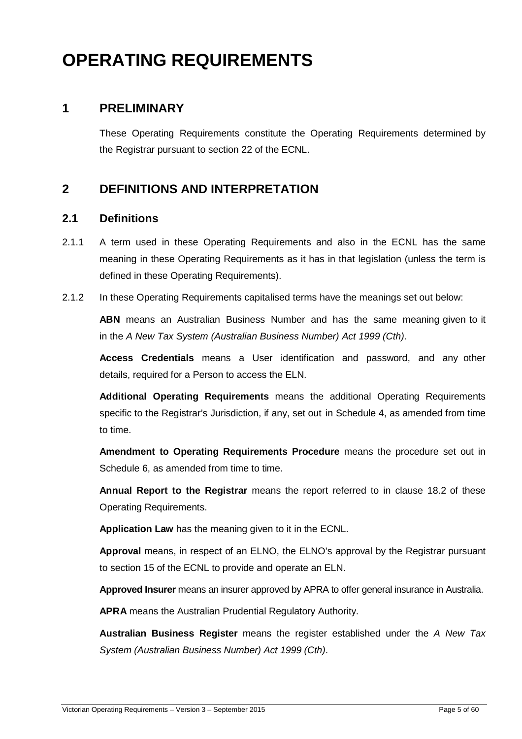# OPERATING REQUIREMENTS

## 1 PRELIMINARY

These Operating Requirements constitute the Operating Requirements determined by the Registrar pursuant to section 22 of the ECNL.

## 2 DEFINITIONS AND INTERPRETATION

### 2.1 Definitions

2.1.1 A term used in these Operating Requirements and also in the ECNL has the same meaning in these Operating Requirements as it has in that legislation (unless the term is defined in these Operating Requirements).

2.1.2 In these Operating Requirements capitalised terms have the meanings set out below:

**ABN** means an Australian Business Number and has the same meaning given to it in the *A New Tax System (Australian Business Number) Act 1999 (Cth)*.

**Access Credentials** means a User identification and password, and any other details, required for a Person to access the ELN.

**Additional Operating Requirements** means the additional Operating Requirements specific to the Registrar's Jurisdiction, if any, set out in Schedule 4, as amended from time to time.

**Amendment to Operating Requirements Procedure** means the procedure set out in Schedule 6, as amended from time to time.

**Annual Report to the Registrar** means the report referred to in clause 18.2 of these Operating Requirements.

**Application Law** has the meaning given to it in the ECNL.

**Approval** means, in respect of an ELNO, the ELNO's approval by the Registrar pursuant to section 15 of the ECNL to provide and operate an ELN.

**Approved Insurer** means an insurer approved by APRA to offer general insurance in Australia.

**APRA** means the Australian Prudential Regulatory Authority.

**Australian Business Register** means the register established under the *A New Tax System (Australian Business Number) Act 1999 (Cth)*.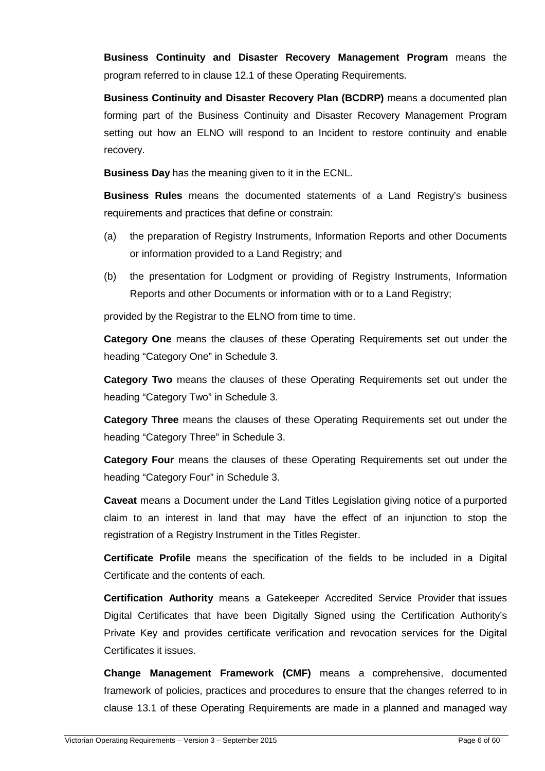**Business Continuity and Disaster Recovery Management Program** means the program referred to in clause 12.1 of these Operating Requirements.

**Business Continuity and Disaster Recovery Plan (BCDRP)** means a documented plan forming part of the Business Continuity and Disaster Recovery Management Program setting out how an ELNO will respond to an Incident to restore continuity and enable recovery.

**Business Day** has the meaning given to it in the ECNL.

**Business Rules** means the documented statements of a Land Registry's business requirements and practices that define or constrain:

(a) the preparation of Registry Instruments, Information Reports and other Documents or information provided to a Land Registry; and

(b) the presentation for Lodgment or providing of Registry Instruments, Information Reports and other Documents or information with or to a Land Registry;

provided by the Registrar to the ELNO from time to time.

**Category One** means the clauses of these Operating Requirements set out under the heading "Category One" in Schedule 3.

**Category Two** means the clauses of these Operating Requirements set out under the heading "Category Two" in Schedule 3.

**Category Three** means the clauses of these Operating Requirements set out under the heading "Category Three" in Schedule 3.

**Category Four** means the clauses of these Operating Requirements set out under the heading "Category Four" in Schedule 3.

**Caveat** means a Document under the Land Titles Legislation giving notice of a purported claim to an interest in land that may have the effect of an injunction to stop the registration of a Registry Instrument in the Titles Register.

**Certificate Profile** means the specification of the fields to be included in a Digital Certificate and the contents of each.

**Certification Authority** means a Gatekeeper Accredited Service Provider that issues Digital Certificates that have been Digitally Signed using the Certification Authority's Private Key and provides certificate verification and revocation services for the Digital Certificates it issues.

**Change Management Framework (CMF)** means a comprehensive, documented framework of policies, practices and procedures to ensure that the changes referred to in clause 13.1 of these Operating Requirements are made in a planned and managed way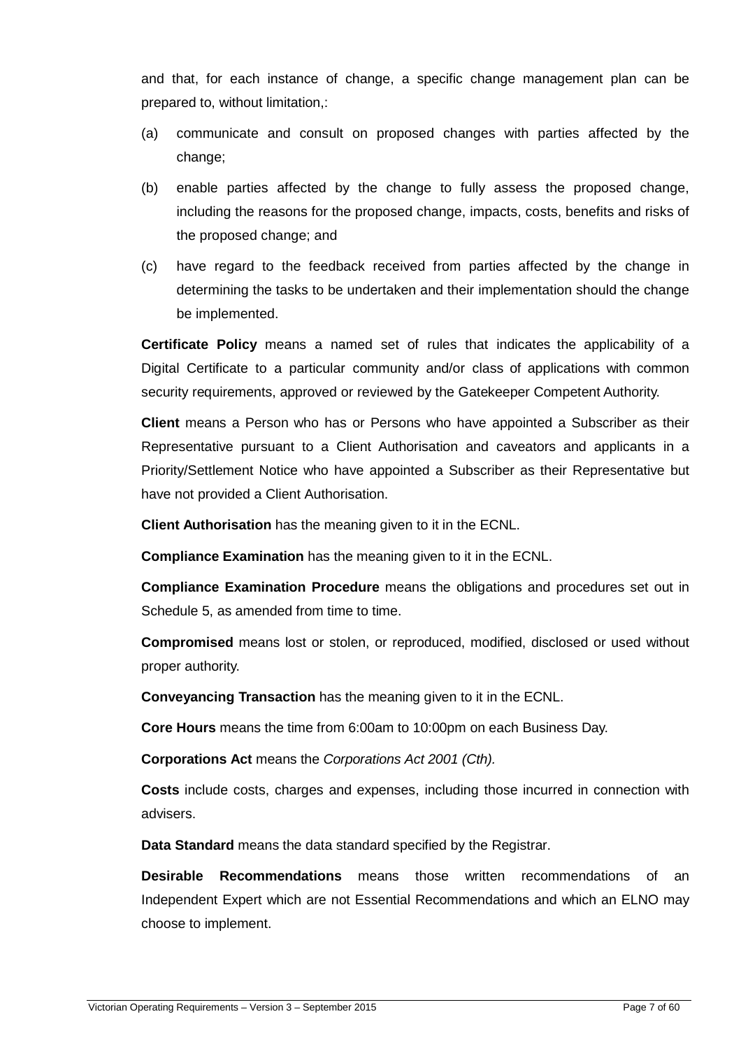and that, for each instance of change, a specific change management plan can be prepared to, without limitation,:

(a) communicate and consult on proposed changes with parties affected by the change;

(b) enable parties affected by the change to fully assess the proposed change, including the reasons for the proposed change, impacts, costs, benefits and risks of the proposed change; and

(c) have regard to the feedback received from parties affected by the change in determining the tasks to be undertaken and their implementation should the change be implemented.

**Certificate Policy** means a named set of rules that indicates the applicability of a Digital Certificate to a particular community and/or class of applications with common security requirements, approved or reviewed by the Gatekeeper Competent Authority.

**Client** means a Person who has or Persons who have appointed a Subscriber as their Representative pursuant to a Client Authorisation and caveators and applicants in a Priority/Settlement Notice who have appointed a Subscriber as their Representative but have not provided a Client Authorisation.

**Client Authorisation** has the meaning given to it in the ECNL.

**Compliance Examination** has the meaning given to it in the ECNL.

**Compliance Examination Procedure** means the obligations and procedures set out in Schedule 5, as amended from time to time.

**Compromised** means lost or stolen, or reproduced, modified, disclosed or used without proper authority.

**Conveyancing Transaction** has the meaning given to it in the ECNL.

**Core Hours** means the time from 6:00am to 10:00pm on each Business Day.

**Corporations Act** means the *Corporations Act 2001 (Cth).*

**Costs** include costs, charges and expenses, including those incurred in connection with advisers.

**Data Standard** means the data standard specified by the Registrar.

**Desirable Recommendations** means those written recommendations of an Independent Expert which are not Essential Recommendations and which an ELNO may choose to implement.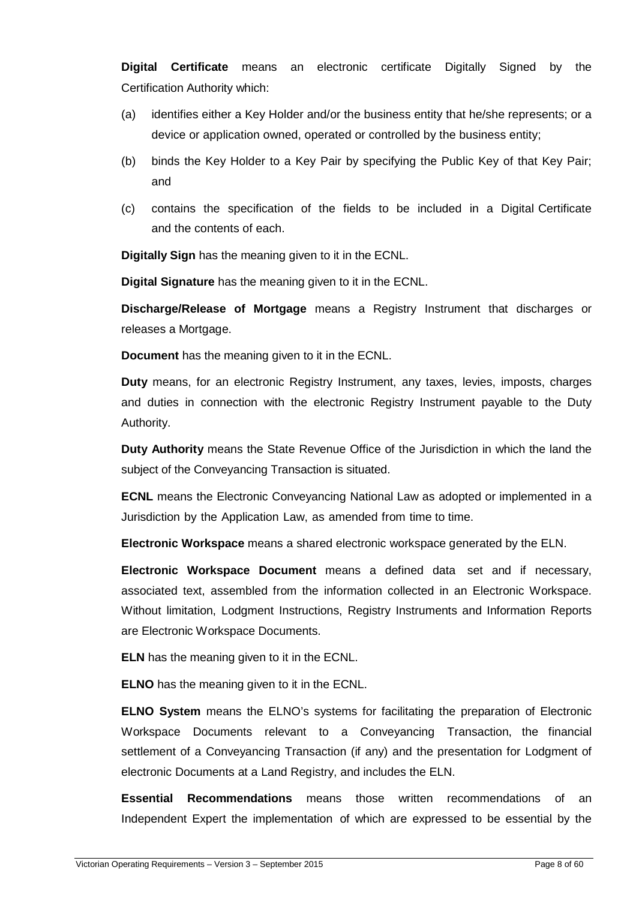**Digital Certificate** means an electronic certificate Digitally Signed by the Certification Authority which:

(a) identifies either a Key Holder and/or the business entity that he/she represents; or a device or application owned, operated or controlled by the business entity;

(b) binds the Key Holder to a Key Pair by specifying the Public Key of that Key Pair; and

(c) contains the specification of the fields to be included in a Digital Certificate and the contents of each.

**Digitally Sign** has the meaning given to it in the ECNL.

**Digital Signature** has the meaning given to it in the ECNL.

**Discharge/Release of Mortgage** means a Registry Instrument that discharges or releases a Mortgage.

**Document** has the meaning given to it in the ECNL.

**Duty** means, for an electronic Registry Instrument, any taxes, levies, imposts, charges and duties in connection with the electronic Registry Instrument payable to the Duty Authority.

**Duty Authority** means the State Revenue Office of the Jurisdiction in which the land the subject of the Conveyancing Transaction is situated.

**ECNL** means the Electronic Conveyancing National Law as adopted or implemented in a Jurisdiction by the Application Law, as amended from time to time.

**Electronic Workspace** means a shared electronic workspace generated by the ELN.

**Electronic Workspace Document** means a defined data set and if necessary, associated text, assembled from the information collected in an Electronic Workspace. Without limitation, Lodgment Instructions, Registry Instruments and Information Reports are Electronic Workspace Documents.

**ELN** has the meaning given to it in the ECNL.

**ELNO** has the meaning given to it in the ECNL.

**ELNO System** means the ELNO's systems for facilitating the preparation of Electronic Workspace Documents relevant to a Conveyancing Transaction, the financial settlement of a Conveyancing Transaction (if any) and the presentation for Lodgment of electronic Documents at a Land Registry, and includes the ELN.

**Essential Recommendations** means those written recommendations of an Independent Expert the implementation of which are expressed to be essential by the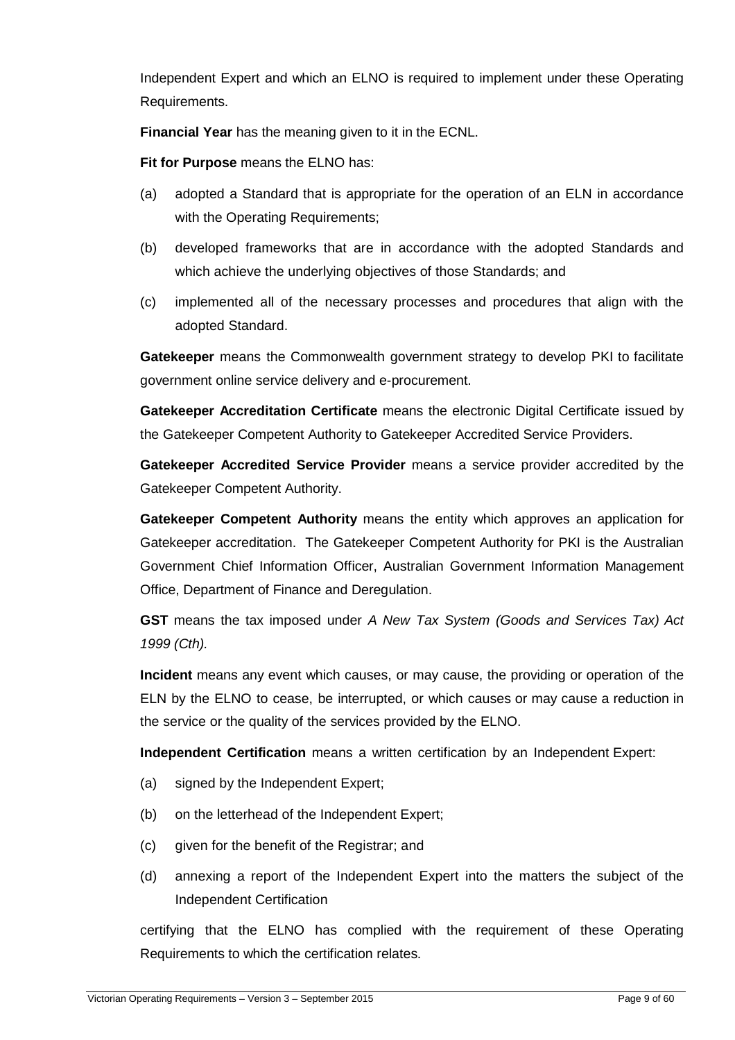Independent Expert and which an ELNO is required to implement under these Operating Requirements.

**Financial Year** has the meaning given to it in the ECNL.

**Fit for Purpose** means the ELNO has:

(a) adopted a Standard that is appropriate for the operation of an ELN in accordance with the Operating Requirements;

(b) developed frameworks that are in accordance with the adopted Standards and which achieve the underlying objectives of those Standards; and

(c) implemented all of the necessary processes and procedures that align with the adopted Standard.

**Gatekeeper** means the Commonwealth government strategy to develop PKI to facilitate government online service delivery and e-procurement.

**Gatekeeper Accreditation Certificate** means the electronic Digital Certificate issued by the Gatekeeper Competent Authority to Gatekeeper Accredited Service Providers.

**Gatekeeper Accredited Service Provider** means a service provider accredited by the Gatekeeper Competent Authority.

**Gatekeeper Competent Authority** means the entity which approves an application for Gatekeeper accreditation. The Gatekeeper Competent Authority for PKI is the Australian Government Chief Information Officer, Australian Government Information Management Office, Department of Finance and Deregulation.

**GST** means the tax imposed under *A New Tax System (Goods and Services Tax) Act 1999 (Cth).*

**Incident** means any event which causes, or may cause, the providing or operation of the ELN by the ELNO to cease, be interrupted, or which causes or may cause a reduction in the service or the quality of the services provided by the ELNO.

**Independent Certification** means a written certification by an Independent Expert:

(a) signed by the Independent Expert;

(b) on the letterhead of the Independent Expert;

(c) given for the benefit of the Registrar; and

(d) annexing a report of the Independent Expert into the matters the subject of the Independent Certification

certifying that the ELNO has complied with the requirement of these Operating Requirements to which the certification relates.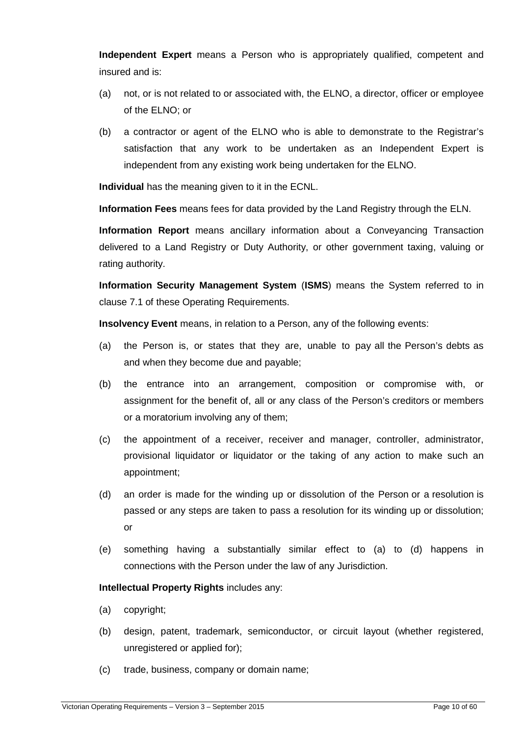**Independent Expert** means a Person who is appropriately qualified, competent and insured and is:

(a) not, or is not related to or associated with, the ELNO, a director, officer or employee of the ELNO; or

(b) a contractor or agent of the ELNO who is able to demonstrate to the Registrar's satisfaction that any work to be undertaken as an Independent Expert is independent from any existing work being undertaken for the ELNO.

**Individual** has the meaning given to it in the ECNL.

**Information Fees** means fees for data provided by the Land Registry through the ELN.

**Information Report** means ancillary information about a Conveyancing Transaction delivered to a Land Registry or Duty Authority, or other government taxing, valuing or rating authority.

**Information Security Management System** (**ISMS**) means the System referred to in clause 7.1 of these Operating Requirements.

**Insolvency Event** means, in relation to a Person, any of the following events:

(a) the Person is, or states that they are, unable to pay all the Person's debts as and when they become due and payable;

(b) the entrance into an arrangement, composition or compromise with, or assignment for the benefit of, all or any class of the Person's creditors or members or a moratorium involving any of them;

(c) the appointment of a receiver, receiver and manager, controller, administrator, provisional liquidator or liquidator or the taking of any action to make such an appointment;

(d) an order is made for the winding up or dissolution of the Person or a resolution is passed or any steps are taken to pass a resolution for its winding up or dissolution; or

(e) something having a substantially similar effect to (a) to (d) happens in connections with the Person under the law of any Jurisdiction.

**Intellectual Property Rights** includes any:

(a) copyright;

(b) design, patent, trademark, semiconductor, or circuit layout (whether registered, unregistered or applied for);

(c) trade, business, company or domain name;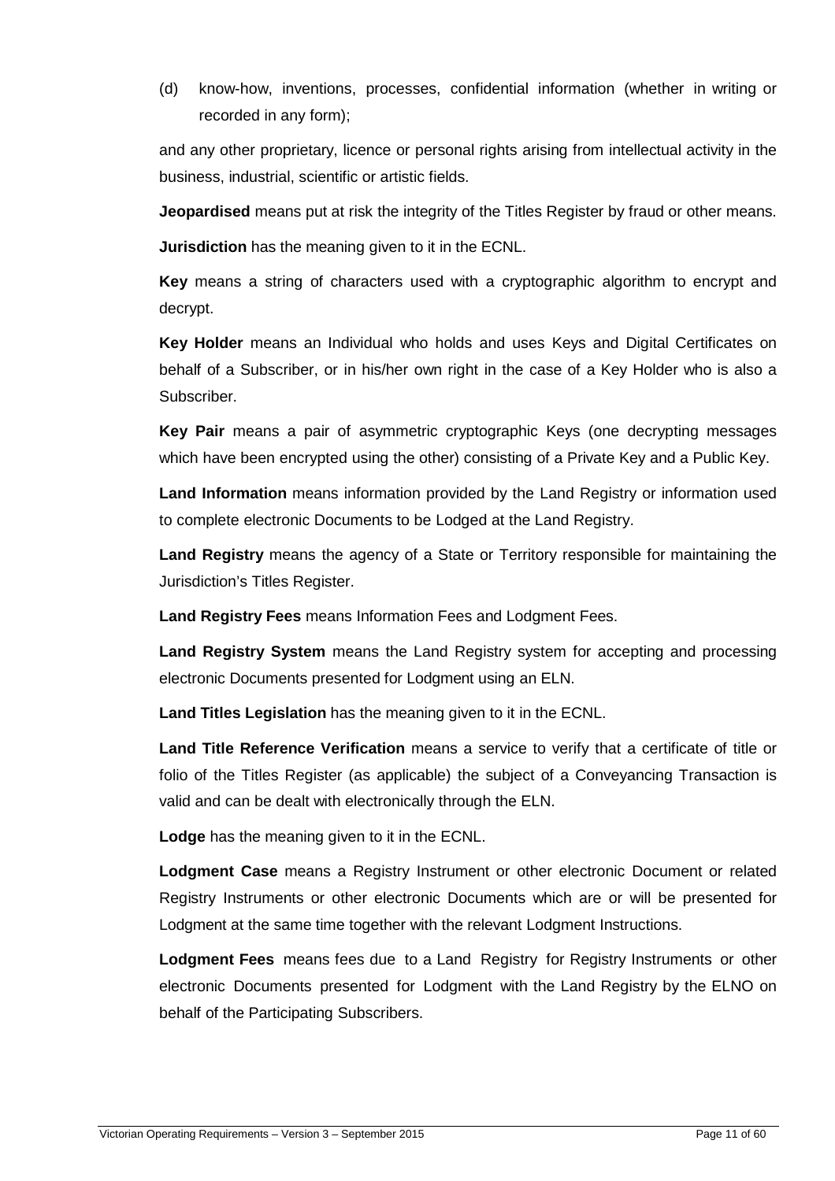(d) know-how, inventions, processes, confidential information (whether in writing or recorded in any form);

and any other proprietary, licence or personal rights arising from intellectual activity in the business, industrial, scientific or artistic fields.

**Jeopardised** means put at risk the integrity of the Titles Register by fraud or other means.

**Jurisdiction** has the meaning given to it in the ECNL.

**Key** means a string of characters used with a cryptographic algorithm to encrypt and decrypt.

**Key Holder** means an Individual who holds and uses Keys and Digital Certificates on behalf of a Subscriber, or in his/her own right in the case of a Key Holder who is also a Subscriber.

**Key Pair** means a pair of asymmetric cryptographic Keys (one decrypting messages which have been encrypted using the other) consisting of a Private Key and a Public Key.

**Land Information** means information provided by the Land Registry or information used to complete electronic Documents to be Lodged at the Land Registry.

**Land Registry** means the agency of a State or Territory responsible for maintaining the Jurisdiction's Titles Register.

**Land Registry Fees** means Information Fees and Lodgment Fees.

**Land Registry System** means the Land Registry system for accepting and processing electronic Documents presented for Lodgment using an ELN.

**Land Titles Legislation** has the meaning given to it in the ECNL.

**Land Title Reference Verification** means a service to verify that a certificate of title or folio of the Titles Register (as applicable) the subject of a Conveyancing Transaction is valid and can be dealt with electronically through the ELN.

**Lodge** has the meaning given to it in the ECNL.

**Lodgment Case** means a Registry Instrument or other electronic Document or related Registry Instruments or other electronic Documents which are or will be presented for Lodgment at the same time together with the relevant Lodgment Instructions.

**Lodgment Fees** means fees due to a Land Registry for Registry Instruments or other electronic Documents presented for Lodgment with the Land Registry by the ELNO on behalf of the Participating Subscribers.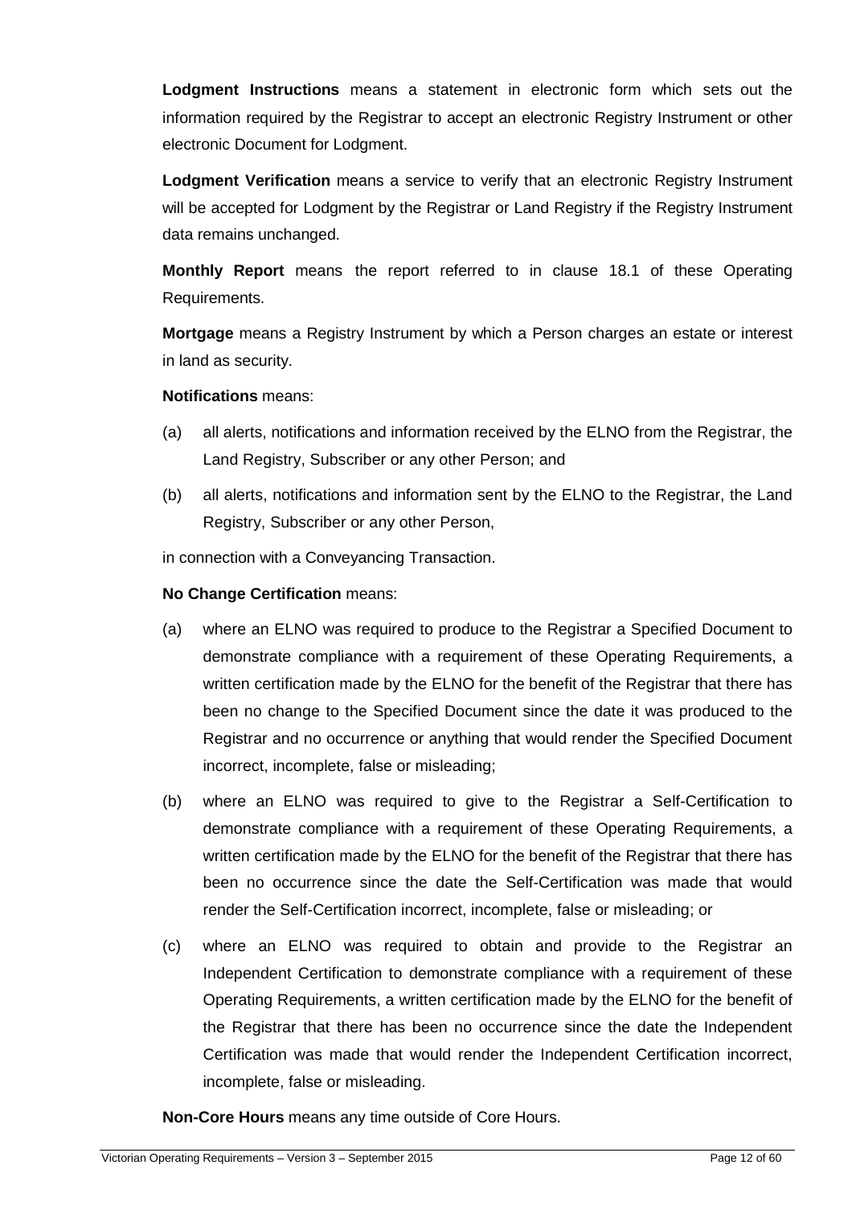**Lodgment Instructions** means a statement in electronic form which sets out the information required by the Registrar to accept an electronic Registry Instrument or other electronic Document for Lodgment.

**Lodgment Verification** means a service to verify that an electronic Registry Instrument will be accepted for Lodgment by the Registrar or Land Registry if the Registry Instrument data remains unchanged.

**Monthly Report** means the report referred to in clause 18.1 of these Operating Requirements.

**Mortgage** means a Registry Instrument by which a Person charges an estate or interest in land as security.

**Notifications** means:

(a) all alerts, notifications and information received by the ELNO from the Registrar, the Land Registry, Subscriber or any other Person; and

(b) all alerts, notifications and information sent by the ELNO to the Registrar, the Land Registry, Subscriber or any other Person,

in connection with a Conveyancing Transaction.

**No Change Certification** means:

(a) where an ELNO was required to produce to the Registrar a Specified Document to demonstrate compliance with a requirement of these Operating Requirements, a written certification made by the ELNO for the benefit of the Registrar that there has been no change to the Specified Document since the date it was produced to the Registrar and no occurrence or anything that would render the Specified Document incorrect, incomplete, false or misleading;

(b) where an ELNO was required to give to the Registrar a Self-Certification to demonstrate compliance with a requirement of these Operating Requirements, a written certification made by the ELNO for the benefit of the Registrar that there has been no occurrence since the date the Self-Certification was made that would render the Self-Certification incorrect, incomplete, false or misleading; or

(c) where an ELNO was required to obtain and provide to the Registrar an Independent Certification to demonstrate compliance with a requirement of these Operating Requirements, a written certification made by the ELNO for the benefit of the Registrar that there has been no occurrence since the date the Independent Certification was made that would render the Independent Certification incorrect, incomplete, false or misleading.

**Non-Core Hours** means any time outside of Core Hours.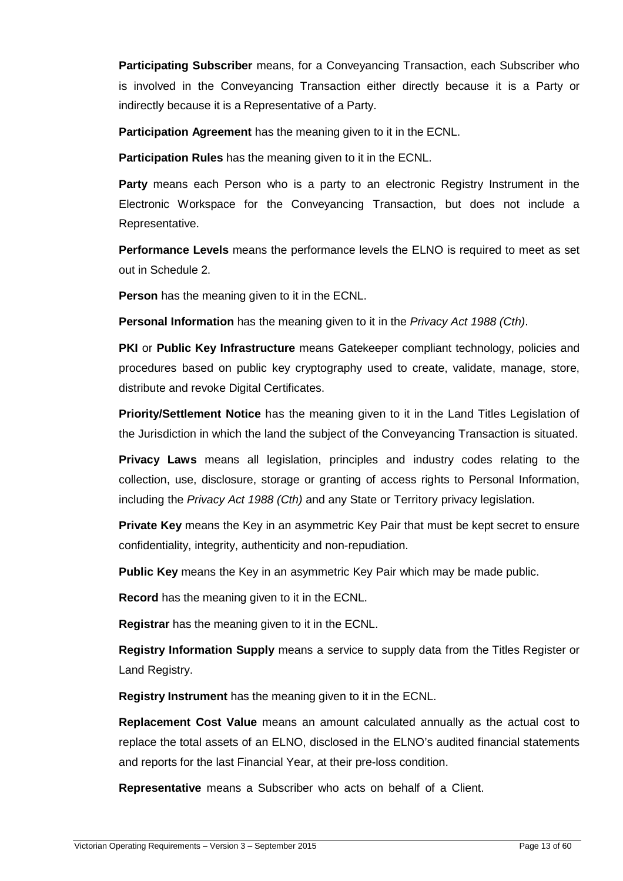**Participating Subscriber** means, for a Conveyancing Transaction, each Subscriber who is involved in the Conveyancing Transaction either directly because it is a Party or indirectly because it is a Representative of a Party.

**Participation Agreement** has the meaning given to it in the ECNL.

**Participation Rules** has the meaning given to it in the ECNL.

**Party** means each Person who is a party to an electronic Registry Instrument in the Electronic Workspace for the Conveyancing Transaction, but does not include a Representative.

**Performance Levels** means the performance levels the ELNO is required to meet as set out in Schedule 2.

**Person** has the meaning given to it in the ECNL.

**Personal Information** has the meaning given to it in the *Privacy Act 1988 (Cth)*.

**PKI** or **Public Key Infrastructure** means Gatekeeper compliant technology, policies and procedures based on public key cryptography used to create, validate, manage, store, distribute and revoke Digital Certificates.

**Priority/Settlement Notice** has the meaning given to it in the Land Titles Legislation of the Jurisdiction in which the land the subject of the Conveyancing Transaction is situated.

**Privacy Laws** means all legislation, principles and industry codes relating to the collection, use, disclosure, storage or granting of access rights to Personal Information, including the *Privacy Act 1988 (Cth)* and any State or Territory privacy legislation.

**Private Key** means the Key in an asymmetric Key Pair that must be kept secret to ensure confidentiality, integrity, authenticity and non-repudiation.

**Public Key** means the Key in an asymmetric Key Pair which may be made public.

**Record** has the meaning given to it in the ECNL.

**Registrar** has the meaning given to it in the ECNL.

**Registry Information Supply** means a service to supply data from the Titles Register or Land Registry.

**Registry Instrument** has the meaning given to it in the ECNL.

**Replacement Cost Value** means an amount calculated annually as the actual cost to replace the total assets of an ELNO, disclosed in the ELNO's audited financial statements and reports for the last Financial Year, at their pre-loss condition.

**Representative** means a Subscriber who acts on behalf of a Client.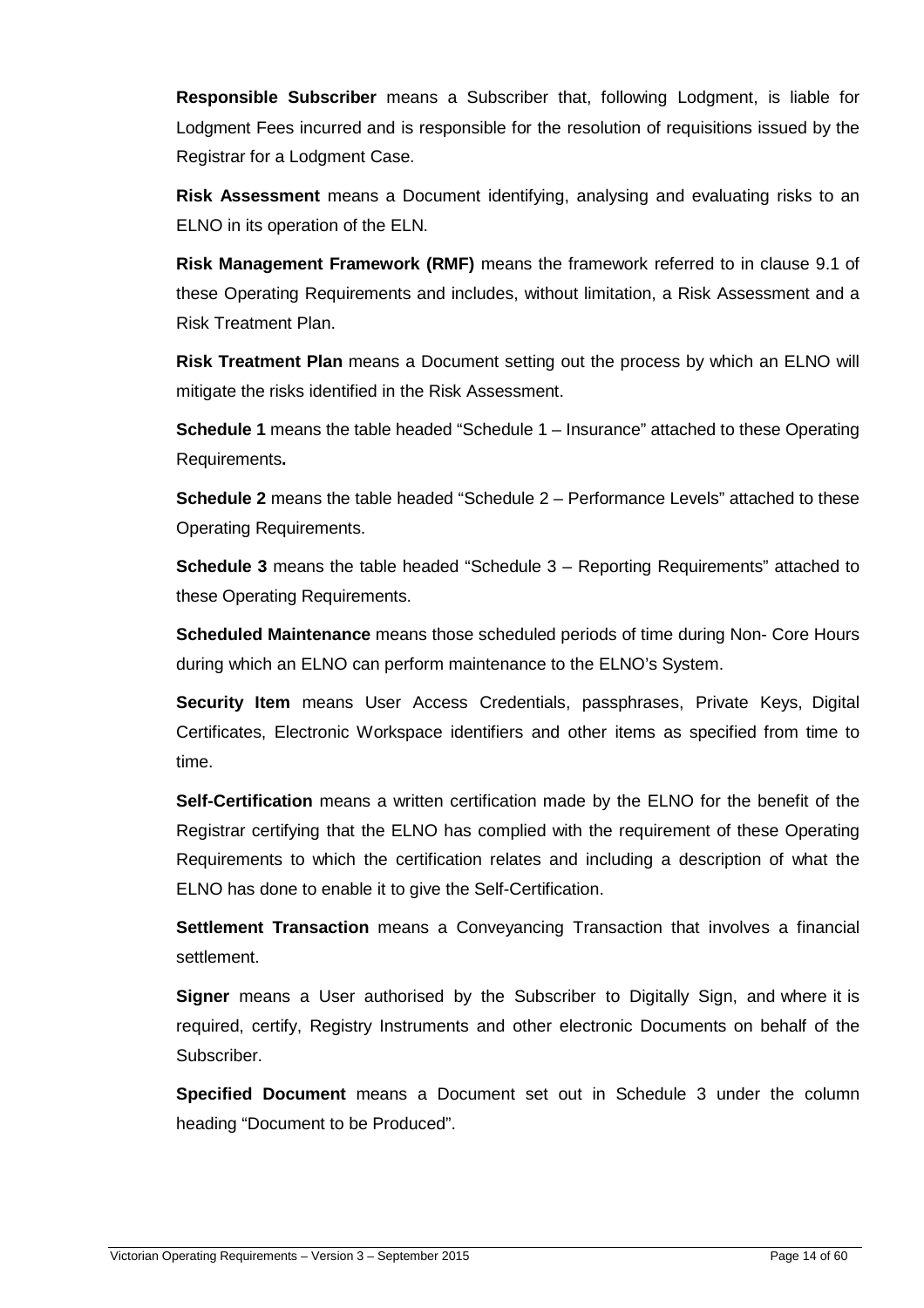**Responsible Subscriber** means a Subscriber that, following Lodgment, is liable for Lodgment Fees incurred and is responsible for the resolution of requisitions issued by the Registrar for a Lodgment Case.

**Risk Assessment** means a Document identifying, analysing and evaluating risks to an ELNO in its operation of the ELN.

**Risk Management Framework (RMF)** means the framework referred to in clause 9.1 of these Operating Requirements and includes, without limitation, a Risk Assessment and a Risk Treatment Plan.

**Risk Treatment Plan** means a Document setting out the process by which an ELNO will mitigate the risks identified in the Risk Assessment.

**Schedule 1** means the table headed "Schedule 1 – Insurance" attached to these Operating Requirements**.**

**Schedule 2** means the table headed "Schedule 2 – Performance Levels" attached to these Operating Requirements.

**Schedule 3** means the table headed "Schedule 3 – Reporting Requirements" attached to these Operating Requirements.

**Scheduled Maintenance** means those scheduled periods of time during Non- Core Hours during which an ELNO can perform maintenance to the ELNO's System.

**Security Item** means User Access Credentials, passphrases, Private Keys, Digital Certificates, Electronic Workspace identifiers and other items as specified from time to time.

**Self-Certification** means a written certification made by the ELNO for the benefit of the Registrar certifying that the ELNO has complied with the requirement of these Operating Requirements to which the certification relates and including a description of what the ELNO has done to enable it to give the Self-Certification.

**Settlement Transaction** means a Conveyancing Transaction that involves a financial settlement.

**Signer** means a User authorised by the Subscriber to Digitally Sign, and where it is required, certify, Registry Instruments and other electronic Documents on behalf of the Subscriber.

**Specified Document** means a Document set out in Schedule 3 under the column heading "Document to be Produced".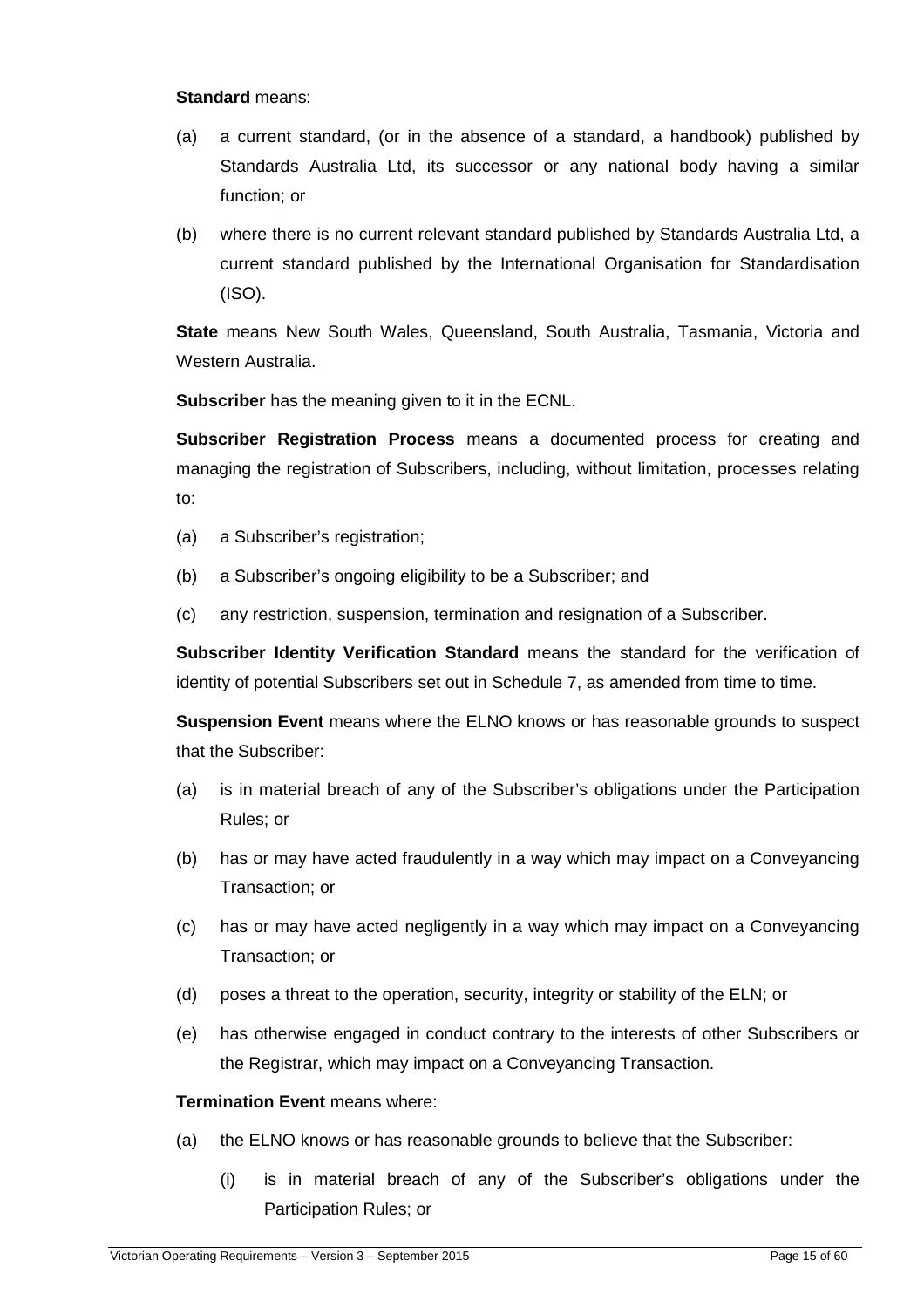**Standard** means:

(a) a current standard, (or in the absence of a standard, a handbook) published by Standards Australia Ltd, its successor or any national body having a similar function; or

(b) where there is no current relevant standard published by Standards Australia Ltd, a current standard published by the International Organisation for Standardisation (ISO).

**State** means New South Wales, Queensland, South Australia, Tasmania, Victoria and Western Australia.

**Subscriber** has the meaning given to it in the ECNL.

**Subscriber Registration Process** means a documented process for creating and managing the registration of Subscribers, including, without limitation, processes relating to:

(a) a Subscriber's registration;

(b) a Subscriber's ongoing eligibility to be a Subscriber; and

(c) any restriction, suspension, termination and resignation of a Subscriber.

**Subscriber Identity Verification Standard** means the standard for the verification of identity of potential Subscribers set out in Schedule 7, as amended from time to time.

**Suspension Event** means where the ELNO knows or has reasonable grounds to suspect that the Subscriber:

(a) is in material breach of any of the Subscriber's obligations under the Participation Rules; or

(b) has or may have acted fraudulently in a way which may impact on a Conveyancing Transaction; or

(c) has or may have acted negligently in a way which may impact on a Conveyancing Transaction; or

(d) poses a threat to the operation, security, integrity or stability of the ELN; or

(e) has otherwise engaged in conduct contrary to the interests of other Subscribers or the Registrar, which may impact on a Conveyancing Transaction.

**Termination Event** means where:

(a) the ELNO knows or has reasonable grounds to believe that the Subscriber:

   (i) is in material breach of any of the Subscriber's obligations under the Participation Rules; or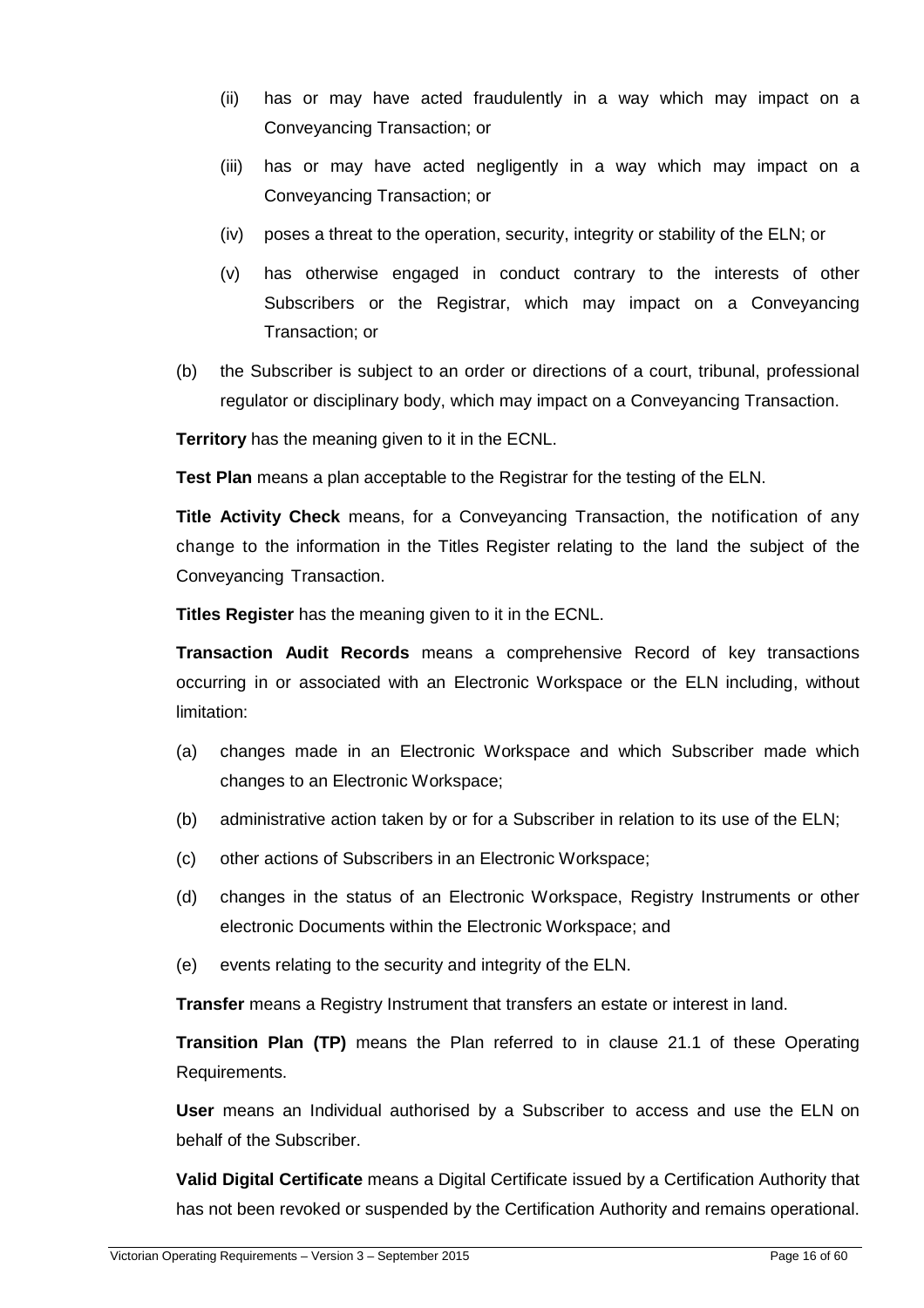(ii) has or may have acted fraudulently in a way which may impact on a Conveyancing Transaction; or

(iii) has or may have acted negligently in a way which may impact on a Conveyancing Transaction; or

(iv) poses a threat to the operation, security, integrity or stability of the ELN; or

(v) has otherwise engaged in conduct contrary to the interests of other Subscribers or the Registrar, which may impact on a Conveyancing Transaction; or

(b) the Subscriber is subject to an order or directions of a court, tribunal, professional regulator or disciplinary body, which may impact on a Conveyancing Transaction.

**Territory** has the meaning given to it in the ECNL.

**Test Plan** means a plan acceptable to the Registrar for the testing of the ELN.

**Title Activity Check** means, for a Conveyancing Transaction, the notification of any change to the information in the Titles Register relating to the land the subject of the Conveyancing Transaction.

**Titles Register** has the meaning given to it in the ECNL.

**Transaction Audit Records** means a comprehensive Record of key transactions occurring in or associated with an Electronic Workspace or the ELN including, without limitation:

(a) changes made in an Electronic Workspace and which Subscriber made which changes to an Electronic Workspace;

(b) administrative action taken by or for a Subscriber in relation to its use of the ELN;

(c) other actions of Subscribers in an Electronic Workspace;

(d) changes in the status of an Electronic Workspace, Registry Instruments or other electronic Documents within the Electronic Workspace; and

(e) events relating to the security and integrity of the ELN.

**Transfer** means a Registry Instrument that transfers an estate or interest in land.

**Transition Plan (TP)** means the Plan referred to in clause 21.1 of these Operating Requirements.

**User** means an Individual authorised by a Subscriber to access and use the ELN on behalf of the Subscriber.

**Valid Digital Certificate** means a Digital Certificate issued by a Certification Authority that has not been revoked or suspended by the Certification Authority and remains operational.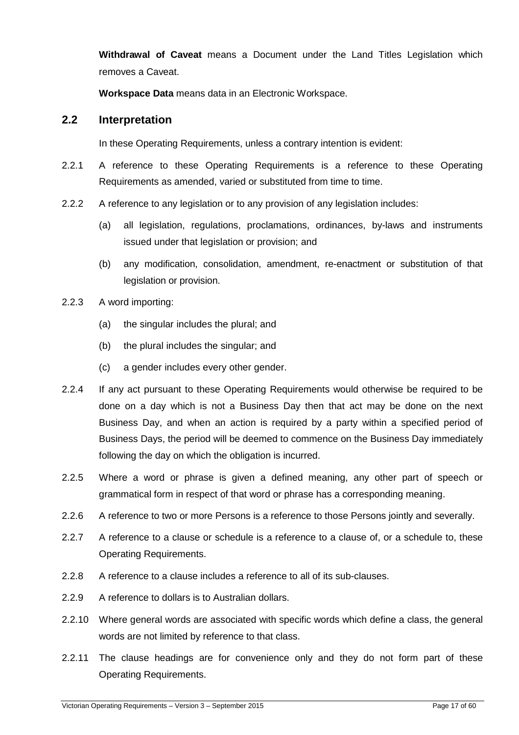**Withdrawal of Caveat** means a Document under the Land Titles Legislation which removes a Caveat.

**Workspace Data** means data in an Electronic Workspace.

## 2.2 Interpretation

In these Operating Requirements, unless a contrary intention is evident:

2.2.1 A reference to these Operating Requirements is a reference to these Operating Requirements as amended, varied or substituted from time to time.

2.2.2 A reference to any legislation or to any provision of any legislation includes:

(a) all legislation, regulations, proclamations, ordinances, by-laws and instruments issued under that legislation or provision; and

(b) any modification, consolidation, amendment, re-enactment or substitution of that legislation or provision.

2.2.3 A word importing:

(a) the singular includes the plural; and

(b) the plural includes the singular; and

(c) a gender includes every other gender.

2.2.4 If any act pursuant to these Operating Requirements would otherwise be required to be done on a day which is not a Business Day then that act may be done on the next Business Day, and when an action is required by a party within a specified period of Business Days, the period will be deemed to commence on the Business Day immediately following the day on which the obligation is incurred.

2.2.5 Where a word or phrase is given a defined meaning, any other part of speech or grammatical form in respect of that word or phrase has a corresponding meaning.

2.2.6 A reference to two or more Persons is a reference to those Persons jointly and severally.

2.2.7 A reference to a clause or schedule is a reference to a clause of, or a schedule to, these Operating Requirements.

2.2.8 A reference to a clause includes a reference to all of its sub-clauses.

2.2.9 A reference to dollars is to Australian dollars.

2.2.10 Where general words are associated with specific words which define a class, the general words are not limited by reference to that class.

2.2.11 The clause headings are for convenience only and they do not form part of these Operating Requirements.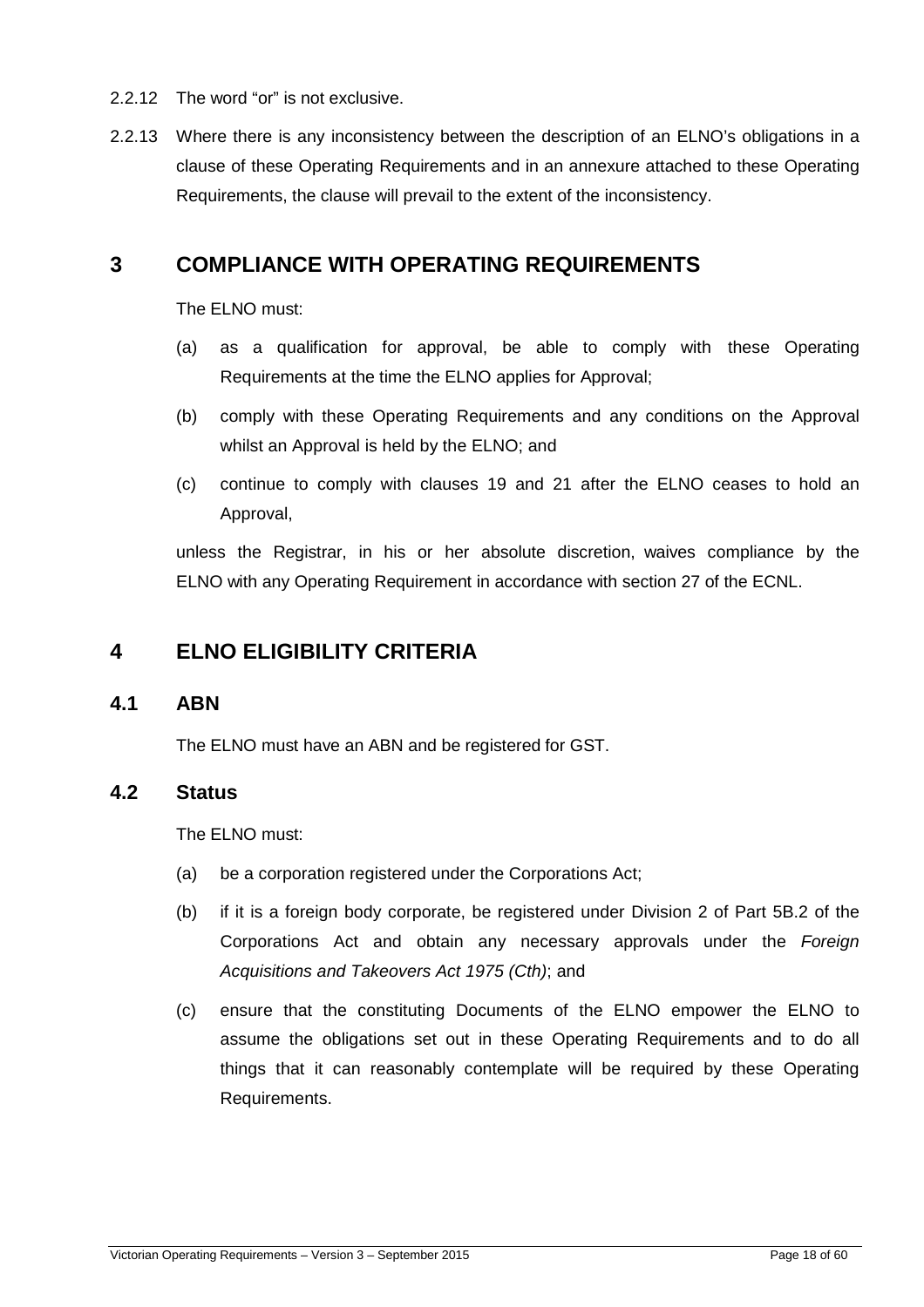2.2.12 The word "or" is not exclusive.

2.2.13 Where there is any inconsistency between the description of an ELNO's obligations in a clause of these Operating Requirements and in an annexure attached to these Operating Requirements, the clause will prevail to the extent of the inconsistency.

# 3 COMPLIANCE WITH OPERATING REQUIREMENTS

The ELNO must:

(a) as a qualification for approval, be able to comply with these Operating Requirements at the time the ELNO applies for Approval;

(b) comply with these Operating Requirements and any conditions on the Approval whilst an Approval is held by the ELNO; and

(c) continue to comply with clauses 19 and 21 after the ELNO ceases to hold an Approval,

unless the Registrar, in his or her absolute discretion, waives compliance by the ELNO with any Operating Requirement in accordance with section 27 of the ECNL.

# 4 ELNO ELIGIBILITY CRITERIA

## 4.1 ABN

The ELNO must have an ABN and be registered for GST.

## 4.2 Status

The ELNO must:

(a) be a corporation registered under the Corporations Act;

(b) if it is a foreign body corporate, be registered under Division 2 of Part 5B.2 of the Corporations Act and obtain any necessary approvals under the *Foreign Acquisitions and Takeovers Act 1975 (Cth)*; and

(c) ensure that the constituting Documents of the ELNO empower the ELNO to assume the obligations set out in these Operating Requirements and to do all things that it can reasonably contemplate will be required by these Operating Requirements.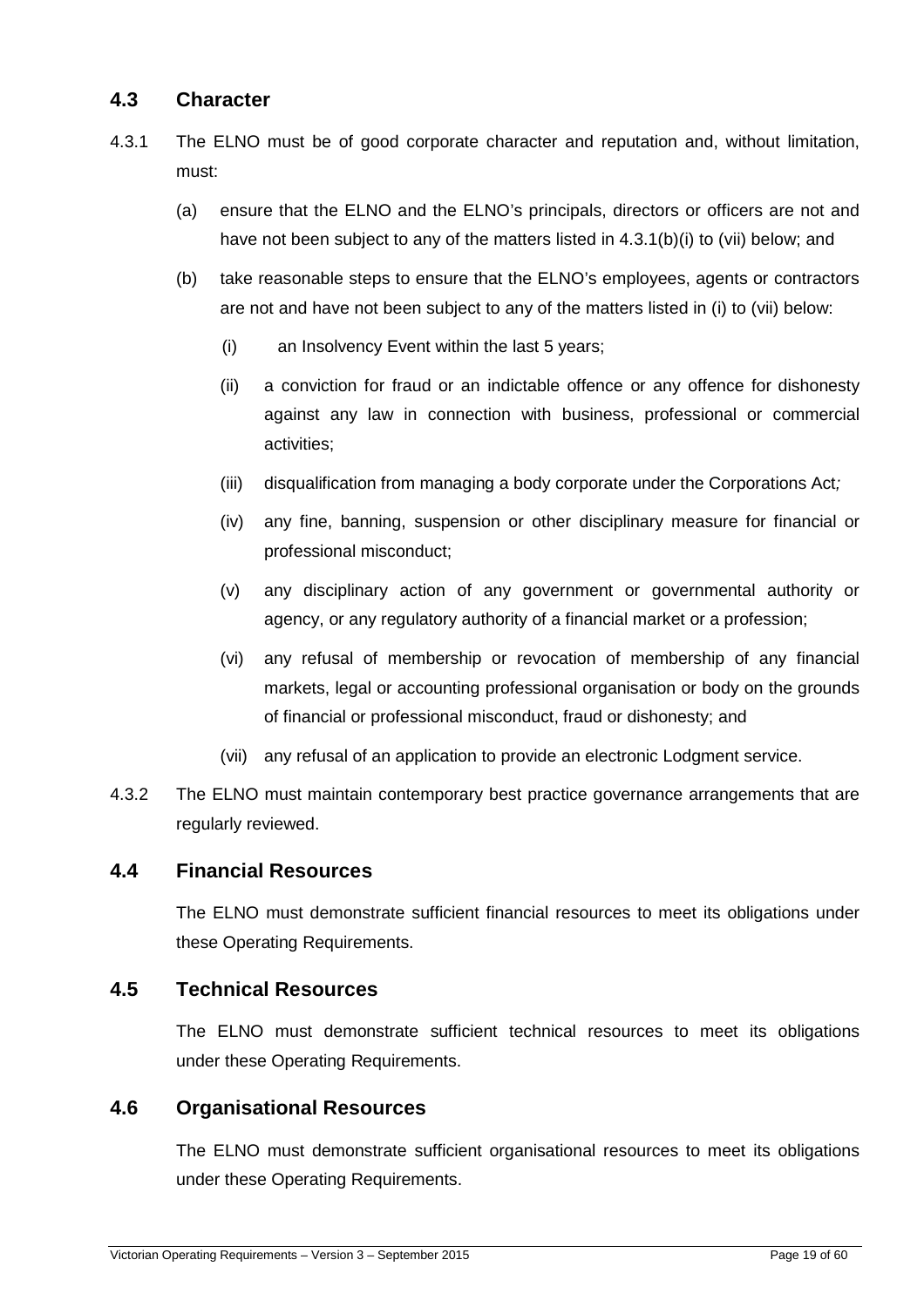## 4.3 Character

4.3.1 The ELNO must be of good corporate character and reputation and, without limitation, must:

(a) ensure that the ELNO and the ELNO's principals, directors or officers are not and have not been subject to any of the matters listed in 4.3.1(b)(i) to (vii) below; and

(b) take reasonable steps to ensure that the ELNO's employees, agents or contractors are not and have not been subject to any of the matters listed in (i) to (vii) below:

(i) an Insolvency Event within the last 5 years;

(ii) a conviction for fraud or an indictable offence or any offence for dishonesty against any law in connection with business, professional or commercial activities;

(iii) disqualification from managing a body corporate under the Corporations Act*;*

(iv) any fine, banning, suspension or other disciplinary measure for financial or professional misconduct;

(v) any disciplinary action of any government or governmental authority or agency, or any regulatory authority of a financial market or a profession;

(vi) any refusal of membership or revocation of membership of any financial markets, legal or accounting professional organisation or body on the grounds of financial or professional misconduct, fraud or dishonesty; and

(vii) any refusal of an application to provide an electronic Lodgment service.

4.3.2 The ELNO must maintain contemporary best practice governance arrangements that are regularly reviewed.

## 4.4 Financial Resources

The ELNO must demonstrate sufficient financial resources to meet its obligations under these Operating Requirements.

## 4.5 Technical Resources

The ELNO must demonstrate sufficient technical resources to meet its obligations under these Operating Requirements.

## 4.6 Organisational Resources

The ELNO must demonstrate sufficient organisational resources to meet its obligations under these Operating Requirements.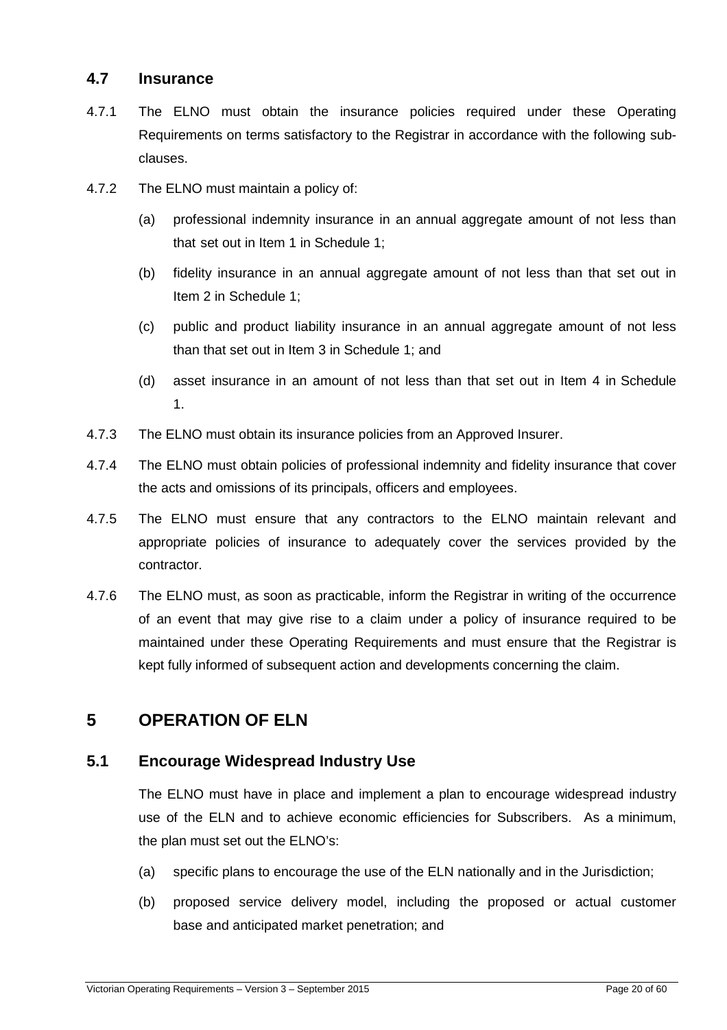## 4.7 Insurance

4.7.1 The ELNO must obtain the insurance policies required under these Operating Requirements on terms satisfactory to the Registrar in accordance with the following sub-clauses.

4.7.2 The ELNO must maintain a policy of:

(a) professional indemnity insurance in an annual aggregate amount of not less than that set out in Item 1 in Schedule 1;

(b) fidelity insurance in an annual aggregate amount of not less than that set out in Item 2 in Schedule 1;

(c) public and product liability insurance in an annual aggregate amount of not less than that set out in Item 3 in Schedule 1; and

(d) asset insurance in an amount of not less than that set out in Item 4 in Schedule 1.

4.7.3 The ELNO must obtain its insurance policies from an Approved Insurer.

4.7.4 The ELNO must obtain policies of professional indemnity and fidelity insurance that cover the acts and omissions of its principals, officers and employees.

4.7.5 The ELNO must ensure that any contractors to the ELNO maintain relevant and appropriate policies of insurance to adequately cover the services provided by the contractor.

4.7.6 The ELNO must, as soon as practicable, inform the Registrar in writing of the occurrence of an event that may give rise to a claim under a policy of insurance required to be maintained under these Operating Requirements and must ensure that the Registrar is kept fully informed of subsequent action and developments concerning the claim.

# 5 OPERATION OF ELN

## 5.1 Encourage Widespread Industry Use

The ELNO must have in place and implement a plan to encourage widespread industry use of the ELN and to achieve economic efficiencies for Subscribers. As a minimum, the plan must set out the ELNO's:

(a) specific plans to encourage the use of the ELN nationally and in the Jurisdiction;

(b) proposed service delivery model, including the proposed or actual customer base and anticipated market penetration; and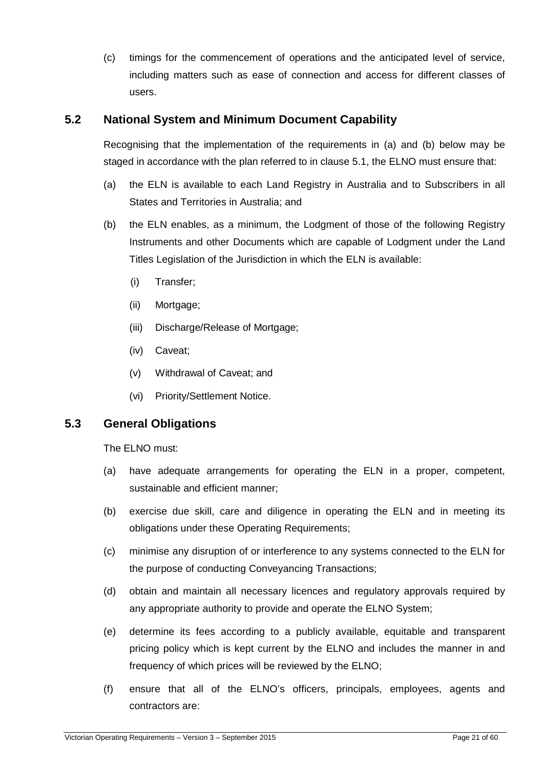(c) timings for the commencement of operations and the anticipated level of service, including matters such as ease of connection and access for different classes of users.

## 5.2 National System and Minimum Document Capability

Recognising that the implementation of the requirements in (a) and (b) below may be staged in accordance with the plan referred to in clause 5.1, the ELNO must ensure that:

(a) the ELN is available to each Land Registry in Australia and to Subscribers in all States and Territories in Australia; and

(b) the ELN enables, as a minimum, the Lodgment of those of the following Registry Instruments and other Documents which are capable of Lodgment under the Land Titles Legislation of the Jurisdiction in which the ELN is available:

  (i) Transfer;

  (ii) Mortgage;

  (iii) Discharge/Release of Mortgage;

  (iv) Caveat;

  (v) Withdrawal of Caveat; and

  (vi) Priority/Settlement Notice.

## 5.3 General Obligations

The ELNO must:

(a) have adequate arrangements for operating the ELN in a proper, competent, sustainable and efficient manner;

(b) exercise due skill, care and diligence in operating the ELN and in meeting its obligations under these Operating Requirements;

(c) minimise any disruption of or interference to any systems connected to the ELN for the purpose of conducting Conveyancing Transactions;

(d) obtain and maintain all necessary licences and regulatory approvals required by any appropriate authority to provide and operate the ELNO System;

(e) determine its fees according to a publicly available, equitable and transparent pricing policy which is kept current by the ELNO and includes the manner in and frequency of which prices will be reviewed by the ELNO;

(f) ensure that all of the ELNO's officers, principals, employees, agents and contractors are: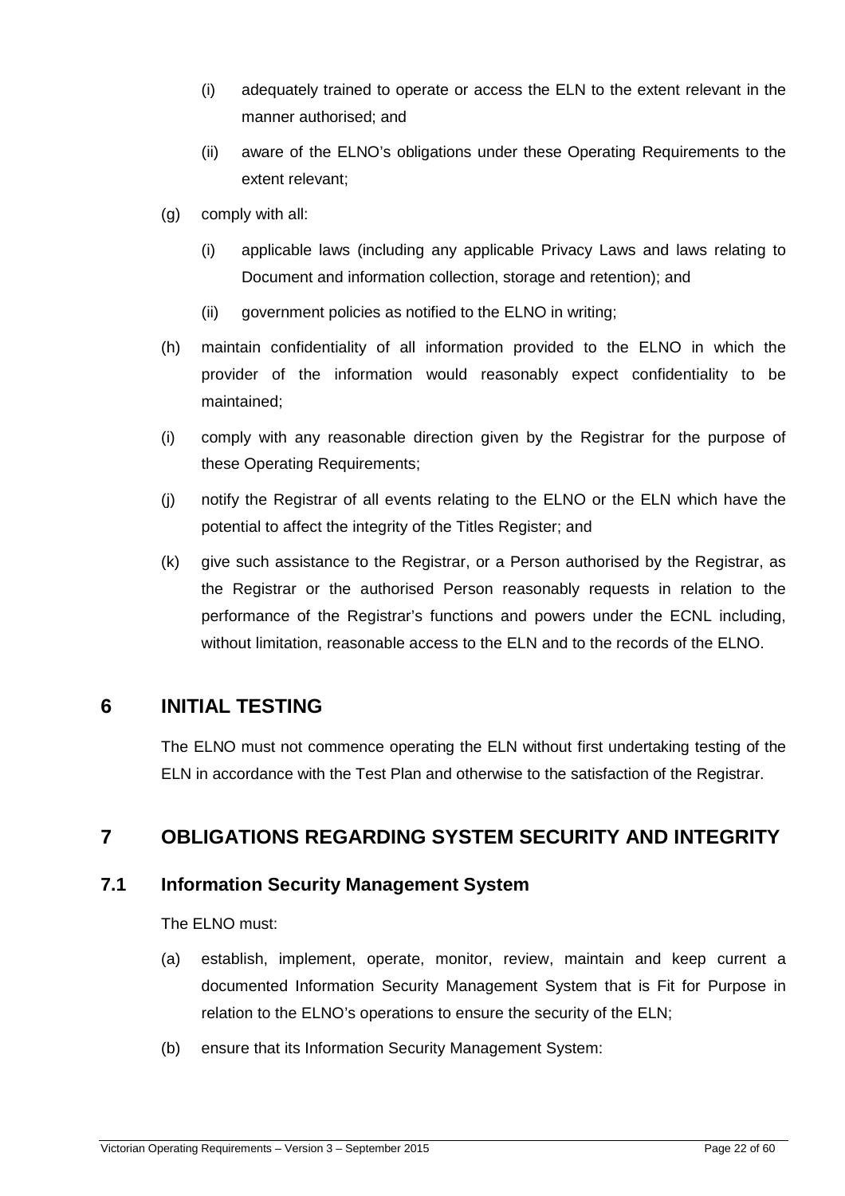(i) adequately trained to operate or access the ELN to the extent relevant in the manner authorised; and

(ii) aware of the ELNO's obligations under these Operating Requirements to the extent relevant;

(g) comply with all:

(i) applicable laws (including any applicable Privacy Laws and laws relating to Document and information collection, storage and retention); and

(ii) government policies as notified to the ELNO in writing;

(h) maintain confidentiality of all information provided to the ELNO in which the provider of the information would reasonably expect confidentiality to be maintained;

(i) comply with any reasonable direction given by the Registrar for the purpose of these Operating Requirements;

(j) notify the Registrar of all events relating to the ELNO or the ELN which have the potential to affect the integrity of the Titles Register; and

(k) give such assistance to the Registrar, or a Person authorised by the Registrar, as the Registrar or the authorised Person reasonably requests in relation to the performance of the Registrar's functions and powers under the ECNL including, without limitation, reasonable access to the ELN and to the records of the ELNO.

# 6 INITIAL TESTING

The ELNO must not commence operating the ELN without first undertaking testing of the ELN in accordance with the Test Plan and otherwise to the satisfaction of the Registrar.

# 7 OBLIGATIONS REGARDING SYSTEM SECURITY AND INTEGRITY

## 7.1 Information Security Management System

The ELNO must:

(a) establish, implement, operate, monitor, review, maintain and keep current a documented Information Security Management System that is Fit for Purpose in relation to the ELNO's operations to ensure the security of the ELN;

(b) ensure that its Information Security Management System: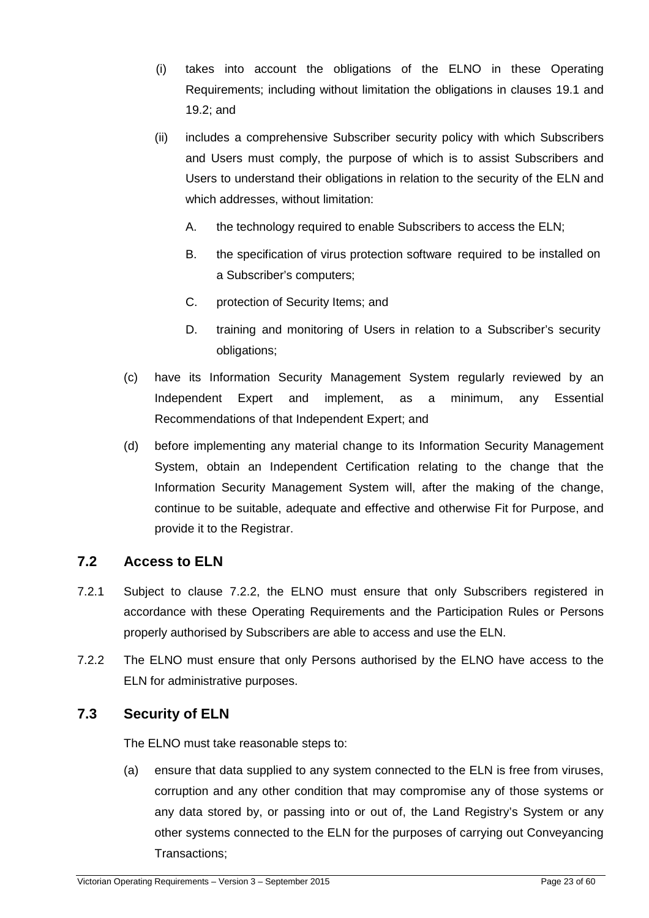(i) takes into account the obligations of the ELNO in these Operating Requirements; including without limitation the obligations in clauses 19.1 and 19.2; and

(ii) includes a comprehensive Subscriber security policy with which Subscribers and Users must comply, the purpose of which is to assist Subscribers and Users to understand their obligations in relation to the security of the ELN and which addresses, without limitation:

A. the technology required to enable Subscribers to access the ELN;

B. the specification of virus protection software required to be installed on a Subscriber's computers;

C. protection of Security Items; and

D. training and monitoring of Users in relation to a Subscriber's security obligations;

(c) have its Information Security Management System regularly reviewed by an Independent Expert and implement, as a minimum, any Essential Recommendations of that Independent Expert; and

(d) before implementing any material change to its Information Security Management System, obtain an Independent Certification relating to the change that the Information Security Management System will, after the making of the change, continue to be suitable, adequate and effective and otherwise Fit for Purpose, and provide it to the Registrar.

## 7.2 Access to ELN

7.2.1 Subject to clause 7.2.2, the ELNO must ensure that only Subscribers registered in accordance with these Operating Requirements and the Participation Rules or Persons properly authorised by Subscribers are able to access and use the ELN.

7.2.2 The ELNO must ensure that only Persons authorised by the ELNO have access to the ELN for administrative purposes.

## 7.3 Security of ELN

The ELNO must take reasonable steps to:

(a) ensure that data supplied to any system connected to the ELN is free from viruses, corruption and any other condition that may compromise any of those systems or any data stored by, or passing into or out of, the Land Registry's System or any other systems connected to the ELN for the purposes of carrying out Conveyancing Transactions;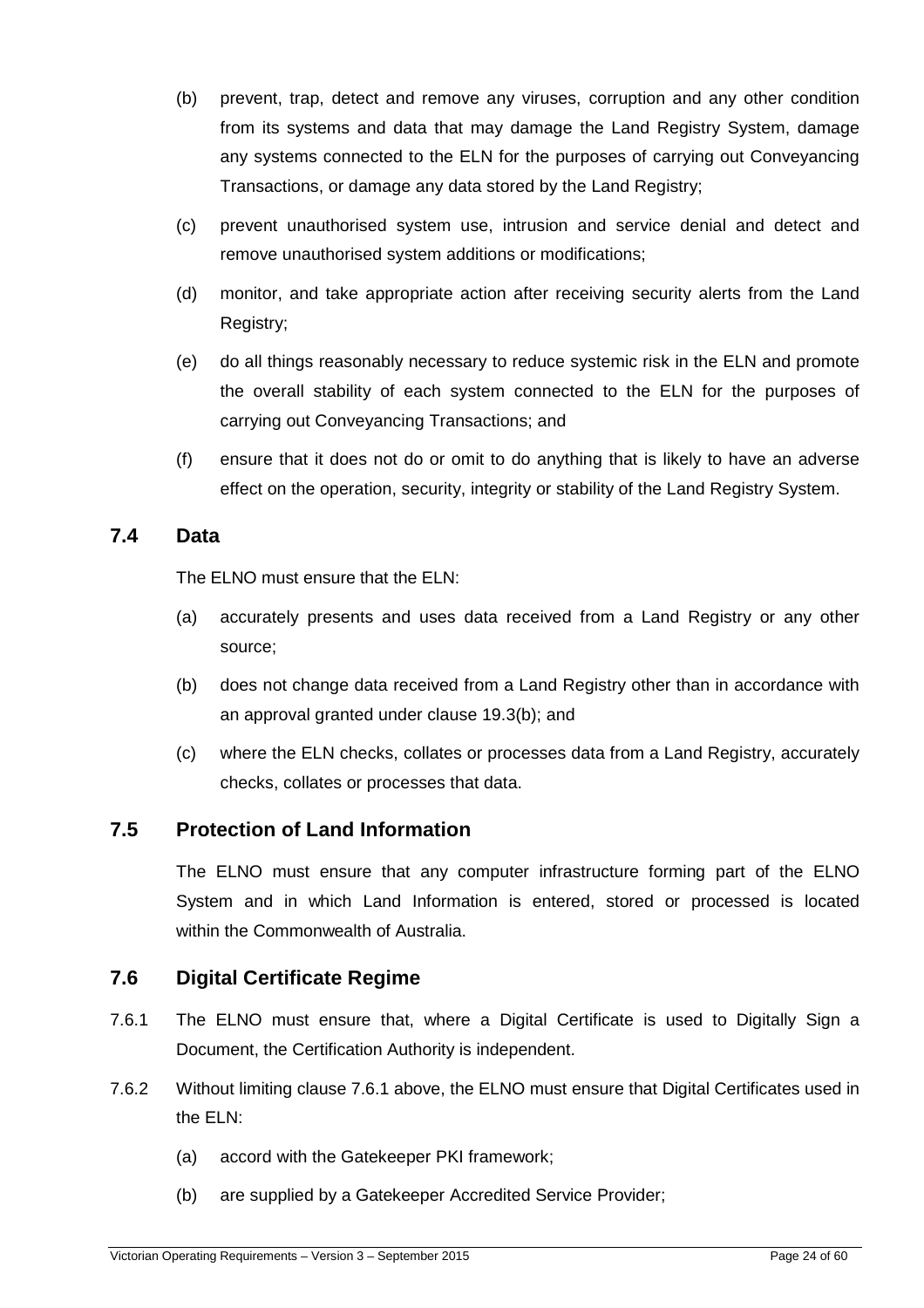(b) prevent, trap, detect and remove any viruses, corruption and any other condition from its systems and data that may damage the Land Registry System, damage any systems connected to the ELN for the purposes of carrying out Conveyancing Transactions, or damage any data stored by the Land Registry;

(c) prevent unauthorised system use, intrusion and service denial and detect and remove unauthorised system additions or modifications;

(d) monitor, and take appropriate action after receiving security alerts from the Land Registry;

(e) do all things reasonably necessary to reduce systemic risk in the ELN and promote the overall stability of each system connected to the ELN for the purposes of carrying out Conveyancing Transactions; and

(f) ensure that it does not do or omit to do anything that is likely to have an adverse effect on the operation, security, integrity or stability of the Land Registry System.

## 7.4 Data

The ELNO must ensure that the ELN:

(a) accurately presents and uses data received from a Land Registry or any other source;

(b) does not change data received from a Land Registry other than in accordance with an approval granted under clause 19.3(b); and

(c) where the ELN checks, collates or processes data from a Land Registry, accurately checks, collates or processes that data.

## 7.5 Protection of Land Information

The ELNO must ensure that any computer infrastructure forming part of the ELNO System and in which Land Information is entered, stored or processed is located within the Commonwealth of Australia.

## 7.6 Digital Certificate Regime

7.6.1 The ELNO must ensure that, where a Digital Certificate is used to Digitally Sign a Document, the Certification Authority is independent.

7.6.2 Without limiting clause 7.6.1 above, the ELNO must ensure that Digital Certificates used in the ELN:

(a) accord with the Gatekeeper PKI framework;

(b) are supplied by a Gatekeeper Accredited Service Provider;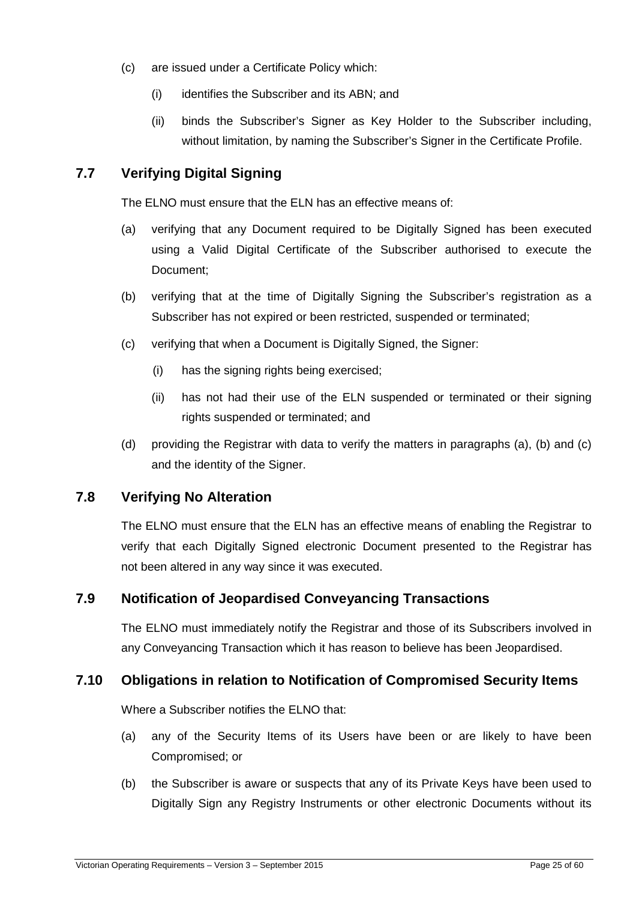(c) are issued under a Certificate Policy which:

  (i) identifies the Subscriber and its ABN; and

  (ii) binds the Subscriber's Signer as Key Holder to the Subscriber including, without limitation, by naming the Subscriber's Signer in the Certificate Profile.

## 7.7 Verifying Digital Signing

The ELNO must ensure that the ELN has an effective means of:

(a) verifying that any Document required to be Digitally Signed has been executed using a Valid Digital Certificate of the Subscriber authorised to execute the Document;

(b) verifying that at the time of Digitally Signing the Subscriber's registration as a Subscriber has not expired or been restricted, suspended or terminated;

(c) verifying that when a Document is Digitally Signed, the Signer:

  (i) has the signing rights being exercised;

  (ii) has not had their use of the ELN suspended or terminated or their signing rights suspended or terminated; and

(d) providing the Registrar with data to verify the matters in paragraphs (a), (b) and (c) and the identity of the Signer.

## 7.8 Verifying No Alteration

The ELNO must ensure that the ELN has an effective means of enabling the Registrar to verify that each Digitally Signed electronic Document presented to the Registrar has not been altered in any way since it was executed.

## 7.9 Notification of Jeopardised Conveyancing Transactions

The ELNO must immediately notify the Registrar and those of its Subscribers involved in any Conveyancing Transaction which it has reason to believe has been Jeopardised.

## 7.10 Obligations in relation to Notification of Compromised Security Items

Where a Subscriber notifies the ELNO that:

(a) any of the Security Items of its Users have been or are likely to have been Compromised; or

(b) the Subscriber is aware or suspects that any of its Private Keys have been used to Digitally Sign any Registry Instruments or other electronic Documents without its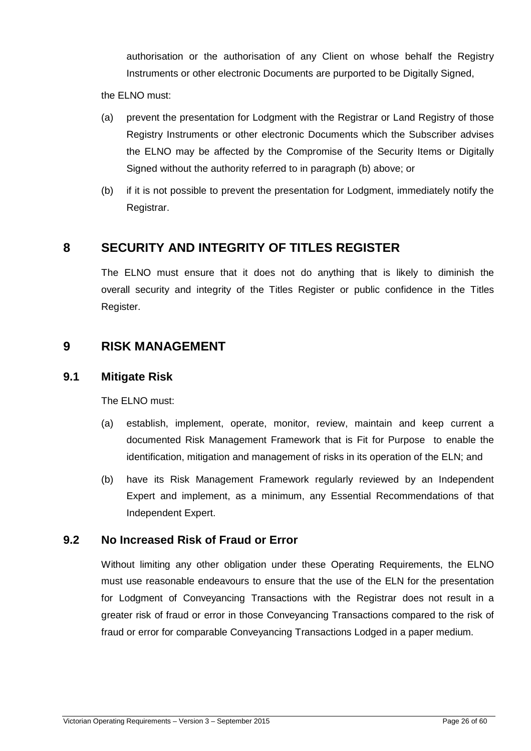authorisation or the authorisation of any Client on whose behalf the Registry Instruments or other electronic Documents are purported to be Digitally Signed,

the ELNO must:

(a) prevent the presentation for Lodgment with the Registrar or Land Registry of those Registry Instruments or other electronic Documents which the Subscriber advises the ELNO may be affected by the Compromise of the Security Items or Digitally Signed without the authority referred to in paragraph (b) above; or

(b) if it is not possible to prevent the presentation for Lodgment, immediately notify the Registrar.

# 8 SECURITY AND INTEGRITY OF TITLES REGISTER

The ELNO must ensure that it does not do anything that is likely to diminish the overall security and integrity of the Titles Register or public confidence in the Titles Register.

# 9 RISK MANAGEMENT

## 9.1 Mitigate Risk

The ELNO must:

(a) establish, implement, operate, monitor, review, maintain and keep current a documented Risk Management Framework that is Fit for Purpose to enable the identification, mitigation and management of risks in its operation of the ELN; and

(b) have its Risk Management Framework regularly reviewed by an Independent Expert and implement, as a minimum, any Essential Recommendations of that Independent Expert.

## 9.2 No Increased Risk of Fraud or Error

Without limiting any other obligation under these Operating Requirements, the ELNO must use reasonable endeavours to ensure that the use of the ELN for the presentation for Lodgment of Conveyancing Transactions with the Registrar does not result in a greater risk of fraud or error in those Conveyancing Transactions compared to the risk of fraud or error for comparable Conveyancing Transactions Lodged in a paper medium.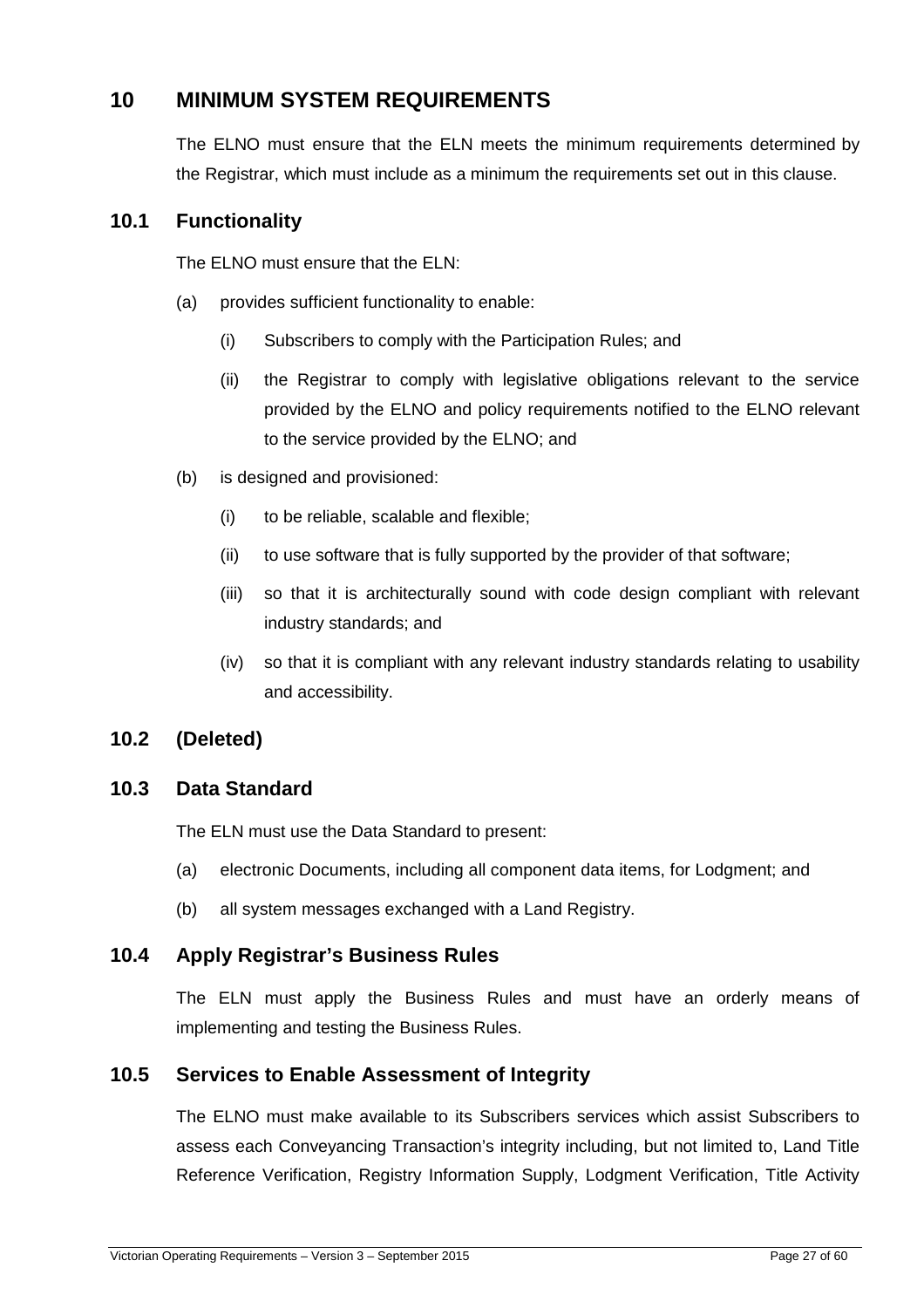# 10 MINIMUM SYSTEM REQUIREMENTS

The ELNO must ensure that the ELN meets the minimum requirements determined by the Registrar, which must include as a minimum the requirements set out in this clause.

## 10.1 Functionality

The ELNO must ensure that the ELN:

(a) provides sufficient functionality to enable:

(i) Subscribers to comply with the Participation Rules; and

(ii) the Registrar to comply with legislative obligations relevant to the service provided by the ELNO and policy requirements notified to the ELNO relevant to the service provided by the ELNO; and

(b) is designed and provisioned:

(i) to be reliable, scalable and flexible;

(ii) to use software that is fully supported by the provider of that software;

(iii) so that it is architecturally sound with code design compliant with relevant industry standards; and

(iv) so that it is compliant with any relevant industry standards relating to usability and accessibility.

## 10.2 (Deleted)

## 10.3 Data Standard

The ELN must use the Data Standard to present:

(a) electronic Documents, including all component data items, for Lodgment; and

(b) all system messages exchanged with a Land Registry.

## 10.4 Apply Registrar's Business Rules

The ELN must apply the Business Rules and must have an orderly means of implementing and testing the Business Rules.

## 10.5 Services to Enable Assessment of Integrity

The ELNO must make available to its Subscribers services which assist Subscribers to assess each Conveyancing Transaction's integrity including, but not limited to, Land Title Reference Verification, Registry Information Supply, Lodgment Verification, Title Activity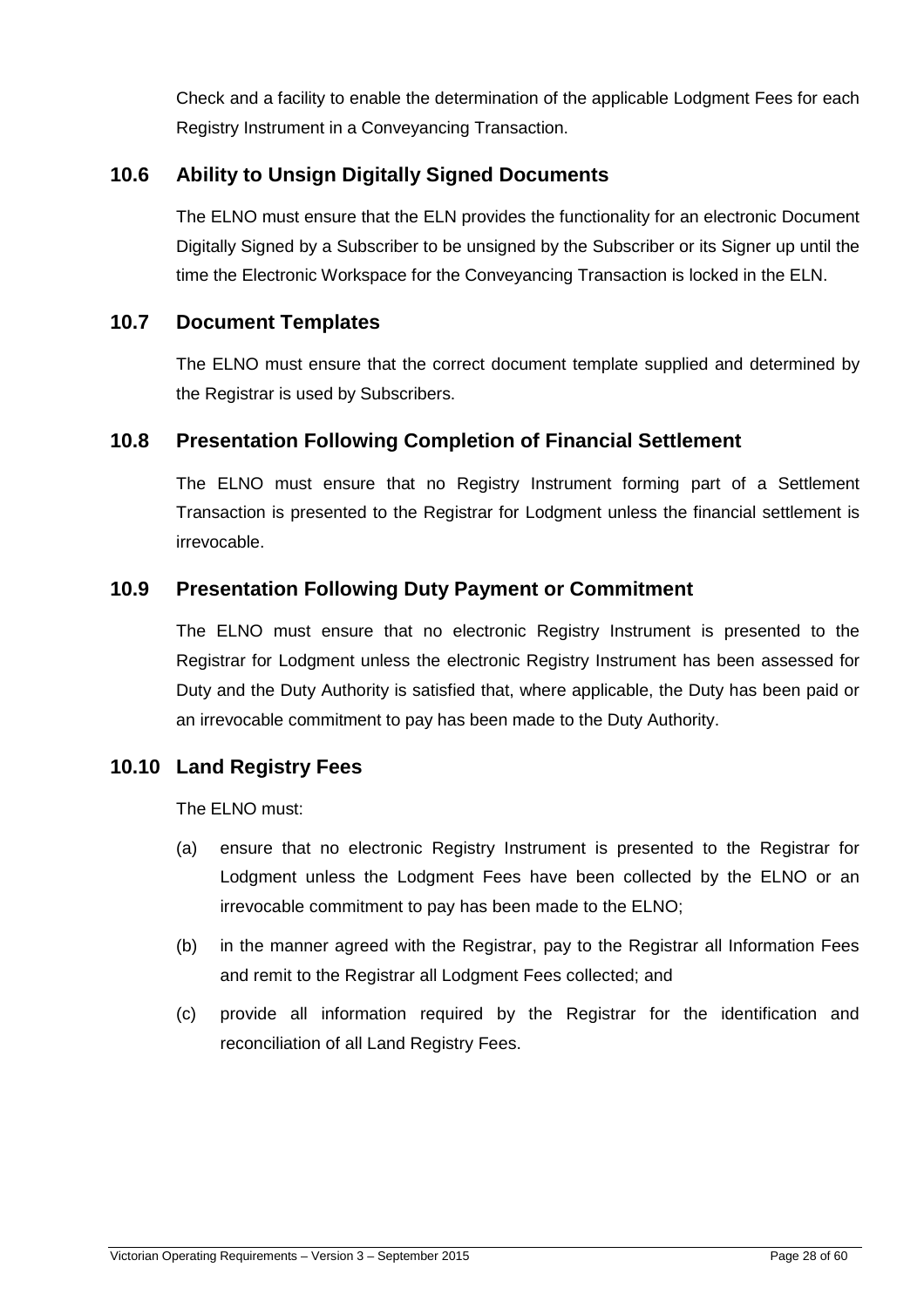Check and a facility to enable the determination of the applicable Lodgment Fees for each Registry Instrument in a Conveyancing Transaction.

## 10.6 Ability to Unsign Digitally Signed Documents

The ELNO must ensure that the ELN provides the functionality for an electronic Document Digitally Signed by a Subscriber to be unsigned by the Subscriber or its Signer up until the time the Electronic Workspace for the Conveyancing Transaction is locked in the ELN.

## 10.7 Document Templates

The ELNO must ensure that the correct document template supplied and determined by the Registrar is used by Subscribers.

## 10.8 Presentation Following Completion of Financial Settlement

The ELNO must ensure that no Registry Instrument forming part of a Settlement Transaction is presented to the Registrar for Lodgment unless the financial settlement is irrevocable.

## 10.9 Presentation Following Duty Payment or Commitment

The ELNO must ensure that no electronic Registry Instrument is presented to the Registrar for Lodgment unless the electronic Registry Instrument has been assessed for Duty and the Duty Authority is satisfied that, where applicable, the Duty has been paid or an irrevocable commitment to pay has been made to the Duty Authority.

## 10.10 Land Registry Fees

The ELNO must:

(a) ensure that no electronic Registry Instrument is presented to the Registrar for Lodgment unless the Lodgment Fees have been collected by the ELNO or an irrevocable commitment to pay has been made to the ELNO;

(b) in the manner agreed with the Registrar, pay to the Registrar all Information Fees and remit to the Registrar all Lodgment Fees collected; and

(c) provide all information required by the Registrar for the identification and reconciliation of all Land Registry Fees.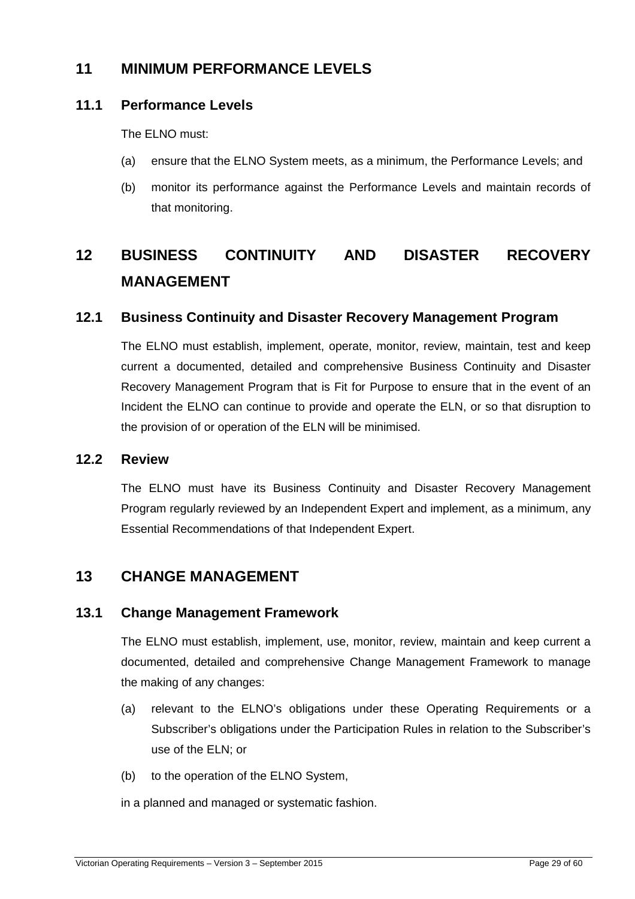# 11 MINIMUM PERFORMANCE LEVELS

## 11.1 Performance Levels

The ELNO must:

(a) ensure that the ELNO System meets, as a minimum, the Performance Levels; and

(b) monitor its performance against the Performance Levels and maintain records of that monitoring.

# 12 BUSINESS CONTINUITY AND DISASTER RECOVERY MANAGEMENT

## 12.1 Business Continuity and Disaster Recovery Management Program

The ELNO must establish, implement, operate, monitor, review, maintain, test and keep current a documented, detailed and comprehensive Business Continuity and Disaster Recovery Management Program that is Fit for Purpose to ensure that in the event of an Incident the ELNO can continue to provide and operate the ELN, or so that disruption to the provision of or operation of the ELN will be minimised.

## 12.2 Review

The ELNO must have its Business Continuity and Disaster Recovery Management Program regularly reviewed by an Independent Expert and implement, as a minimum, any Essential Recommendations of that Independent Expert.

# 13 CHANGE MANAGEMENT

## 13.1 Change Management Framework

The ELNO must establish, implement, use, monitor, review, maintain and keep current a documented, detailed and comprehensive Change Management Framework to manage the making of any changes:

(a) relevant to the ELNO's obligations under these Operating Requirements or a Subscriber's obligations under the Participation Rules in relation to the Subscriber's use of the ELN; or

(b) to the operation of the ELNO System,

in a planned and managed or systematic fashion.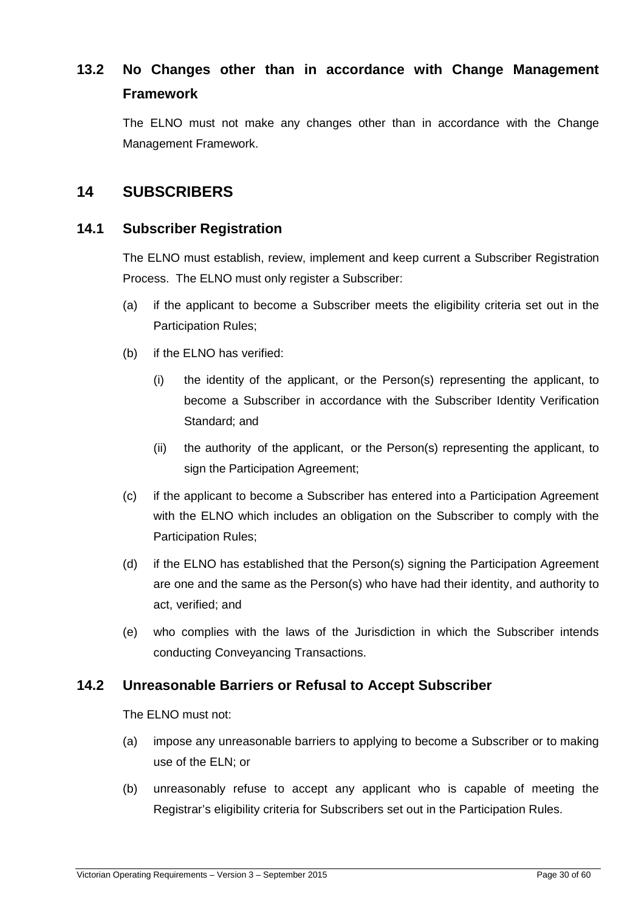## 13.2 No Changes other than in accordance with Change Management Framework

The ELNO must not make any changes other than in accordance with the Change Management Framework.

# 14 SUBSCRIBERS

## 14.1 Subscriber Registration

The ELNO must establish, review, implement and keep current a Subscriber Registration Process. The ELNO must only register a Subscriber:

(a) if the applicant to become a Subscriber meets the eligibility criteria set out in the Participation Rules;

(b) if the ELNO has verified:

  (i) the identity of the applicant, or the Person(s) representing the applicant, to become a Subscriber in accordance with the Subscriber Identity Verification Standard; and

  (ii) the authority of the applicant, or the Person(s) representing the applicant, to sign the Participation Agreement;

(c) if the applicant to become a Subscriber has entered into a Participation Agreement with the ELNO which includes an obligation on the Subscriber to comply with the Participation Rules;

(d) if the ELNO has established that the Person(s) signing the Participation Agreement are one and the same as the Person(s) who have had their identity, and authority to act, verified; and

(e) who complies with the laws of the Jurisdiction in which the Subscriber intends conducting Conveyancing Transactions.

## 14.2 Unreasonable Barriers or Refusal to Accept Subscriber

The ELNO must not:

(a) impose any unreasonable barriers to applying to become a Subscriber or to making use of the ELN; or

(b) unreasonably refuse to accept any applicant who is capable of meeting the Registrar's eligibility criteria for Subscribers set out in the Participation Rules.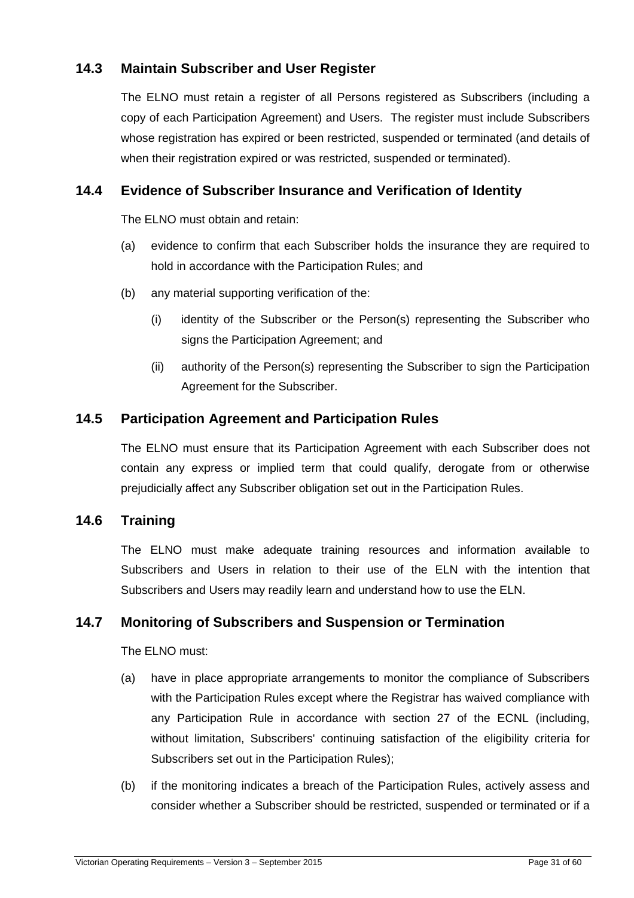## 14.3 Maintain Subscriber and User Register

The ELNO must retain a register of all Persons registered as Subscribers (including a copy of each Participation Agreement) and Users. The register must include Subscribers whose registration has expired or been restricted, suspended or terminated (and details of when their registration expired or was restricted, suspended or terminated).

## 14.4 Evidence of Subscriber Insurance and Verification of Identity

The ELNO must obtain and retain:

(a) evidence to confirm that each Subscriber holds the insurance they are required to hold in accordance with the Participation Rules; and

(b) any material supporting verification of the:

  (i) identity of the Subscriber or the Person(s) representing the Subscriber who signs the Participation Agreement; and

  (ii) authority of the Person(s) representing the Subscriber to sign the Participation Agreement for the Subscriber.

## 14.5 Participation Agreement and Participation Rules

The ELNO must ensure that its Participation Agreement with each Subscriber does not contain any express or implied term that could qualify, derogate from or otherwise prejudicially affect any Subscriber obligation set out in the Participation Rules.

## 14.6 Training

The ELNO must make adequate training resources and information available to Subscribers and Users in relation to their use of the ELN with the intention that Subscribers and Users may readily learn and understand how to use the ELN.

## 14.7 Monitoring of Subscribers and Suspension or Termination

The ELNO must:

(a) have in place appropriate arrangements to monitor the compliance of Subscribers with the Participation Rules except where the Registrar has waived compliance with any Participation Rule in accordance with section 27 of the ECNL (including, without limitation, Subscribers' continuing satisfaction of the eligibility criteria for Subscribers set out in the Participation Rules);

(b) if the monitoring indicates a breach of the Participation Rules, actively assess and consider whether a Subscriber should be restricted, suspended or terminated or if a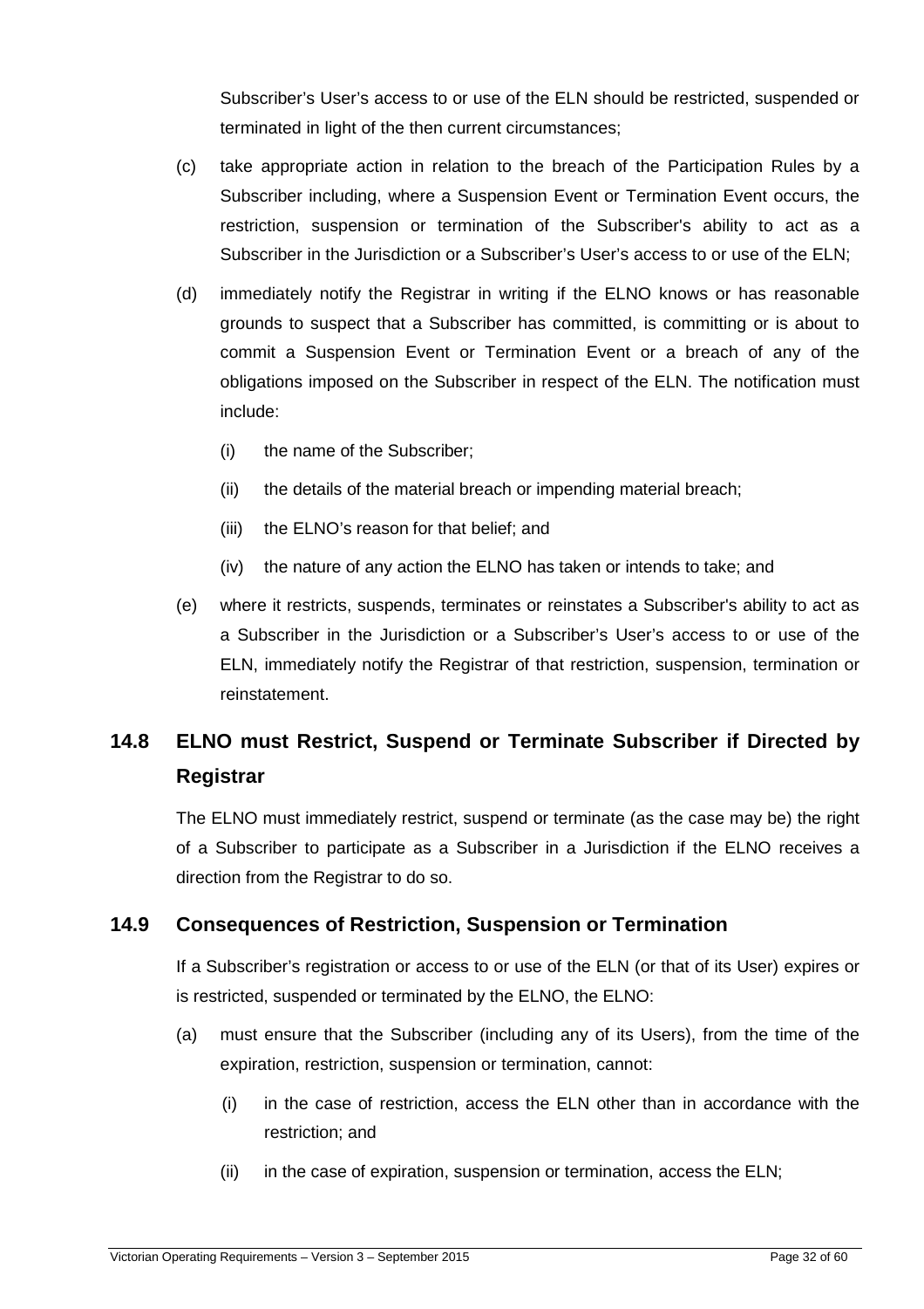Subscriber's User's access to or use of the ELN should be restricted, suspended or terminated in light of the then current circumstances;

(c) take appropriate action in relation to the breach of the Participation Rules by a Subscriber including, where a Suspension Event or Termination Event occurs, the restriction, suspension or termination of the Subscriber's ability to act as a Subscriber in the Jurisdiction or a Subscriber's User's access to or use of the ELN;

(d) immediately notify the Registrar in writing if the ELNO knows or has reasonable grounds to suspect that a Subscriber has committed, is committing or is about to commit a Suspension Event or Termination Event or a breach of any of the obligations imposed on the Subscriber in respect of the ELN. The notification must include:

   (i) the name of the Subscriber;

   (ii) the details of the material breach or impending material breach;

   (iii) the ELNO's reason for that belief; and

   (iv) the nature of any action the ELNO has taken or intends to take; and

(e) where it restricts, suspends, terminates or reinstates a Subscriber's ability to act as a Subscriber in the Jurisdiction or a Subscriber's User's access to or use of the ELN, immediately notify the Registrar of that restriction, suspension, termination or reinstatement.

## 14.8 ELNO must Restrict, Suspend or Terminate Subscriber if Directed by Registrar

The ELNO must immediately restrict, suspend or terminate (as the case may be) the right of a Subscriber to participate as a Subscriber in a Jurisdiction if the ELNO receives a direction from the Registrar to do so.

## 14.9 Consequences of Restriction, Suspension or Termination

If a Subscriber's registration or access to or use of the ELN (or that of its User) expires or is restricted, suspended or terminated by the ELNO, the ELNO:

(a) must ensure that the Subscriber (including any of its Users), from the time of the expiration, restriction, suspension or termination, cannot:

   (i) in the case of restriction, access the ELN other than in accordance with the restriction; and

   (ii) in the case of expiration, suspension or termination, access the ELN;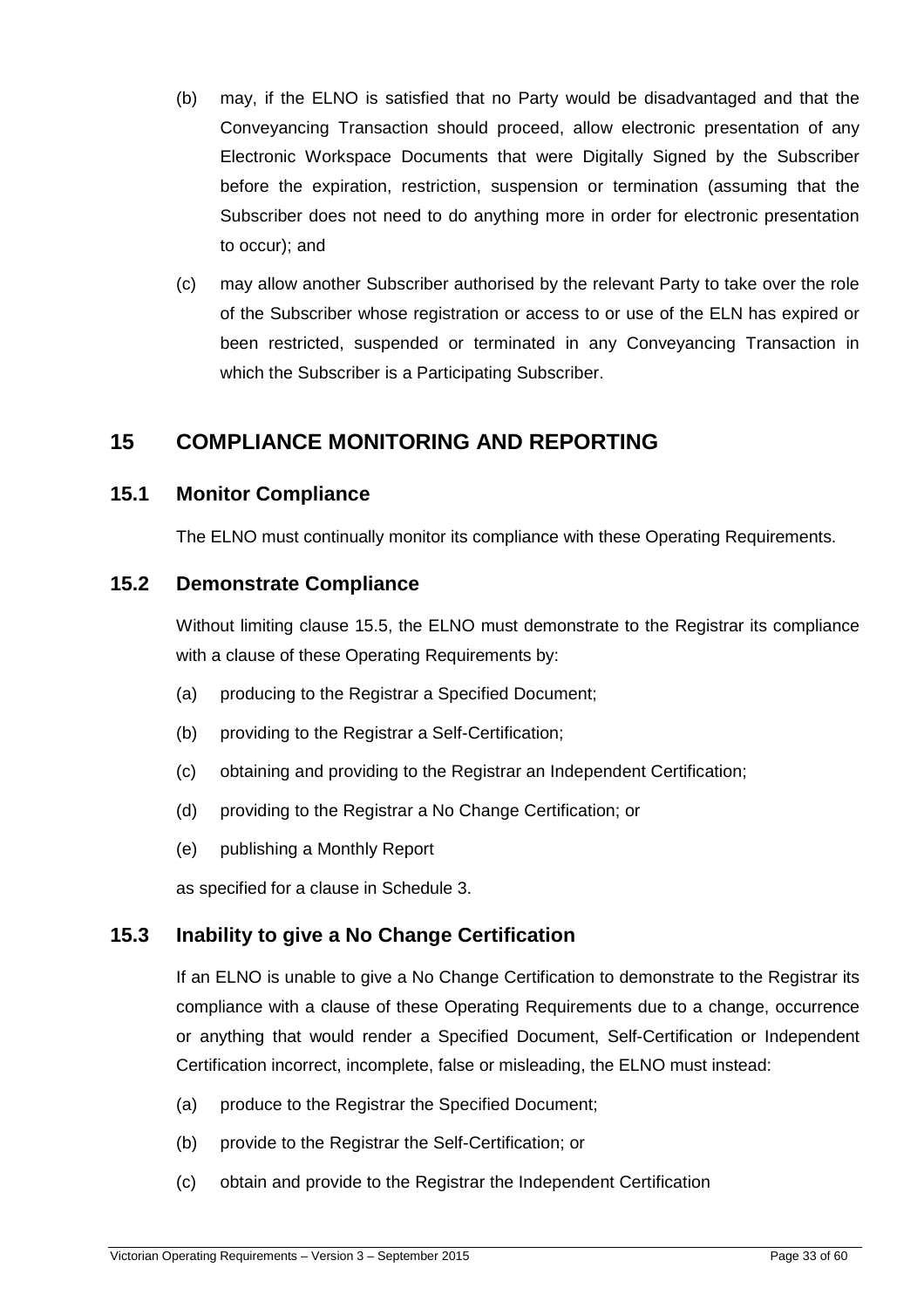(b) may, if the ELNO is satisfied that no Party would be disadvantaged and that the Conveyancing Transaction should proceed, allow electronic presentation of any Electronic Workspace Documents that were Digitally Signed by the Subscriber before the expiration, restriction, suspension or termination (assuming that the Subscriber does not need to do anything more in order for electronic presentation to occur); and

(c) may allow another Subscriber authorised by the relevant Party to take over the role of the Subscriber whose registration or access to or use of the ELN has expired or been restricted, suspended or terminated in any Conveyancing Transaction in which the Subscriber is a Participating Subscriber.

# 15 COMPLIANCE MONITORING AND REPORTING

## 15.1 Monitor Compliance

The ELNO must continually monitor its compliance with these Operating Requirements.

## 15.2 Demonstrate Compliance

Without limiting clause 15.5, the ELNO must demonstrate to the Registrar its compliance with a clause of these Operating Requirements by:

(a) producing to the Registrar a Specified Document;

(b) providing to the Registrar a Self-Certification;

(c) obtaining and providing to the Registrar an Independent Certification;

(d) providing to the Registrar a No Change Certification; or

(e) publishing a Monthly Report

as specified for a clause in Schedule 3.

## 15.3 Inability to give a No Change Certification

If an ELNO is unable to give a No Change Certification to demonstrate to the Registrar its compliance with a clause of these Operating Requirements due to a change, occurrence or anything that would render a Specified Document, Self-Certification or Independent Certification incorrect, incomplete, false or misleading, the ELNO must instead:

(a) produce to the Registrar the Specified Document;

(b) provide to the Registrar the Self-Certification; or

(c) obtain and provide to the Registrar the Independent Certification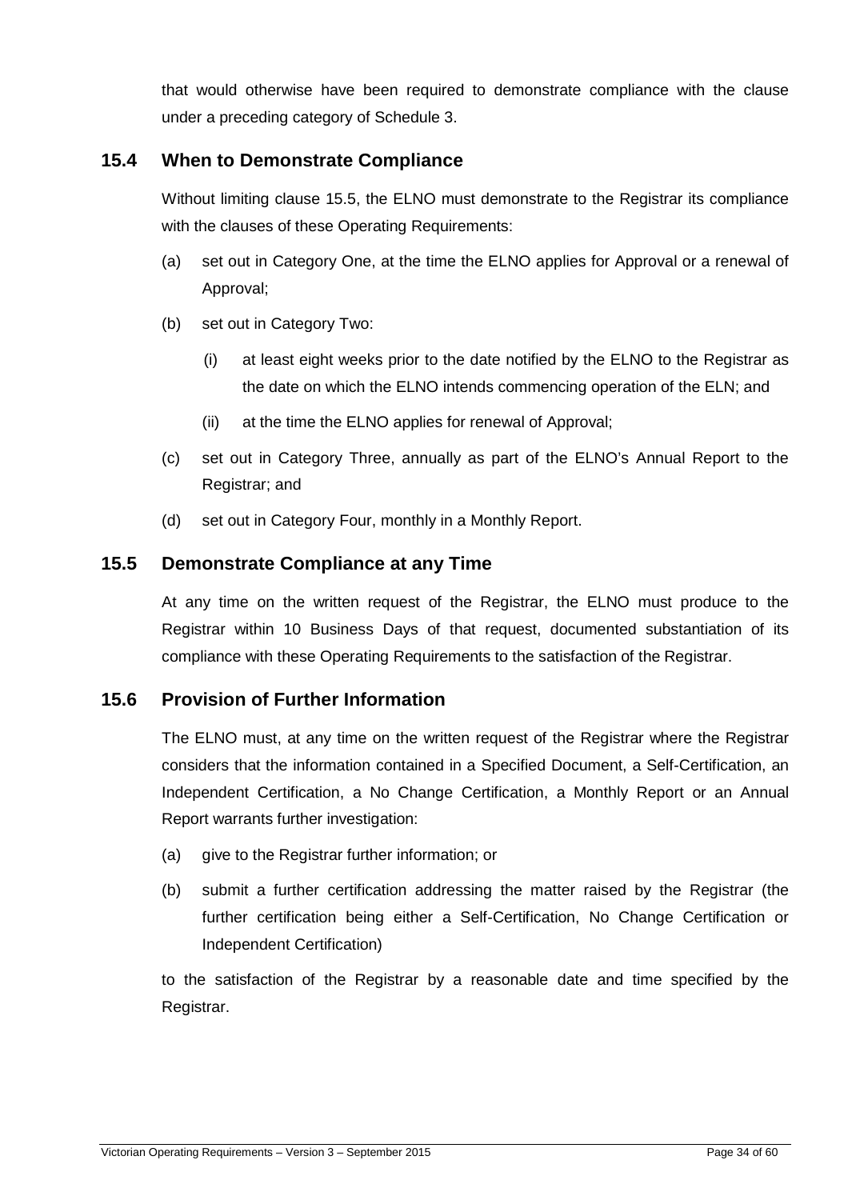that would otherwise have been required to demonstrate compliance with the clause under a preceding category of Schedule 3.

## 15.4 When to Demonstrate Compliance

Without limiting clause 15.5, the ELNO must demonstrate to the Registrar its compliance with the clauses of these Operating Requirements:

(a) set out in Category One, at the time the ELNO applies for Approval or a renewal of Approval;

(b) set out in Category Two:

 (i) at least eight weeks prior to the date notified by the ELNO to the Registrar as the date on which the ELNO intends commencing operation of the ELN; and

 (ii) at the time the ELNO applies for renewal of Approval;

(c) set out in Category Three, annually as part of the ELNO's Annual Report to the Registrar; and

(d) set out in Category Four, monthly in a Monthly Report.

## 15.5 Demonstrate Compliance at any Time

At any time on the written request of the Registrar, the ELNO must produce to the Registrar within 10 Business Days of that request, documented substantiation of its compliance with these Operating Requirements to the satisfaction of the Registrar.

## 15.6 Provision of Further Information

The ELNO must, at any time on the written request of the Registrar where the Registrar considers that the information contained in a Specified Document, a Self-Certification, an Independent Certification, a No Change Certification, a Monthly Report or an Annual Report warrants further investigation:

(a) give to the Registrar further information; or

(b) submit a further certification addressing the matter raised by the Registrar (the further certification being either a Self-Certification, No Change Certification or Independent Certification)

to the satisfaction of the Registrar by a reasonable date and time specified by the Registrar.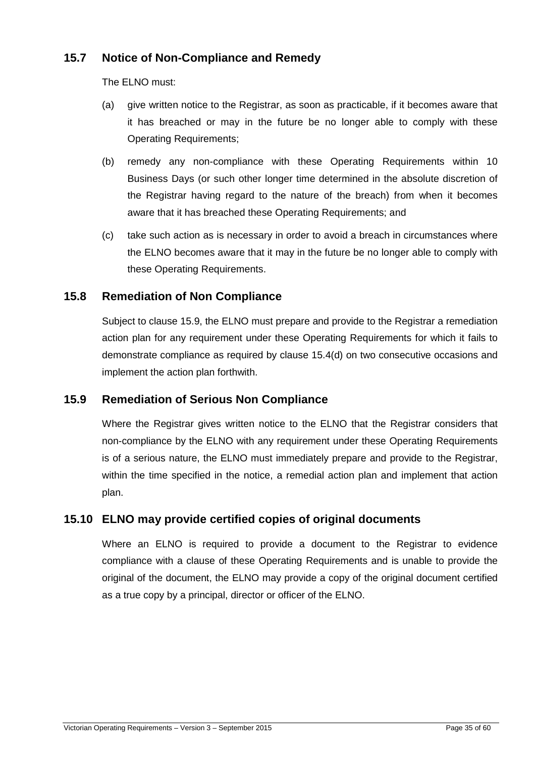## 15.7 Notice of Non-Compliance and Remedy

The ELNO must:

(a) give written notice to the Registrar, as soon as practicable, if it becomes aware that it has breached or may in the future be no longer able to comply with these Operating Requirements;

(b) remedy any non-compliance with these Operating Requirements within 10 Business Days (or such other longer time determined in the absolute discretion of the Registrar having regard to the nature of the breach) from when it becomes aware that it has breached these Operating Requirements; and

(c) take such action as is necessary in order to avoid a breach in circumstances where the ELNO becomes aware that it may in the future be no longer able to comply with these Operating Requirements.

## 15.8 Remediation of Non Compliance

Subject to clause 15.9, the ELNO must prepare and provide to the Registrar a remediation action plan for any requirement under these Operating Requirements for which it fails to demonstrate compliance as required by clause 15.4(d) on two consecutive occasions and implement the action plan forthwith.

## 15.9 Remediation of Serious Non Compliance

Where the Registrar gives written notice to the ELNO that the Registrar considers that non-compliance by the ELNO with any requirement under these Operating Requirements is of a serious nature, the ELNO must immediately prepare and provide to the Registrar, within the time specified in the notice, a remedial action plan and implement that action plan.

## 15.10 ELNO may provide certified copies of original documents

Where an ELNO is required to provide a document to the Registrar to evidence compliance with a clause of these Operating Requirements and is unable to provide the original of the document, the ELNO may provide a copy of the original document certified as a true copy by a principal, director or officer of the ELNO.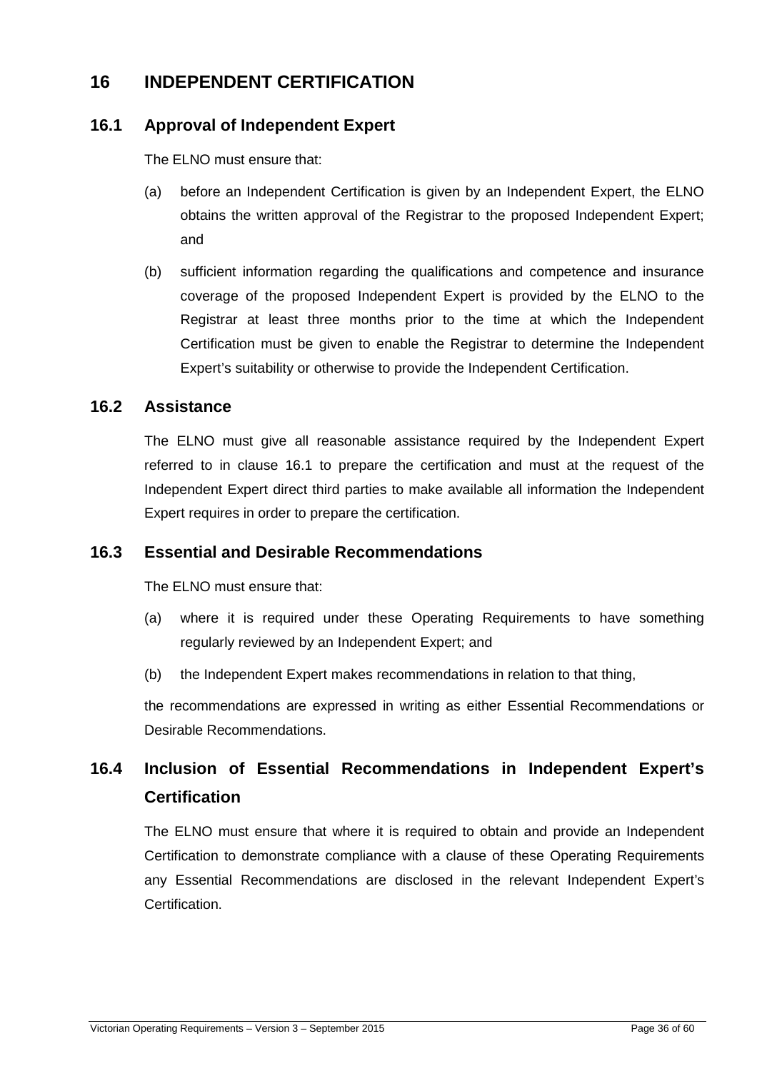# 16 INDEPENDENT CERTIFICATION

## 16.1 Approval of Independent Expert

The ELNO must ensure that:

(a) before an Independent Certification is given by an Independent Expert, the ELNO obtains the written approval of the Registrar to the proposed Independent Expert; and

(b) sufficient information regarding the qualifications and competence and insurance coverage of the proposed Independent Expert is provided by the ELNO to the Registrar at least three months prior to the time at which the Independent Certification must be given to enable the Registrar to determine the Independent Expert's suitability or otherwise to provide the Independent Certification.

## 16.2 Assistance

The ELNO must give all reasonable assistance required by the Independent Expert referred to in clause 16.1 to prepare the certification and must at the request of the Independent Expert direct third parties to make available all information the Independent Expert requires in order to prepare the certification.

## 16.3 Essential and Desirable Recommendations

The ELNO must ensure that:

(a) where it is required under these Operating Requirements to have something regularly reviewed by an Independent Expert; and

(b) the Independent Expert makes recommendations in relation to that thing,

the recommendations are expressed in writing as either Essential Recommendations or Desirable Recommendations.

## 16.4 Inclusion of Essential Recommendations in Independent Expert's Certification

The ELNO must ensure that where it is required to obtain and provide an Independent Certification to demonstrate compliance with a clause of these Operating Requirements any Essential Recommendations are disclosed in the relevant Independent Expert's Certification.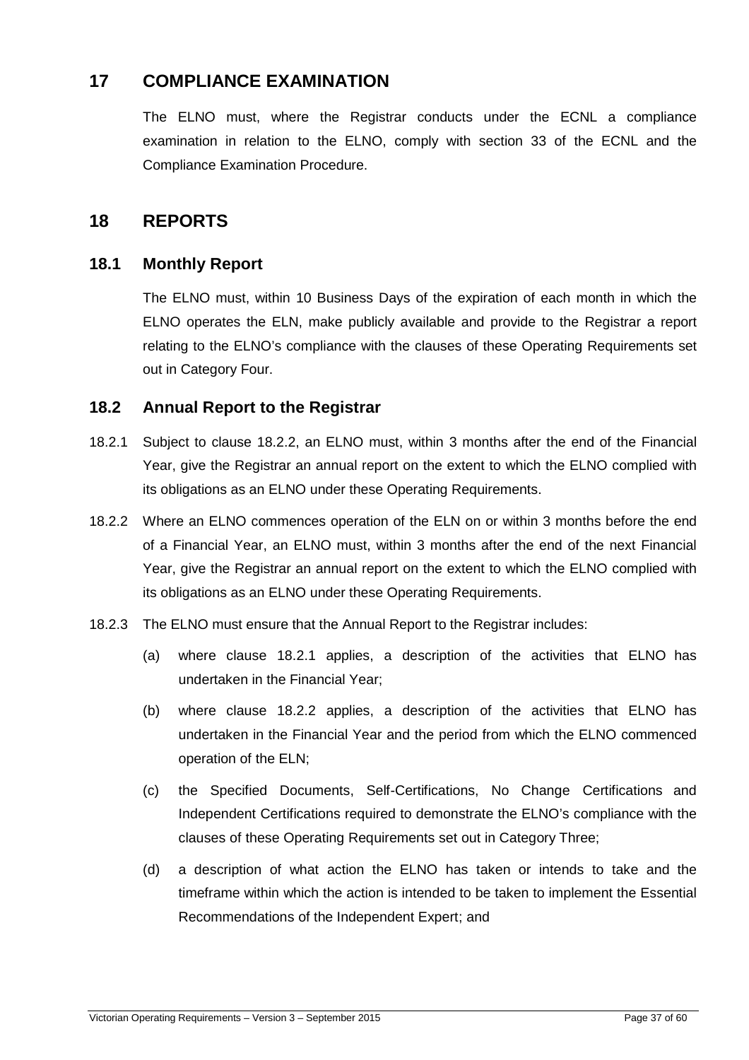## 17 COMPLIANCE EXAMINATION

The ELNO must, where the Registrar conducts under the ECNL a compliance examination in relation to the ELNO, comply with section 33 of the ECNL and the Compliance Examination Procedure.

## 18 REPORTS

### 18.1 Monthly Report

The ELNO must, within 10 Business Days of the expiration of each month in which the ELNO operates the ELN, make publicly available and provide to the Registrar a report relating to the ELNO's compliance with the clauses of these Operating Requirements set out in Category Four.

### 18.2 Annual Report to the Registrar

18.2.1 Subject to clause 18.2.2, an ELNO must, within 3 months after the end of the Financial Year, give the Registrar an annual report on the extent to which the ELNO complied with its obligations as an ELNO under these Operating Requirements.

18.2.2 Where an ELNO commences operation of the ELN on or within 3 months before the end of a Financial Year, an ELNO must, within 3 months after the end of the next Financial Year, give the Registrar an annual report on the extent to which the ELNO complied with its obligations as an ELNO under these Operating Requirements.

18.2.3 The ELNO must ensure that the Annual Report to the Registrar includes:

(a) where clause 18.2.1 applies, a description of the activities that ELNO has undertaken in the Financial Year;

(b) where clause 18.2.2 applies, a description of the activities that ELNO has undertaken in the Financial Year and the period from which the ELNO commenced operation of the ELN;

(c) the Specified Documents, Self-Certifications, No Change Certifications and Independent Certifications required to demonstrate the ELNO's compliance with the clauses of these Operating Requirements set out in Category Three;

(d) a description of what action the ELNO has taken or intends to take and the timeframe within which the action is intended to be taken to implement the Essential Recommendations of the Independent Expert; and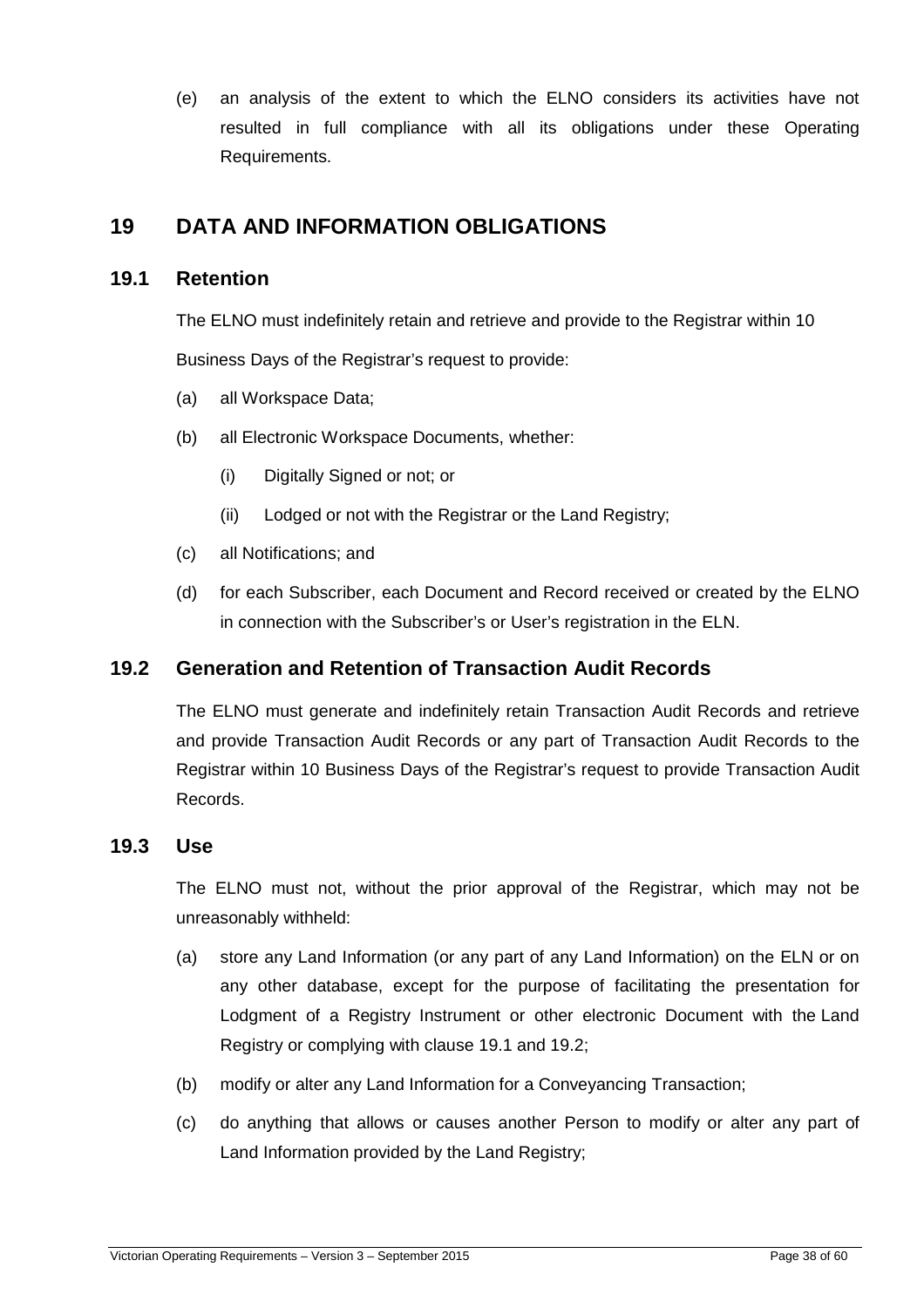(e) an analysis of the extent to which the ELNO considers its activities have not resulted in full compliance with all its obligations under these Operating Requirements.

# 19 DATA AND INFORMATION OBLIGATIONS

## 19.1 Retention

The ELNO must indefinitely retain and retrieve and provide to the Registrar within 10 Business Days of the Registrar's request to provide:

(a) all Workspace Data;

(b) all Electronic Workspace Documents, whether:

  (i) Digitally Signed or not; or

  (ii) Lodged or not with the Registrar or the Land Registry;

(c) all Notifications; and

(d) for each Subscriber, each Document and Record received or created by the ELNO in connection with the Subscriber's or User's registration in the ELN.

## 19.2 Generation and Retention of Transaction Audit Records

The ELNO must generate and indefinitely retain Transaction Audit Records and retrieve and provide Transaction Audit Records or any part of Transaction Audit Records to the Registrar within 10 Business Days of the Registrar's request to provide Transaction Audit Records.

## 19.3 Use

The ELNO must not, without the prior approval of the Registrar, which may not be unreasonably withheld:

(a) store any Land Information (or any part of any Land Information) on the ELN or on any other database, except for the purpose of facilitating the presentation for Lodgment of a Registry Instrument or other electronic Document with the Land Registry or complying with clause 19.1 and 19.2;

(b) modify or alter any Land Information for a Conveyancing Transaction;

(c) do anything that allows or causes another Person to modify or alter any part of Land Information provided by the Land Registry;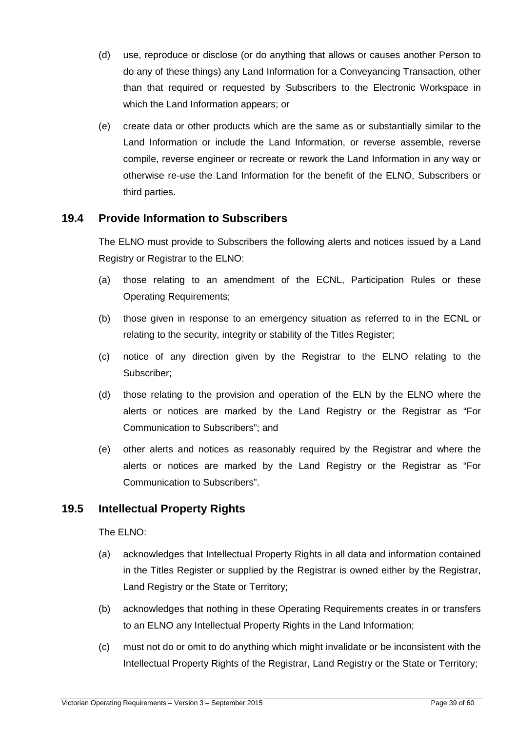(d) use, reproduce or disclose (or do anything that allows or causes another Person to do any of these things) any Land Information for a Conveyancing Transaction, other than that required or requested by Subscribers to the Electronic Workspace in which the Land Information appears; or

(e) create data or other products which are the same as or substantially similar to the Land Information or include the Land Information, or reverse assemble, reverse compile, reverse engineer or recreate or rework the Land Information in any way or otherwise re-use the Land Information for the benefit of the ELNO, Subscribers or third parties.

## 19.4 Provide Information to Subscribers

The ELNO must provide to Subscribers the following alerts and notices issued by a Land Registry or Registrar to the ELNO:

(a) those relating to an amendment of the ECNL, Participation Rules or these Operating Requirements;

(b) those given in response to an emergency situation as referred to in the ECNL or relating to the security, integrity or stability of the Titles Register;

(c) notice of any direction given by the Registrar to the ELNO relating to the Subscriber;

(d) those relating to the provision and operation of the ELN by the ELNO where the alerts or notices are marked by the Land Registry or the Registrar as "For Communication to Subscribers"; and

(e) other alerts and notices as reasonably required by the Registrar and where the alerts or notices are marked by the Land Registry or the Registrar as "For Communication to Subscribers".

## 19.5 Intellectual Property Rights

The ELNO:

(a) acknowledges that Intellectual Property Rights in all data and information contained in the Titles Register or supplied by the Registrar is owned either by the Registrar, Land Registry or the State or Territory;

(b) acknowledges that nothing in these Operating Requirements creates in or transfers to an ELNO any Intellectual Property Rights in the Land Information;

(c) must not do or omit to do anything which might invalidate or be inconsistent with the Intellectual Property Rights of the Registrar, Land Registry or the State or Territory;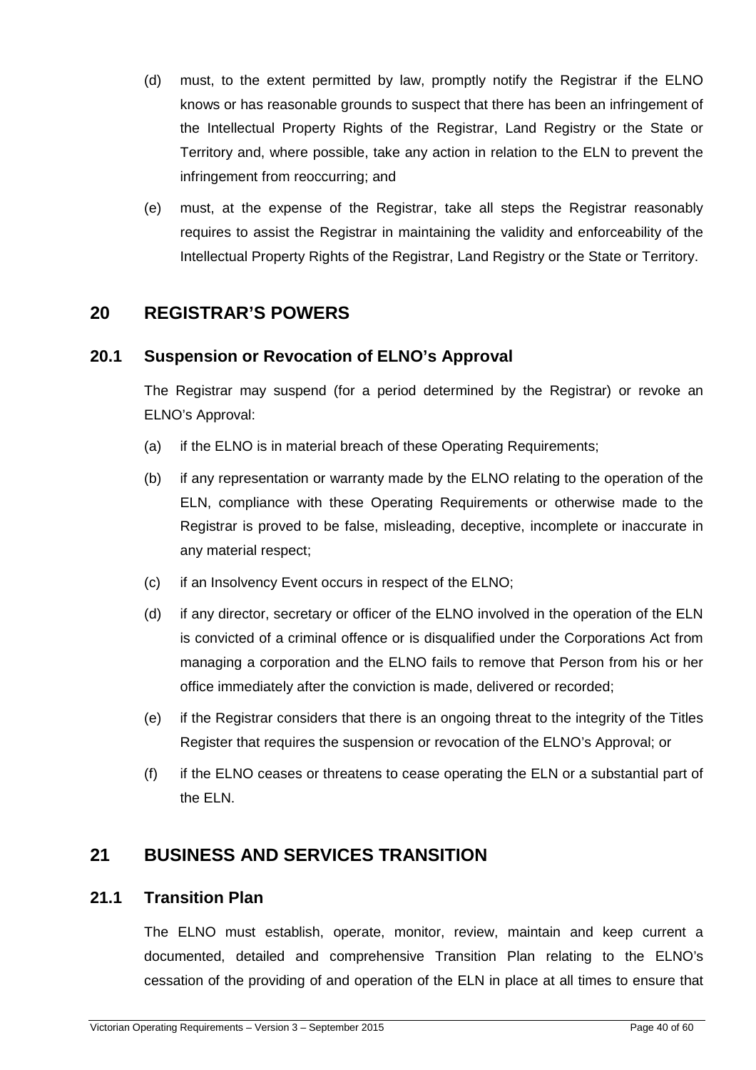(d) must, to the extent permitted by law, promptly notify the Registrar if the ELNO knows or has reasonable grounds to suspect that there has been an infringement of the Intellectual Property Rights of the Registrar, Land Registry or the State or Territory and, where possible, take any action in relation to the ELN to prevent the infringement from reoccurring; and

(e) must, at the expense of the Registrar, take all steps the Registrar reasonably requires to assist the Registrar in maintaining the validity and enforceability of the Intellectual Property Rights of the Registrar, Land Registry or the State or Territory.

# 20 REGISTRAR'S POWERS

## 20.1 Suspension or Revocation of ELNO's Approval

The Registrar may suspend (for a period determined by the Registrar) or revoke an ELNO's Approval:

(a) if the ELNO is in material breach of these Operating Requirements;

(b) if any representation or warranty made by the ELNO relating to the operation of the ELN, compliance with these Operating Requirements or otherwise made to the Registrar is proved to be false, misleading, deceptive, incomplete or inaccurate in any material respect;

(c) if an Insolvency Event occurs in respect of the ELNO;

(d) if any director, secretary or officer of the ELNO involved in the operation of the ELN is convicted of a criminal offence or is disqualified under the Corporations Act from managing a corporation and the ELNO fails to remove that Person from his or her office immediately after the conviction is made, delivered or recorded;

(e) if the Registrar considers that there is an ongoing threat to the integrity of the Titles Register that requires the suspension or revocation of the ELNO's Approval; or

(f) if the ELNO ceases or threatens to cease operating the ELN or a substantial part of the ELN.

# 21 BUSINESS AND SERVICES TRANSITION

## 21.1 Transition Plan

The ELNO must establish, operate, monitor, review, maintain and keep current a documented, detailed and comprehensive Transition Plan relating to the ELNO's cessation of the providing of and operation of the ELN in place at all times to ensure that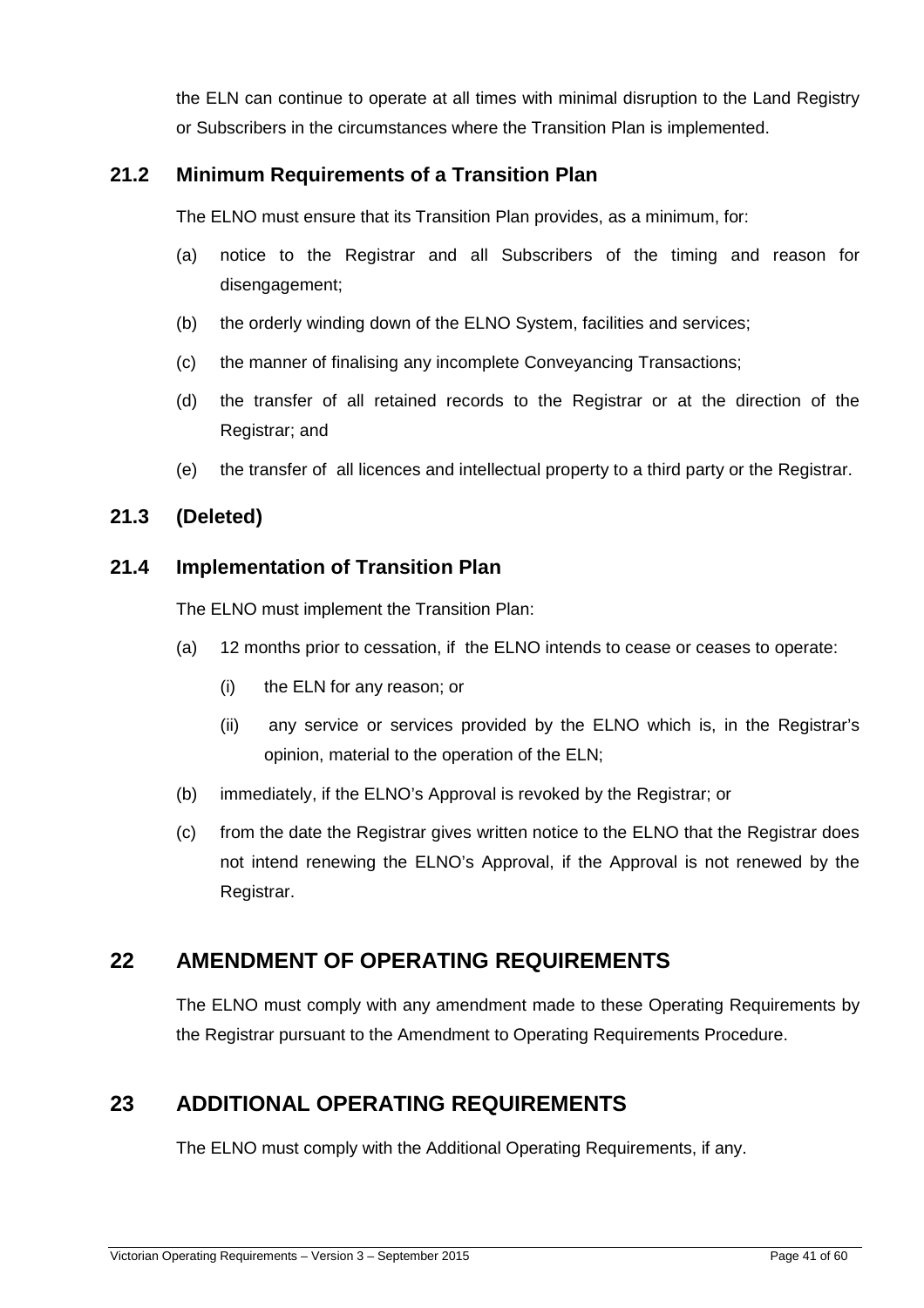the ELN can continue to operate at all times with minimal disruption to the Land Registry or Subscribers in the circumstances where the Transition Plan is implemented.

### 21.2 Minimum Requirements of a Transition Plan

The ELNO must ensure that its Transition Plan provides, as a minimum, for:

(a) notice to the Registrar and all Subscribers of the timing and reason for disengagement;

(b) the orderly winding down of the ELNO System, facilities and services;

(c) the manner of finalising any incomplete Conveyancing Transactions;

(d) the transfer of all retained records to the Registrar or at the direction of the Registrar; and

(e) the transfer of all licences and intellectual property to a third party or the Registrar.

### 21.3 (Deleted)

### 21.4 Implementation of Transition Plan

The ELNO must implement the Transition Plan:

(a) 12 months prior to cessation, if the ELNO intends to cease or ceases to operate:

 (i) the ELN for any reason; or

 (ii) any service or services provided by the ELNO which is, in the Registrar's opinion, material to the operation of the ELN;

(b) immediately, if the ELNO's Approval is revoked by the Registrar; or

(c) from the date the Registrar gives written notice to the ELNO that the Registrar does not intend renewing the ELNO's Approval, if the Approval is not renewed by the Registrar.

## 22 AMENDMENT OF OPERATING REQUIREMENTS

The ELNO must comply with any amendment made to these Operating Requirements by the Registrar pursuant to the Amendment to Operating Requirements Procedure.

## 23 ADDITIONAL OPERATING REQUIREMENTS

The ELNO must comply with the Additional Operating Requirements, if any.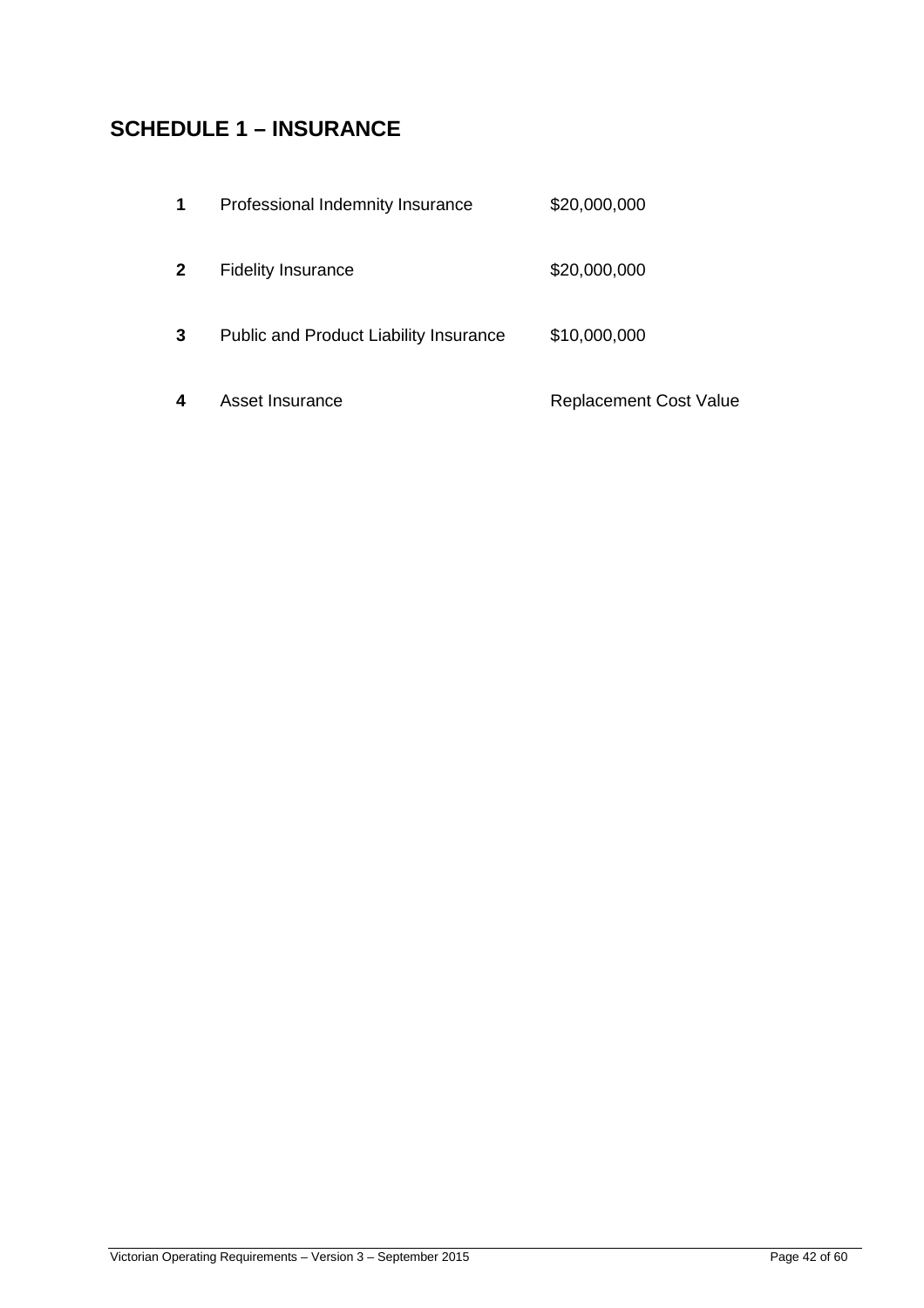## SCHEDULE 1 – INSURANCE

| | | |
|---|---|---|
| **1** | Professional Indemnity Insurance | $20,000,000 |
| **2** | Fidelity Insurance | $20,000,000 |
| **3** | Public and Product Liability Insurance | $10,000,000 |
| **4** | Asset Insurance | Replacement Cost Value |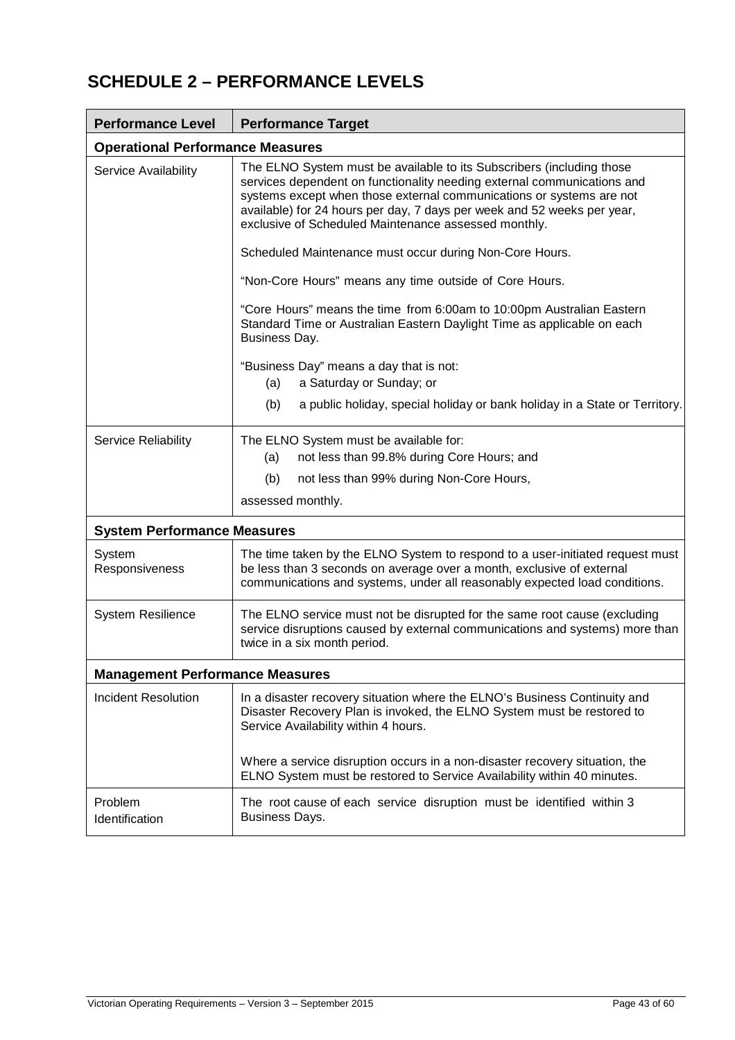# SCHEDULE 2 – PERFORMANCE LEVELS

| Performance Level | Performance Target |
|---|---|
| **Operational Performance Measures** | |
| Service Availability | The ELNO System must be available to its Subscribers (including those services dependent on functionality needing external communications and systems except when those external communications or systems are not available) for 24 hours per day, 7 days per week and 52 weeks per year, exclusive of Scheduled Maintenance assessed monthly.<br><br>Scheduled Maintenance must occur during Non-Core Hours.<br><br>"Non-Core Hours" means any time outside of Core Hours.<br><br>"Core Hours" means the time from 6:00am to 10:00pm Australian Eastern Standard Time or Australian Eastern Daylight Time as applicable on each Business Day.<br><br>"Business Day" means a day that is not:<br>(a) a Saturday or Sunday; or<br>(b) a public holiday, special holiday or bank holiday in a State or Territory. |
| Service Reliability | The ELNO System must be available for:<br>(a) not less than 99.8% during Core Hours; and<br>(b) not less than 99% during Non-Core Hours,<br>assessed monthly. |
| **System Performance Measures** | |
| System Responsiveness | The time taken by the ELNO System to respond to a user-initiated request must be less than 3 seconds on average over a month, exclusive of external communications and systems, under all reasonably expected load conditions. |
| System Resilience | The ELNO service must not be disrupted for the same root cause (excluding service disruptions caused by external communications and systems) more than twice in a six month period. |
| **Management Performance Measures** | |
| Incident Resolution | In a disaster recovery situation where the ELNO's Business Continuity and Disaster Recovery Plan is invoked, the ELNO System must be restored to Service Availability within 4 hours.<br><br>Where a service disruption occurs in a non-disaster recovery situation, the ELNO System must be restored to Service Availability within 40 minutes. |
| Problem Identification | The root cause of each service disruption must be identified within 3 Business Days. |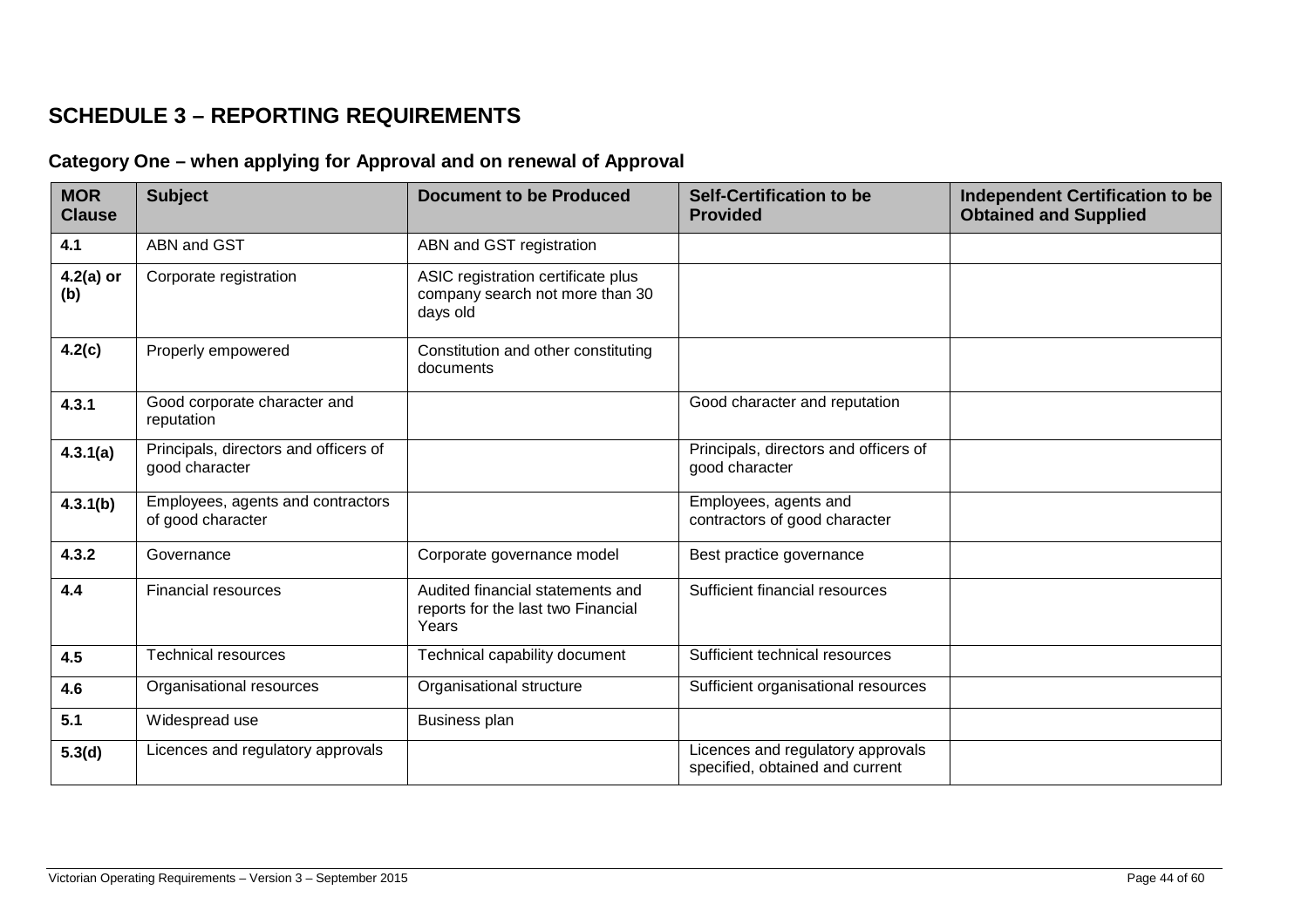# SCHEDULE 3 – REPORTING REQUIREMENTS

## Category One – when applying for Approval and on renewal of Approval

| MOR Clause | Subject | Document to be Produced | Self-Certification to be Provided | Independent Certification to be Obtained and Supplied |
|---|---|---|---|---|
| **4.1** | ABN and GST | ABN and GST registration | | |
| **4.2(a) or (b)** | Corporate registration | ASIC registration certificate plus company search not more than 30 days old | | |
| **4.2(c)** | Properly empowered | Constitution and other constituting documents | | |
| **4.3.1** | Good corporate character and reputation | | Good character and reputation | |
| **4.3.1(a)** | Principals, directors and officers of good character | | Principals, directors and officers of good character | |
| **4.3.1(b)** | Employees, agents and contractors of good character | | Employees, agents and contractors of good character | |
| **4.3.2** | Governance | Corporate governance model | Best practice governance | |
| **4.4** | Financial resources | Audited financial statements and reports for the last two Financial Years | Sufficient financial resources | |
| **4.5** | Technical resources | Technical capability document | Sufficient technical resources | |
| **4.6** | Organisational resources | Organisational structure | Sufficient organisational resources | |
| **5.1** | Widespread use | Business plan | | |
| **5.3(d)** | Licences and regulatory approvals | | Licences and regulatory approvals specified, obtained and current | |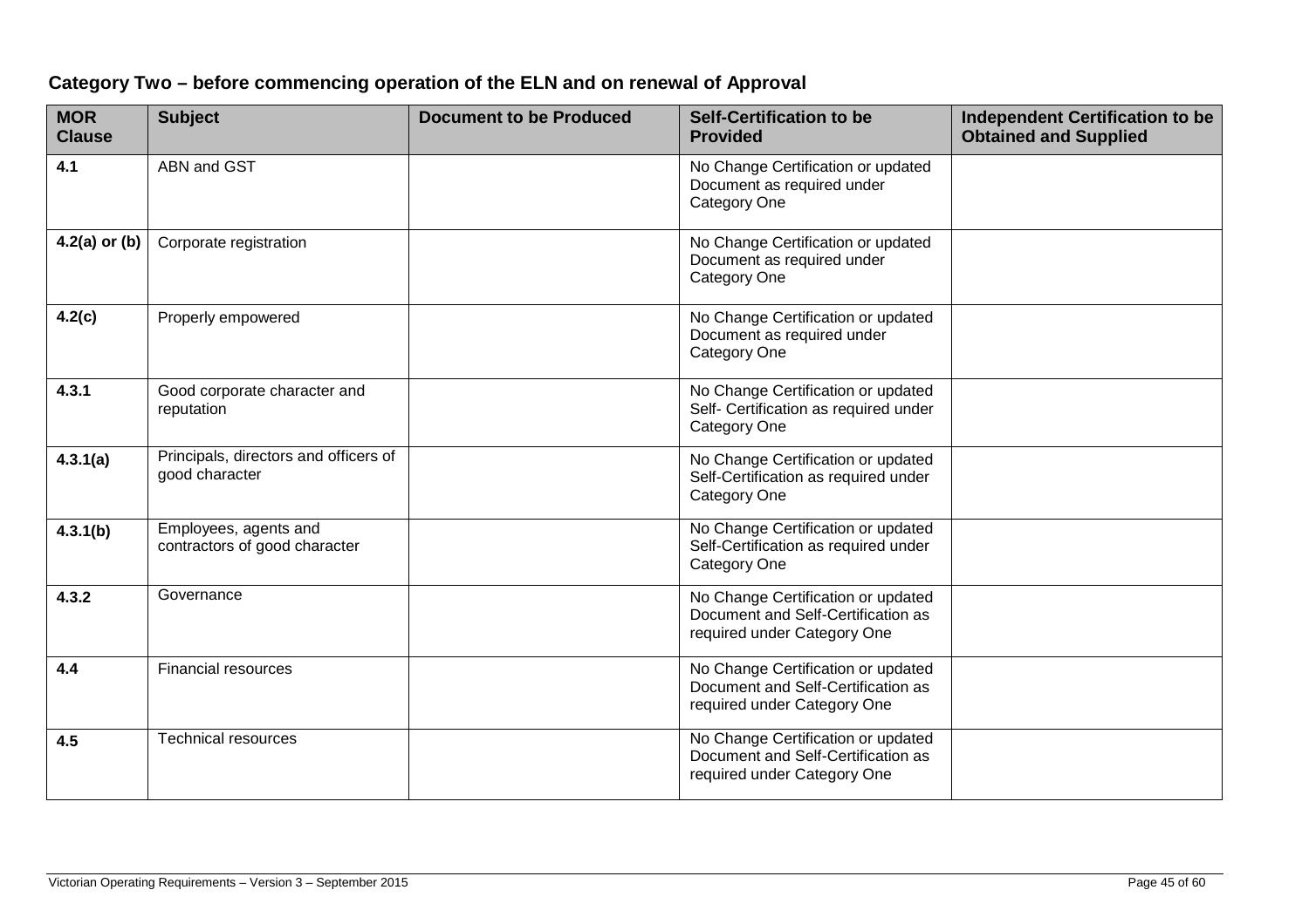## Category Two – before commencing operation of the ELN and on renewal of Approval

| MOR Clause | Subject | Document to be Produced | Self-Certification to be Provided | Independent Certification to be Obtained and Supplied |
|---|---|---|---|---|
| **4.1** | ABN and GST | | No Change Certification or updated Document as required under Category One | |
| **4.2(a) or (b)** | Corporate registration | | No Change Certification or updated Document as required under Category One | |
| **4.2(c)** | Properly empowered | | No Change Certification or updated Document as required under Category One | |
| **4.3.1** | Good corporate character and reputation | | No Change Certification or updated Self- Certification as required under Category One | |
| **4.3.1(a)** | Principals, directors and officers of good character | | No Change Certification or updated Self-Certification as required under Category One | |
| **4.3.1(b)** | Employees, agents and contractors of good character | | No Change Certification or updated Self-Certification as required under Category One | |
| **4.3.2** | Governance | | No Change Certification or updated Document and Self-Certification as required under Category One | |
| **4.4** | Financial resources | | No Change Certification or updated Document and Self-Certification as required under Category One | |
| **4.5** | Technical resources | | No Change Certification or updated Document and Self-Certification as required under Category One | |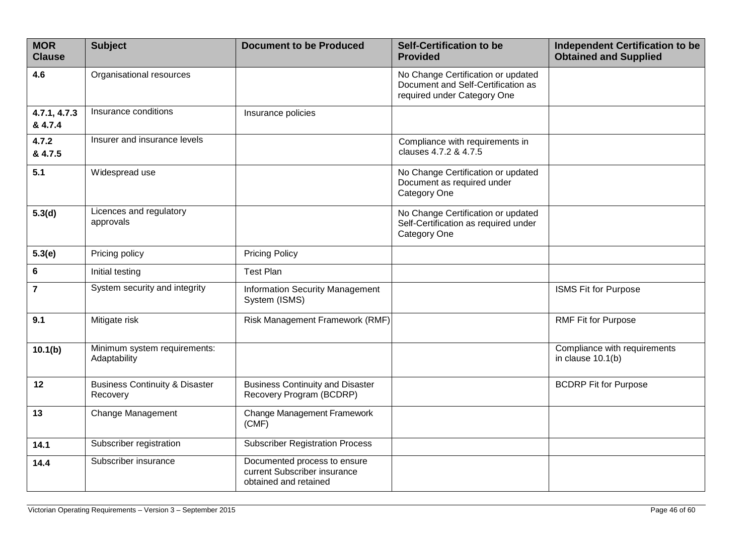| MOR Clause | Subject | Document to be Produced | Self-Certification to be Provided | Independent Certification to be Obtained and Supplied |
|---|---|---|---|---|
| **4.6** | Organisational resources | | No Change Certification or updated Document and Self-Certification as required under Category One | |
| **4.7.1, 4.7.3 & 4.7.4** | Insurance conditions | Insurance policies | | |
| **4.7.2 & 4.7.5** | Insurer and insurance levels | | Compliance with requirements in clauses 4.7.2 & 4.7.5 | |
| **5.1** | Widespread use | | No Change Certification or updated Document as required under Category One | |
| **5.3(d)** | Licences and regulatory approvals | | No Change Certification or updated Self-Certification as required under Category One | |
| **5.3(e)** | Pricing policy | Pricing Policy | | |
| **6** | Initial testing | Test Plan | | |
| **7** | System security and integrity | Information Security Management System (ISMS) | | ISMS Fit for Purpose |
| **9.1** | Mitigate risk | Risk Management Framework (RMF) | | RMF Fit for Purpose |
| **10.1(b)** | Minimum system requirements: Adaptability | | | Compliance with requirements in clause 10.1(b) |
| **12** | Business Continuity & Disaster Recovery | Business Continuity and Disaster Recovery Program (BCDRP) | | BCDRP Fit for Purpose |
| **13** | Change Management | Change Management Framework (CMF) | | |
| **14.1** | Subscriber registration | Subscriber Registration Process | | |
| **14.4** | Subscriber insurance | Documented process to ensure current Subscriber insurance obtained and retained | | |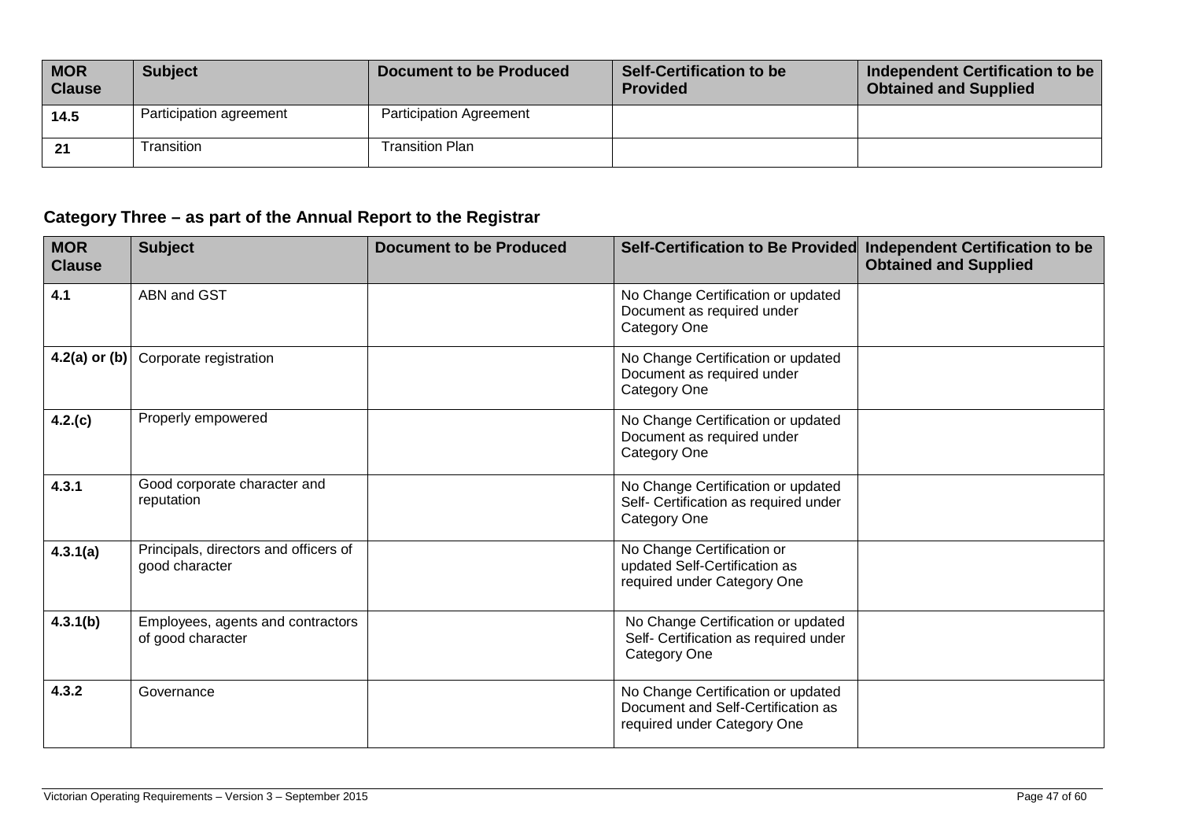| MOR Clause | Subject | Document to be Produced | Self-Certification to be Provided | Independent Certification to be Obtained and Supplied |
|---|---|---|---|---|
| 14.5 | Participation agreement | Participation Agreement | | |
| 21 | Transition | Transition Plan | | |

### Category Three – as part of the Annual Report to the Registrar

| MOR Clause | Subject | Document to be Produced | Self-Certification to Be Provided | Independent Certification to be Obtained and Supplied |
|---|---|---|---|---|
| 4.1 | ABN and GST | | No Change Certification or updated Document as required under Category One | |
| 4.2(a) or (b) | Corporate registration | | No Change Certification or updated Document as required under Category One | |
| 4.2.(c) | Properly empowered | | No Change Certification or updated Document as required under Category One | |
| 4.3.1 | Good corporate character and reputation | | No Change Certification or updated Self- Certification as required under Category One | |
| 4.3.1(a) | Principals, directors and officers of good character | | No Change Certification or updated Self-Certification as required under Category One | |
| 4.3.1(b) | Employees, agents and contractors of good character | | No Change Certification or updated Self- Certification as required under Category One | |
| 4.3.2 | Governance | | No Change Certification or updated Document and Self-Certification as required under Category One | |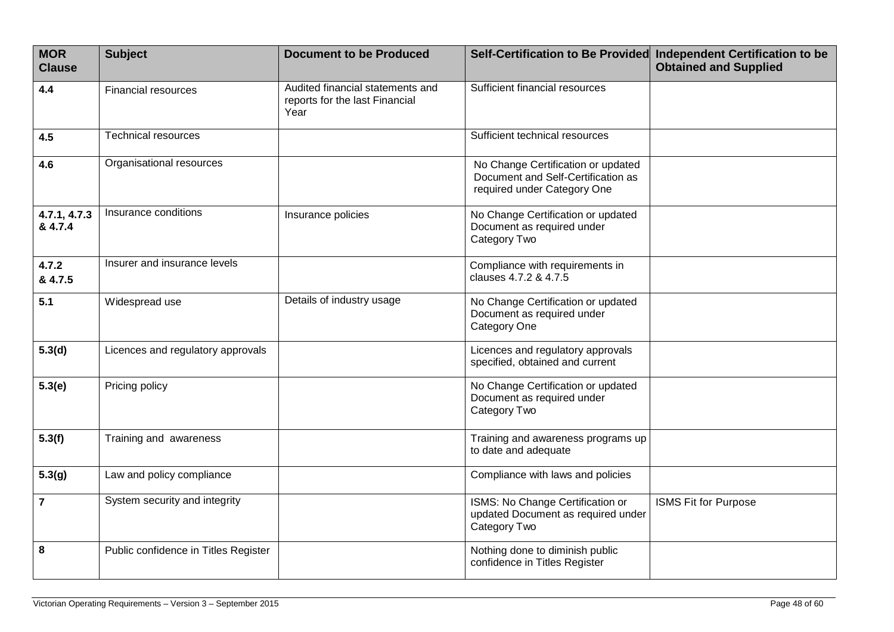| MOR Clause | Subject | Document to be Produced | Self-Certification to Be Provided | Independent Certification to be Obtained and Supplied |
|---|---|---|---|---|
| **4.4** | Financial resources | Audited financial statements and reports for the last Financial Year | Sufficient financial resources | |
| **4.5** | Technical resources | | Sufficient technical resources | |
| **4.6** | Organisational resources | | No Change Certification or updated Document and Self-Certification as required under Category One | |
| **4.7.1, 4.7.3 & 4.7.4** | Insurance conditions | Insurance policies | No Change Certification or updated Document as required under Category Two | |
| **4.7.2 & 4.7.5** | Insurer and insurance levels | | Compliance with requirements in clauses 4.7.2 & 4.7.5 | |
| **5.1** | Widespread use | Details of industry usage | No Change Certification or updated Document as required under Category One | |
| **5.3(d)** | Licences and regulatory approvals | | Licences and regulatory approvals specified, obtained and current | |
| **5.3(e)** | Pricing policy | | No Change Certification or updated Document as required under Category Two | |
| **5.3(f)** | Training and awareness | | Training and awareness programs up to date and adequate | |
| **5.3(g)** | Law and policy compliance | | Compliance with laws and policies | |
| **7** | System security and integrity | | ISMS: No Change Certification or updated Document as required under Category Two | ISMS Fit for Purpose |
| **8** | Public confidence in Titles Register | | Nothing done to diminish public confidence in Titles Register | |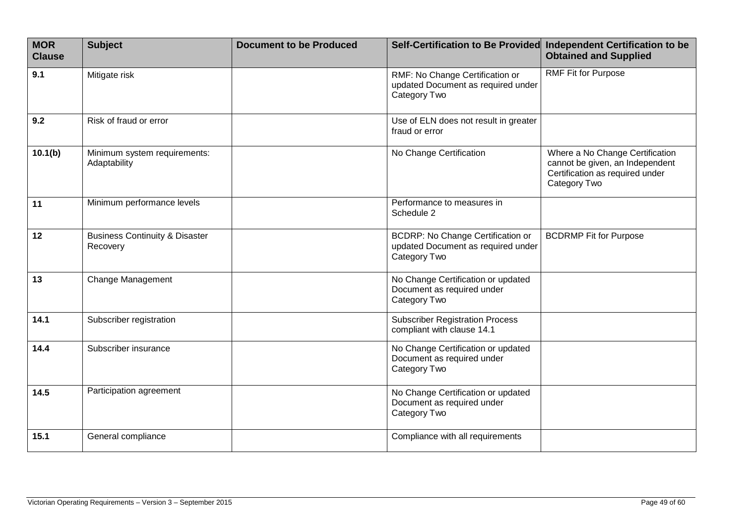| MOR Clause | Subject | Document to be Produced | Self-Certification to Be Provided | Independent Certification to be Obtained and Supplied |
|---|---|---|---|---|
| **9.1** | Mitigate risk | | RMF: No Change Certification or updated Document as required under Category Two | RMF Fit for Purpose |
| **9.2** | Risk of fraud or error | | Use of ELN does not result in greater fraud or error | |
| **10.1(b)** | Minimum system requirements: Adaptability | | No Change Certification | Where a No Change Certification cannot be given, an Independent Certification as required under Category Two |
| **11** | Minimum performance levels | | Performance to measures in Schedule 2 | |
| **12** | Business Continuity & Disaster Recovery | | BCDRP: No Change Certification or updated Document as required under Category Two | BCDRMP Fit for Purpose |
| **13** | Change Management | | No Change Certification or updated Document as required under Category Two | |
| **14.1** | Subscriber registration | | Subscriber Registration Process compliant with clause 14.1 | |
| **14.4** | Subscriber insurance | | No Change Certification or updated Document as required under Category Two | |
| **14.5** | Participation agreement | | No Change Certification or updated Document as required under Category Two | |
| **15.1** | General compliance | | Compliance with all requirements | |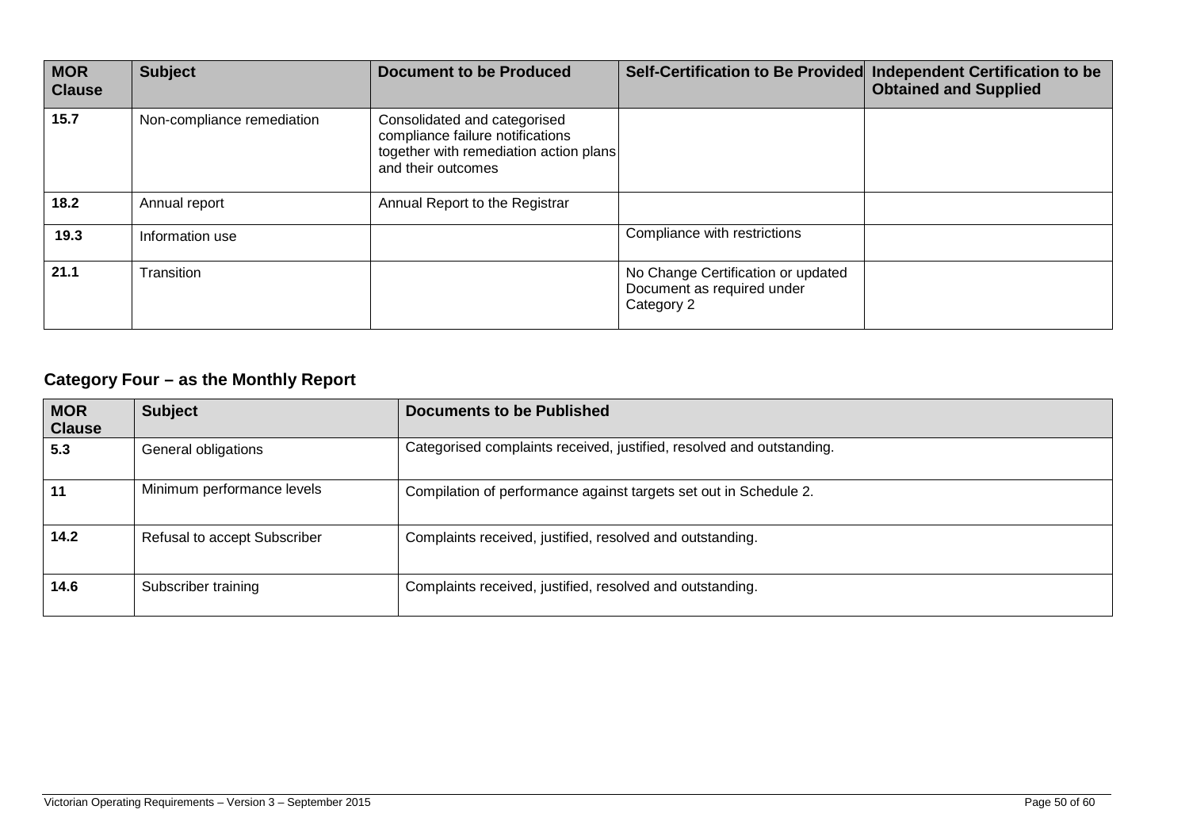| MOR Clause | Subject | Document to be Produced | Self-Certification to Be Provided | Independent Certification to be Obtained and Supplied |
| --- | --- | --- | --- | --- |
| **15.7** | Non-compliance remediation | Consolidated and categorised compliance failure notifications together with remediation action plans and their outcomes | | |
| **18.2** | Annual report | Annual Report to the Registrar | | |
| **19.3** | Information use | | Compliance with restrictions | |
| **21.1** | Transition | | No Change Certification or updated Document as required under Category 2 | |

### Category Four – as the Monthly Report

| MOR Clause | Subject | Documents to be Published |
| --- | --- | --- |
| **5.3** | General obligations | Categorised complaints received, justified, resolved and outstanding. |
| **11** | Minimum performance levels | Compilation of performance against targets set out in Schedule 2. |
| **14.2** | Refusal to accept Subscriber | Complaints received, justified, resolved and outstanding. |
| **14.6** | Subscriber training | Complaints received, justified, resolved and outstanding. |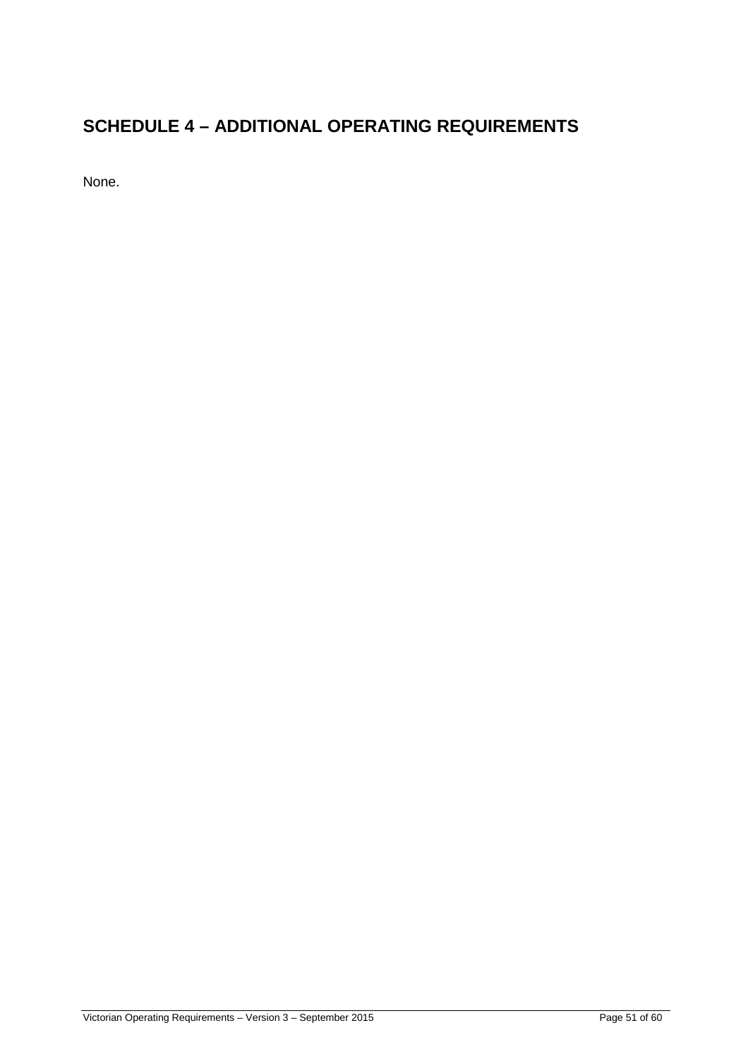# SCHEDULE 4 – ADDITIONAL OPERATING REQUIREMENTS

None.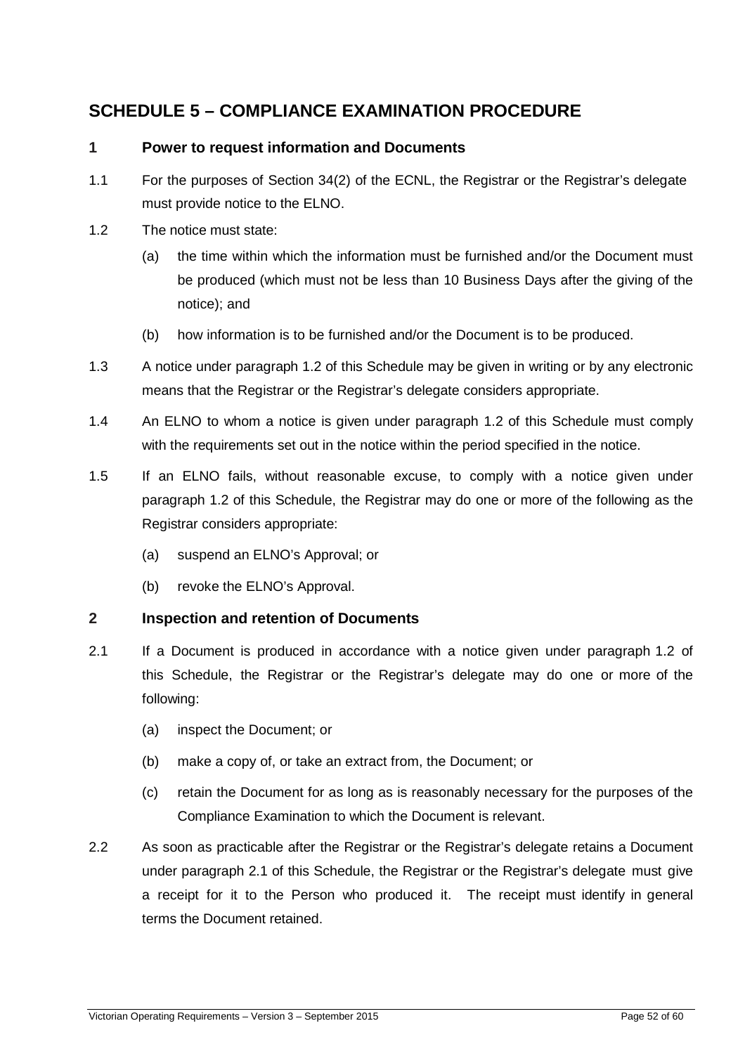# SCHEDULE 5 – COMPLIANCE EXAMINATION PROCEDURE

## 1 Power to request information and Documents

1.1 For the purposes of Section 34(2) of the ECNL, the Registrar or the Registrar's delegate must provide notice to the ELNO.

1.2 The notice must state:

(a) the time within which the information must be furnished and/or the Document must be produced (which must not be less than 10 Business Days after the giving of the notice); and

(b) how information is to be furnished and/or the Document is to be produced.

1.3 A notice under paragraph 1.2 of this Schedule may be given in writing or by any electronic means that the Registrar or the Registrar's delegate considers appropriate.

1.4 An ELNO to whom a notice is given under paragraph 1.2 of this Schedule must comply with the requirements set out in the notice within the period specified in the notice.

1.5 If an ELNO fails, without reasonable excuse, to comply with a notice given under paragraph 1.2 of this Schedule, the Registrar may do one or more of the following as the Registrar considers appropriate:

(a) suspend an ELNO's Approval; or

(b) revoke the ELNO's Approval.

## 2 Inspection and retention of Documents

2.1 If a Document is produced in accordance with a notice given under paragraph 1.2 of this Schedule, the Registrar or the Registrar's delegate may do one or more of the following:

(a) inspect the Document; or

(b) make a copy of, or take an extract from, the Document; or

(c) retain the Document for as long as is reasonably necessary for the purposes of the Compliance Examination to which the Document is relevant.

2.2 As soon as practicable after the Registrar or the Registrar's delegate retains a Document under paragraph 2.1 of this Schedule, the Registrar or the Registrar's delegate must give a receipt for it to the Person who produced it. The receipt must identify in general terms the Document retained.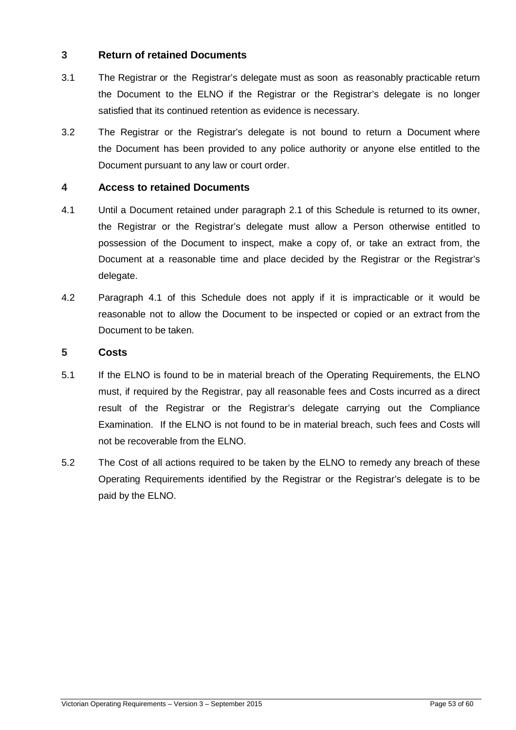## 3 Return of retained Documents

3.1 The Registrar or the Registrar's delegate must as soon as reasonably practicable return the Document to the ELNO if the Registrar or the Registrar's delegate is no longer satisfied that its continued retention as evidence is necessary.

3.2 The Registrar or the Registrar's delegate is not bound to return a Document where the Document has been provided to any police authority or anyone else entitled to the Document pursuant to any law or court order.

## 4 Access to retained Documents

4.1 Until a Document retained under paragraph 2.1 of this Schedule is returned to its owner, the Registrar or the Registrar's delegate must allow a Person otherwise entitled to possession of the Document to inspect, make a copy of, or take an extract from, the Document at a reasonable time and place decided by the Registrar or the Registrar's delegate.

4.2 Paragraph 4.1 of this Schedule does not apply if it is impracticable or it would be reasonable not to allow the Document to be inspected or copied or an extract from the Document to be taken.

## 5 Costs

5.1 If the ELNO is found to be in material breach of the Operating Requirements, the ELNO must, if required by the Registrar, pay all reasonable fees and Costs incurred as a direct result of the Registrar or the Registrar's delegate carrying out the Compliance Examination. If the ELNO is not found to be in material breach, such fees and Costs will not be recoverable from the ELNO.

5.2 The Cost of all actions required to be taken by the ELNO to remedy any breach of these Operating Requirements identified by the Registrar or the Registrar's delegate is to be paid by the ELNO.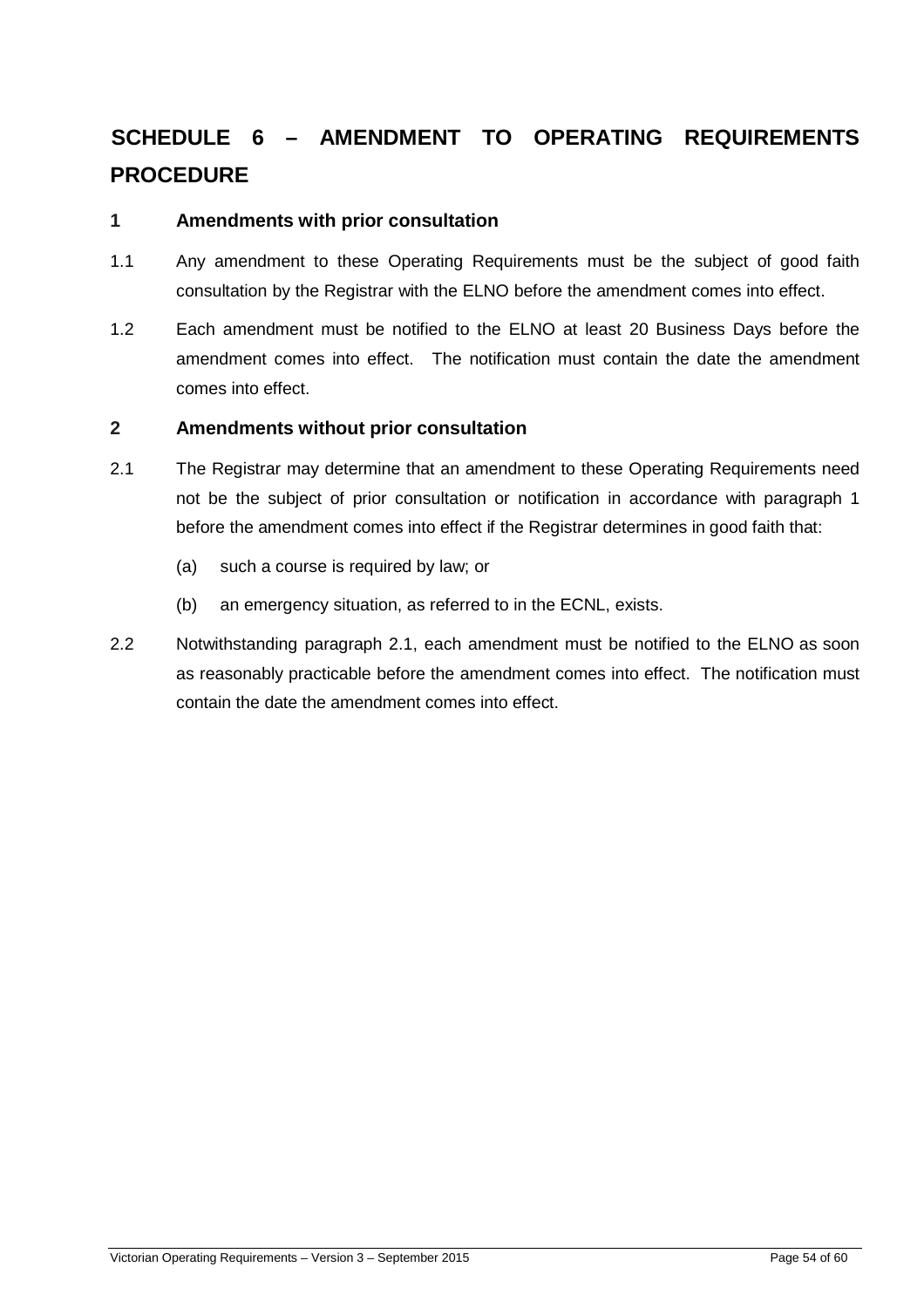# SCHEDULE 6 – AMENDMENT TO OPERATING REQUIREMENTS PROCEDURE

## 1 Amendments with prior consultation

1.1 Any amendment to these Operating Requirements must be the subject of good faith consultation by the Registrar with the ELNO before the amendment comes into effect.

1.2 Each amendment must be notified to the ELNO at least 20 Business Days before the amendment comes into effect. The notification must contain the date the amendment comes into effect.

## 2 Amendments without prior consultation

2.1 The Registrar may determine that an amendment to these Operating Requirements need not be the subject of prior consultation or notification in accordance with paragraph 1 before the amendment comes into effect if the Registrar determines in good faith that:

(a) such a course is required by law; or

(b) an emergency situation, as referred to in the ECNL, exists.

2.2 Notwithstanding paragraph 2.1, each amendment must be notified to the ELNO as soon as reasonably practicable before the amendment comes into effect. The notification must contain the date the amendment comes into effect.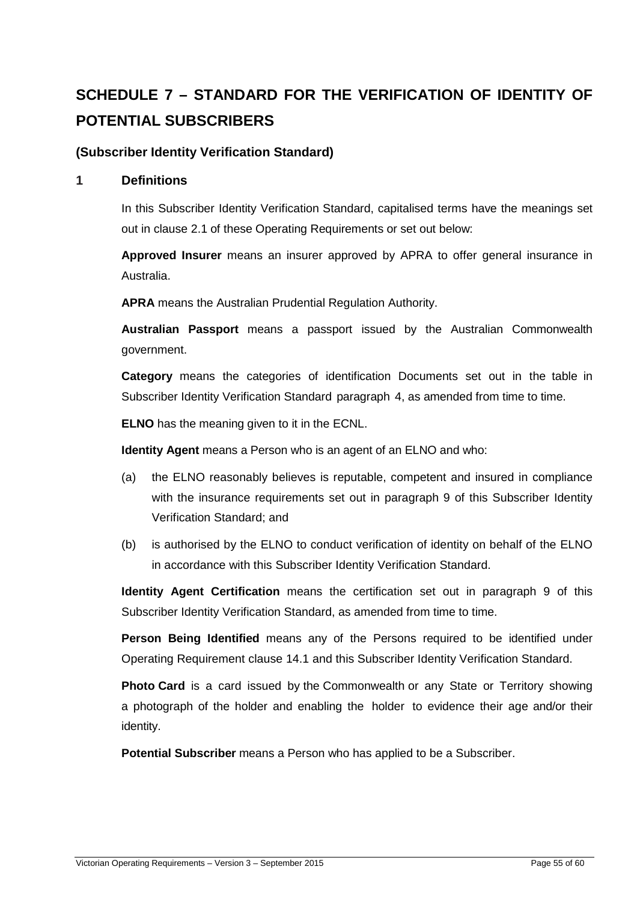# SCHEDULE 7 – STANDARD FOR THE VERIFICATION OF IDENTITY OF POTENTIAL SUBSCRIBERS

### (Subscriber Identity Verification Standard)

## 1 Definitions

In this Subscriber Identity Verification Standard, capitalised terms have the meanings set out in clause 2.1 of these Operating Requirements or set out below:

**Approved Insurer** means an insurer approved by APRA to offer general insurance in Australia.

**APRA** means the Australian Prudential Regulation Authority.

**Australian Passport** means a passport issued by the Australian Commonwealth government.

**Category** means the categories of identification Documents set out in the table in Subscriber Identity Verification Standard paragraph 4, as amended from time to time.

**ELNO** has the meaning given to it in the ECNL.

**Identity Agent** means a Person who is an agent of an ELNO and who:

(a) the ELNO reasonably believes is reputable, competent and insured in compliance with the insurance requirements set out in paragraph 9 of this Subscriber Identity Verification Standard; and

(b) is authorised by the ELNO to conduct verification of identity on behalf of the ELNO in accordance with this Subscriber Identity Verification Standard.

**Identity Agent Certification** means the certification set out in paragraph 9 of this Subscriber Identity Verification Standard, as amended from time to time.

**Person Being Identified** means any of the Persons required to be identified under Operating Requirement clause 14.1 and this Subscriber Identity Verification Standard.

**Photo Card** is a card issued by the Commonwealth or any State or Territory showing a photograph of the holder and enabling the holder to evidence their age and/or their identity.

**Potential Subscriber** means a Person who has applied to be a Subscriber.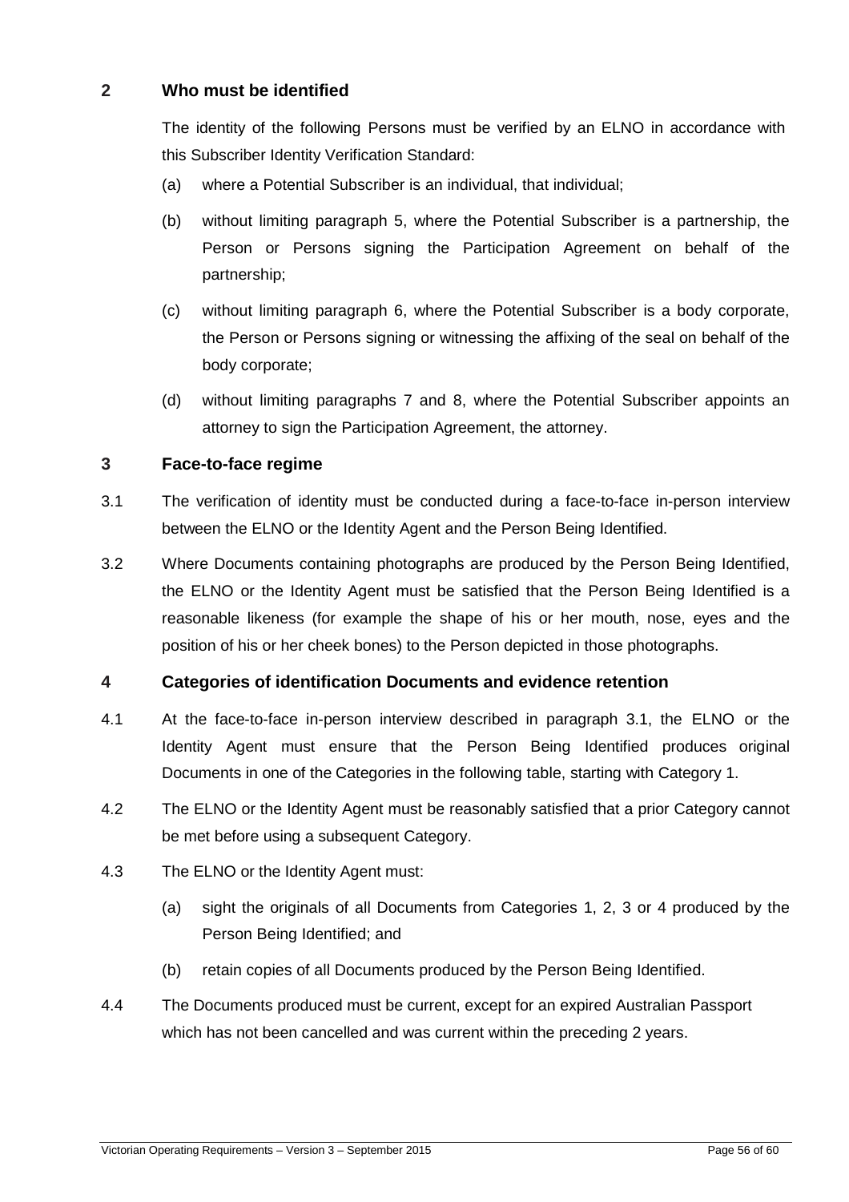## 2 Who must be identified

The identity of the following Persons must be verified by an ELNO in accordance with this Subscriber Identity Verification Standard:

(a) where a Potential Subscriber is an individual, that individual;

(b) without limiting paragraph 5, where the Potential Subscriber is a partnership, the Person or Persons signing the Participation Agreement on behalf of the partnership;

(c) without limiting paragraph 6, where the Potential Subscriber is a body corporate, the Person or Persons signing or witnessing the affixing of the seal on behalf of the body corporate;

(d) without limiting paragraphs 7 and 8, where the Potential Subscriber appoints an attorney to sign the Participation Agreement, the attorney.

## 3 Face-to-face regime

3.1 The verification of identity must be conducted during a face-to-face in-person interview between the ELNO or the Identity Agent and the Person Being Identified.

3.2 Where Documents containing photographs are produced by the Person Being Identified, the ELNO or the Identity Agent must be satisfied that the Person Being Identified is a reasonable likeness (for example the shape of his or her mouth, nose, eyes and the position of his or her cheek bones) to the Person depicted in those photographs.

## 4 Categories of identification Documents and evidence retention

4.1 At the face-to-face in-person interview described in paragraph 3.1, the ELNO or the Identity Agent must ensure that the Person Being Identified produces original Documents in one of the Categories in the following table, starting with Category 1.

4.2 The ELNO or the Identity Agent must be reasonably satisfied that a prior Category cannot be met before using a subsequent Category.

4.3 The ELNO or the Identity Agent must:

(a) sight the originals of all Documents from Categories 1, 2, 3 or 4 produced by the Person Being Identified; and

(b) retain copies of all Documents produced by the Person Being Identified.

4.4 The Documents produced must be current, except for an expired Australian Passport which has not been cancelled and was current within the preceding 2 years.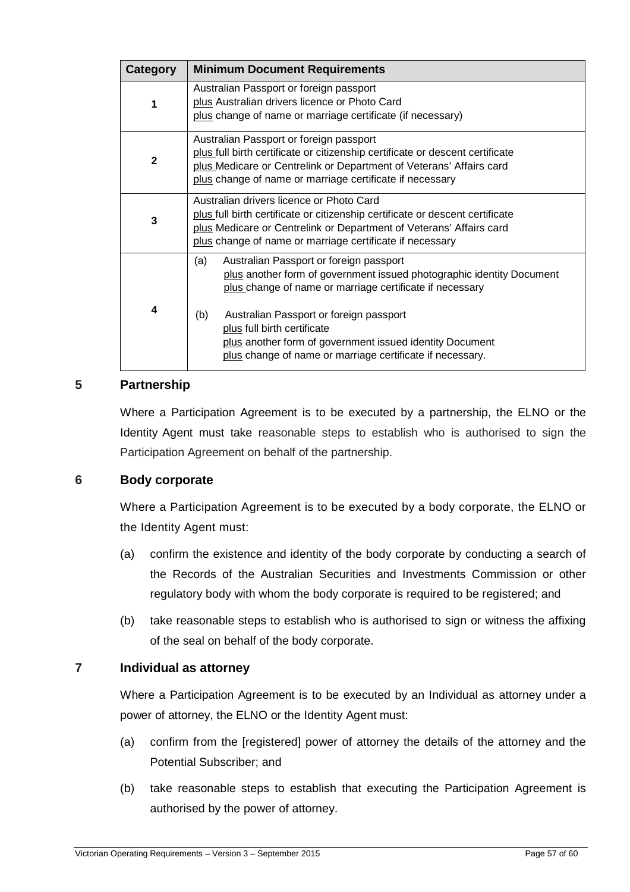| Category | Minimum Document Requirements |
|---|---|
| 1 | Australian Passport or foreign passport<br>plus Australian drivers licence or Photo Card<br>plus change of name or marriage certificate (if necessary) |
| 2 | Australian Passport or foreign passport<br>plus full birth certificate or citizenship certificate or descent certificate<br>plus Medicare or Centrelink or Department of Veterans' Affairs card<br>plus change of name or marriage certificate if necessary |
| 3 | Australian drivers licence or Photo Card<br>plus full birth certificate or citizenship certificate or descent certificate<br>plus Medicare or Centrelink or Department of Veterans' Affairs card<br>plus change of name or marriage certificate if necessary |
| 4 | (a) Australian Passport or foreign passport<br>plus another form of government issued photographic identity Document<br>plus change of name or marriage certificate if necessary<br><br>(b) Australian Passport or foreign passport<br>plus full birth certificate<br>plus another form of government issued identity Document<br>plus change of name or marriage certificate if necessary. |

## 5 Partnership

Where a Participation Agreement is to be executed by a partnership, the ELNO or the Identity Agent must take reasonable steps to establish who is authorised to sign the Participation Agreement on behalf of the partnership.

## 6 Body corporate

Where a Participation Agreement is to be executed by a body corporate, the ELNO or the Identity Agent must:

(a) confirm the existence and identity of the body corporate by conducting a search of the Records of the Australian Securities and Investments Commission or other regulatory body with whom the body corporate is required to be registered; and

(b) take reasonable steps to establish who is authorised to sign or witness the affixing of the seal on behalf of the body corporate.

## 7 Individual as attorney

Where a Participation Agreement is to be executed by an Individual as attorney under a power of attorney, the ELNO or the Identity Agent must:

(a) confirm from the [registered] power of attorney the details of the attorney and the Potential Subscriber; and

(b) take reasonable steps to establish that executing the Participation Agreement is authorised by the power of attorney.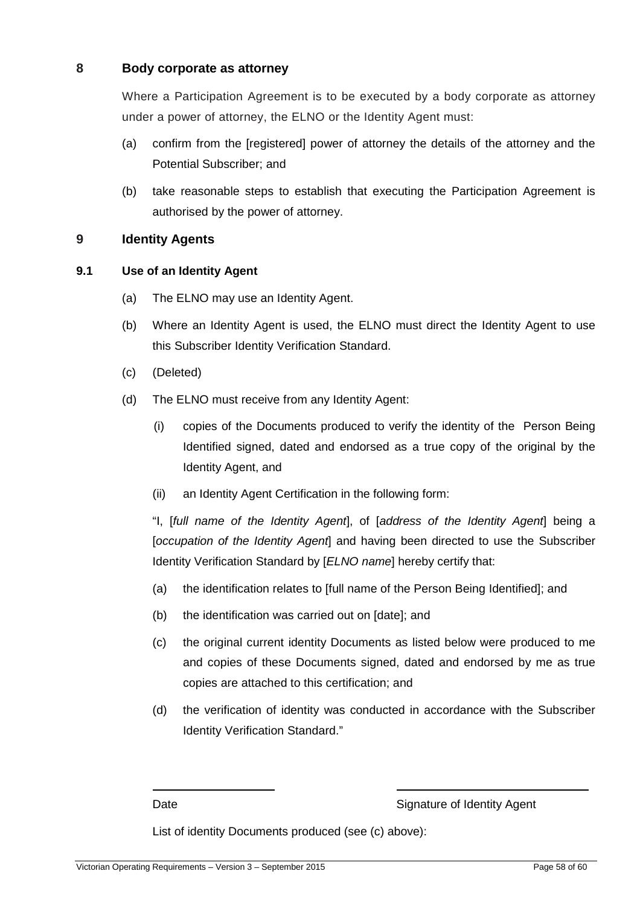## 8 Body corporate as attorney

Where a Participation Agreement is to be executed by a body corporate as attorney under a power of attorney, the ELNO or the Identity Agent must:

(a) confirm from the [registered] power of attorney the details of the attorney and the Potential Subscriber; and

(b) take reasonable steps to establish that executing the Participation Agreement is authorised by the power of attorney.

## 9 Identity Agents

### 9.1 Use of an Identity Agent

(a) The ELNO may use an Identity Agent.

(b) Where an Identity Agent is used, the ELNO must direct the Identity Agent to use this Subscriber Identity Verification Standard.

(c) (Deleted)

(d) The ELNO must receive from any Identity Agent:

(i) copies of the Documents produced to verify the identity of the Person Being Identified signed, dated and endorsed as a true copy of the original by the Identity Agent, and

(ii) an Identity Agent Certification in the following form:

"I, [*full name of the Identity Agent*], of [*address of the Identity Agent*] being a [*occupation of the Identity Agent*] and having been directed to use the Subscriber Identity Verification Standard by [*ELNO name*] hereby certify that:

(a) the identification relates to [full name of the Person Being Identified]; and

(b) the identification was carried out on [date]; and

(c) the original current identity Documents as listed below were produced to me and copies of these Documents signed, dated and endorsed by me as true copies are attached to this certification; and

(d) the verification of identity was conducted in accordance with the Subscriber Identity Verification Standard."

\_\_\_\_\_\_\_\_\_\_\_\_\_\_\_\_\_\_\_\_ \_\_\_\_\_\_\_\_\_\_\_\_\_\_\_\_\_\_\_\_

Date Signature of Identity Agent

List of identity Documents produced (see (c) above):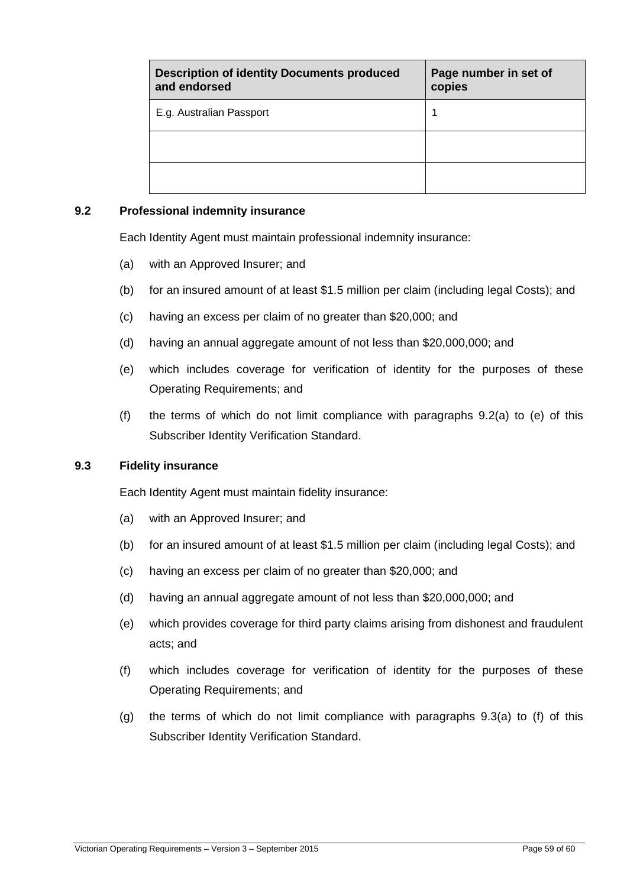| Description of identity Documents produced and endorsed | Page number in set of copies |
|---|---|
| E.g. Australian Passport | 1 |
| | |
| | |

### 9.2 Professional indemnity insurance

Each Identity Agent must maintain professional indemnity insurance:

(a) with an Approved Insurer; and

(b) for an insured amount of at least $1.5 million per claim (including legal Costs); and

(c) having an excess per claim of no greater than $20,000; and

(d) having an annual aggregate amount of not less than $20,000,000; and

(e) which includes coverage for verification of identity for the purposes of these Operating Requirements; and

(f) the terms of which do not limit compliance with paragraphs 9.2(a) to (e) of this Subscriber Identity Verification Standard.

### 9.3 Fidelity insurance

Each Identity Agent must maintain fidelity insurance:

(a) with an Approved Insurer; and

(b) for an insured amount of at least $1.5 million per claim (including legal Costs); and

(c) having an excess per claim of no greater than $20,000; and

(d) having an annual aggregate amount of not less than $20,000,000; and

(e) which provides coverage for third party claims arising from dishonest and fraudulent acts; and

(f) which includes coverage for verification of identity for the purposes of these Operating Requirements; and

(g) the terms of which do not limit compliance with paragraphs 9.3(a) to (f) of this Subscriber Identity Verification Standard.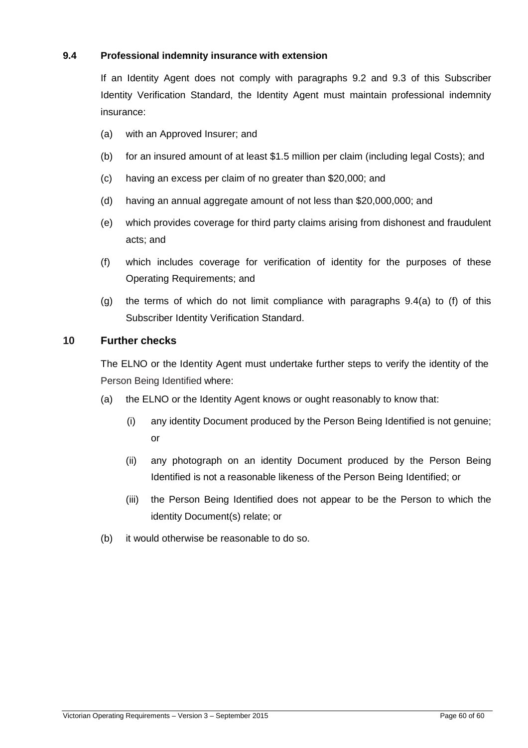### 9.4 Professional indemnity insurance with extension

If an Identity Agent does not comply with paragraphs 9.2 and 9.3 of this Subscriber Identity Verification Standard, the Identity Agent must maintain professional indemnity insurance:

(a) with an Approved Insurer; and

(b) for an insured amount of at least $1.5 million per claim (including legal Costs); and

(c) having an excess per claim of no greater than $20,000; and

(d) having an annual aggregate amount of not less than $20,000,000; and

(e) which provides coverage for third party claims arising from dishonest and fraudulent acts; and

(f) which includes coverage for verification of identity for the purposes of these Operating Requirements; and

(g) the terms of which do not limit compliance with paragraphs 9.4(a) to (f) of this Subscriber Identity Verification Standard.

## 10 Further checks

The ELNO or the Identity Agent must undertake further steps to verify the identity of the Person Being Identified where:

(a) the ELNO or the Identity Agent knows or ought reasonably to know that:

   (i) any identity Document produced by the Person Being Identified is not genuine; or

   (ii) any photograph on an identity Document produced by the Person Being Identified is not a reasonable likeness of the Person Being Identified; or

   (iii) the Person Being Identified does not appear to be the Person to which the identity Document(s) relate; or

(b) it would otherwise be reasonable to do so.